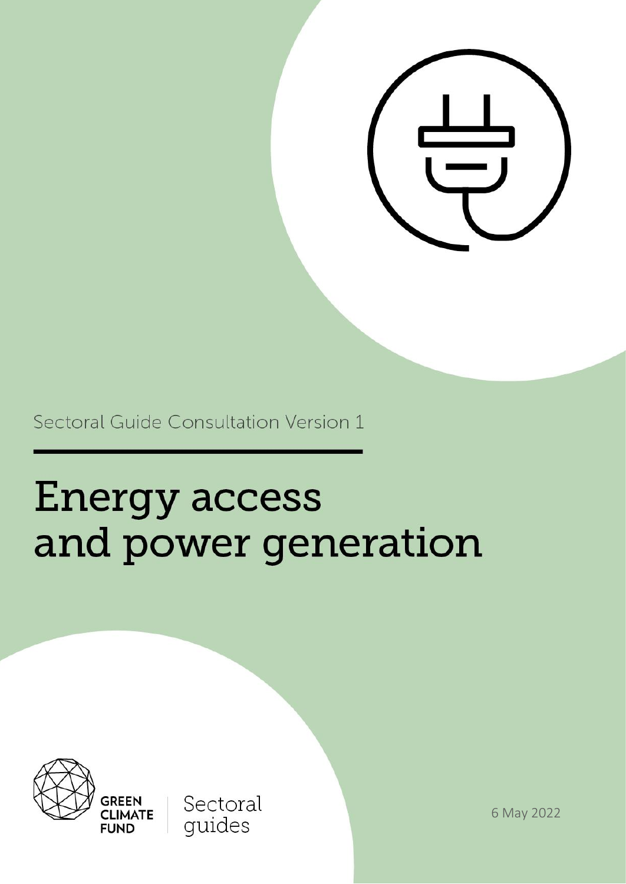Sectoral Guide Consultation Version 1

# Energy access and power generation

GREEN CLIMATE FUND

Sectoral guides

6 May 2022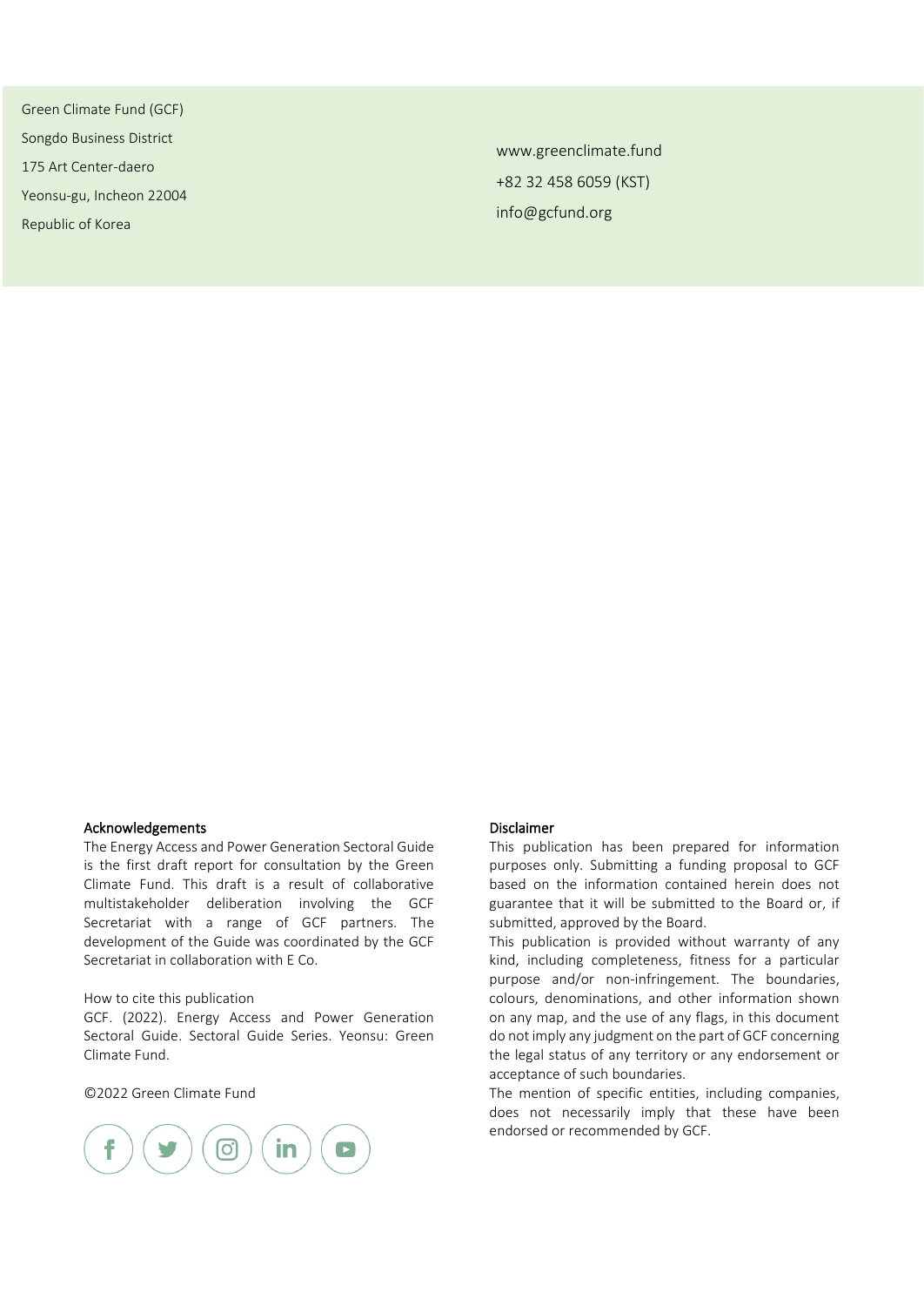Green Climate Fund (GCF)
Songdo Business District
175 Art Center-daero
Yeonsu-gu, Incheon 22004
Republic of Korea

www.greenclimate.fund
+82 32 458 6059 (KST)
info@gcfund.org

**Acknowledgements**

The Energy Access and Power Generation Sectoral Guide is the first draft report for consultation by the Green Climate Fund. This draft is a result of collaborative multistakeholder deliberation involving the GCF Secretariat with a range of GCF partners. The development of the Guide was coordinated by the GCF Secretariat in collaboration with E Co.

How to cite this publication
GCF. (2022). Energy Access and Power Generation Sectoral Guide. Sectoral Guide Series. Yeonsu: Green Climate Fund.

©2022 Green Climate Fund

**Disclaimer**

This publication has been prepared for information purposes only. Submitting a funding proposal to GCF based on the information contained herein does not guarantee that it will be submitted to the Board or, if submitted, approved by the Board.

This publication is provided without warranty of any kind, including completeness, fitness for a particular purpose and/or non-infringement. The boundaries, colours, denominations, and other information shown on any map, and the use of any flags, in this document do not imply any judgment on the part of GCF concerning the legal status of any territory or any endorsement or acceptance of such boundaries.

The mention of specific entities, including companies, does not necessarily imply that these have been endorsed or recommended by GCF.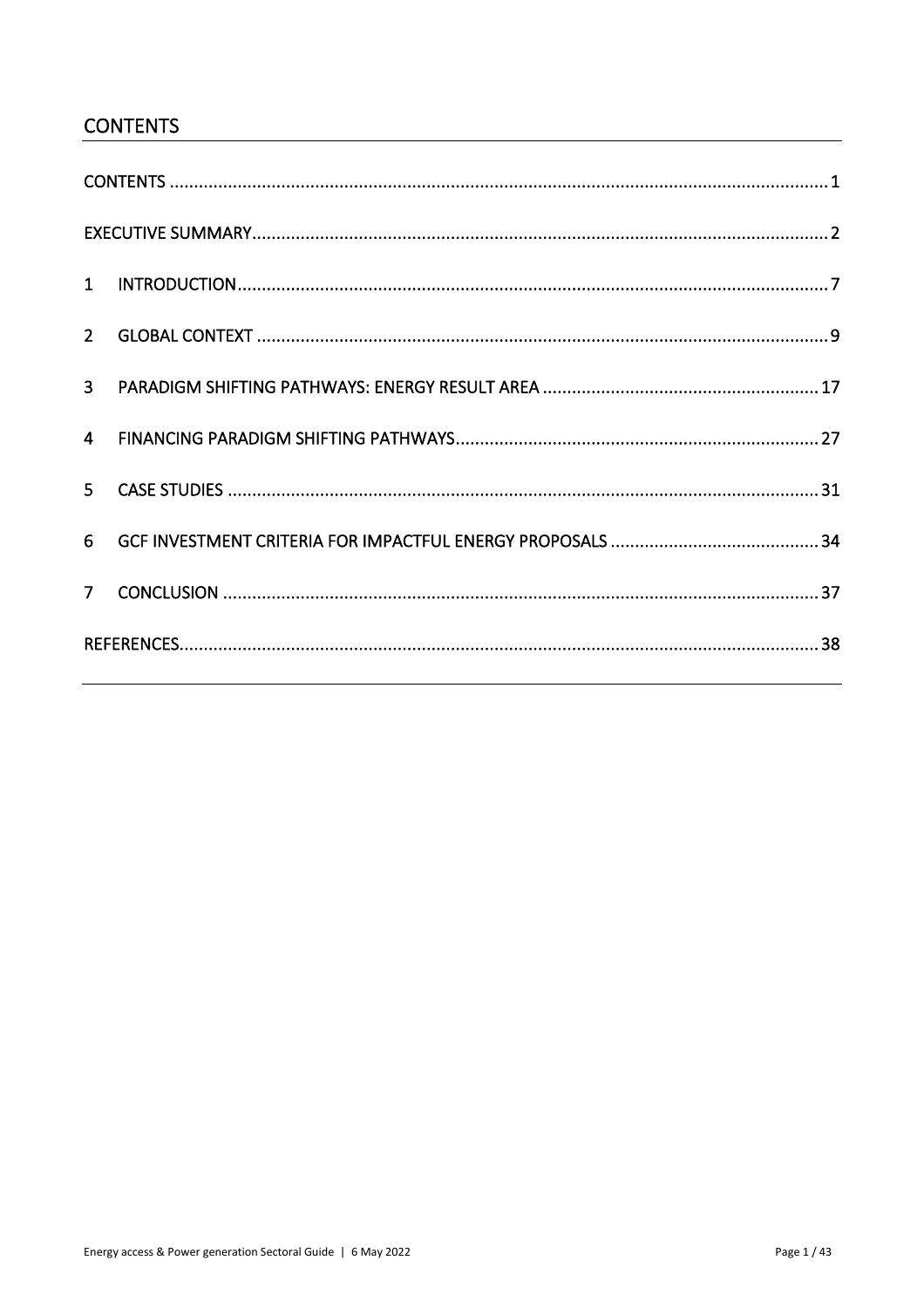## CONTENTS

CONTENTS ..... 1

EXECUTIVE SUMMARY ..... 2

1 INTRODUCTION ..... 7

2 GLOBAL CONTEXT ..... 9

3 PARADIGM SHIFTING PATHWAYS: ENERGY RESULT AREA ..... 17

4 FINANCING PARADIGM SHIFTING PATHWAYS ..... 27

5 CASE STUDIES ..... 31

6 GCF INVESTMENT CRITERIA FOR IMPACTFUL ENERGY PROPOSALS ..... 34

7 CONCLUSION ..... 37

REFERENCES ..... 38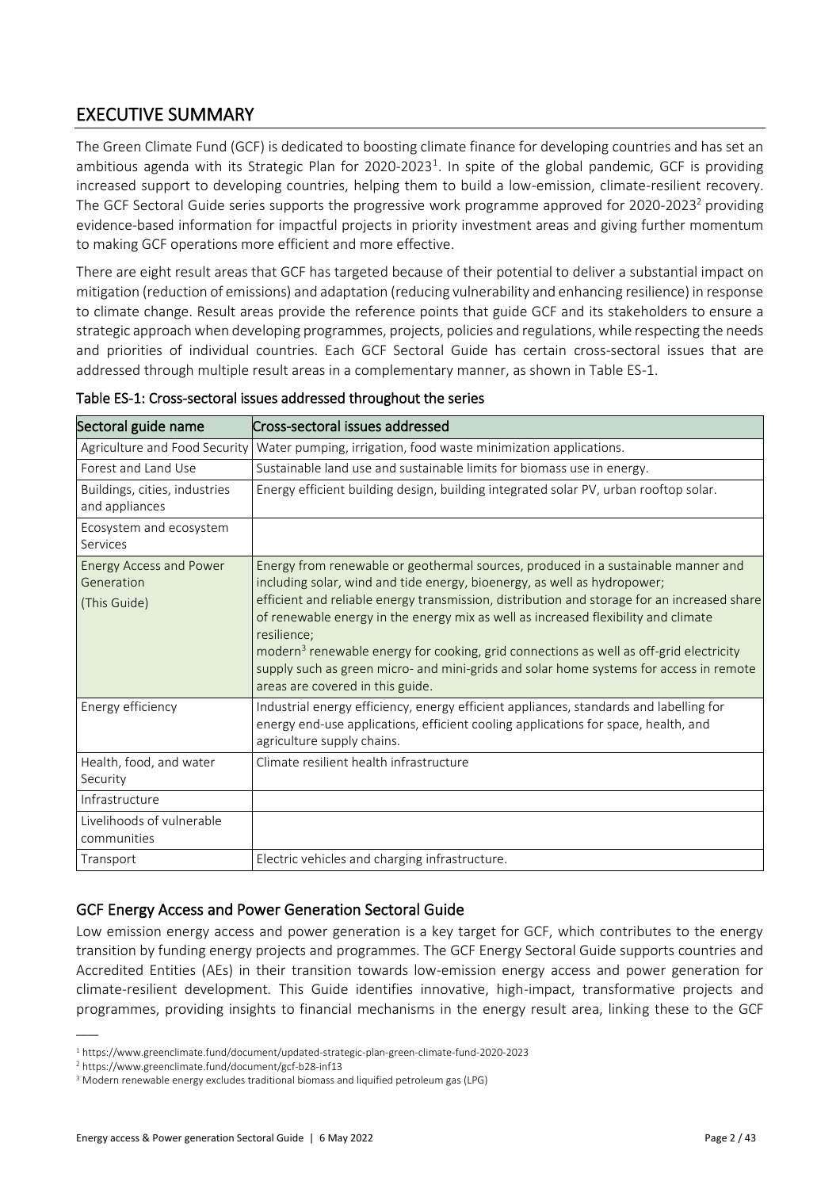## EXECUTIVE SUMMARY

The Green Climate Fund (GCF) is dedicated to boosting climate finance for developing countries and has set an ambitious agenda with its Strategic Plan for 2020-2023[1]. In spite of the global pandemic, GCF is providing increased support to developing countries, helping them to build a low-emission, climate-resilient recovery. The GCF Sectoral Guide series supports the progressive work programme approved for 2020-2023[2] providing evidence-based information for impactful projects in priority investment areas and giving further momentum to making GCF operations more efficient and more effective.

There are eight result areas that GCF has targeted because of their potential to deliver a substantial impact on mitigation (reduction of emissions) and adaptation (reducing vulnerability and enhancing resilience) in response to climate change. Result areas provide the reference points that guide GCF and its stakeholders to ensure a strategic approach when developing programmes, projects, policies and regulations, while respecting the needs and priorities of individual countries. Each GCF Sectoral Guide has certain cross-sectoral issues that are addressed through multiple result areas in a complementary manner, as shown in Table ES-1.

**Table ES-1: Cross-sectoral issues addressed throughout the series**

| Sectoral guide name | Cross-sectoral issues addressed |
|---|---|
| Agriculture and Food Security | Water pumping, irrigation, food waste minimization applications. |
| Forest and Land Use | Sustainable land use and sustainable limits for biomass use in energy. |
| Buildings, cities, industries and appliances | Energy efficient building design, building integrated solar PV, urban rooftop solar. |
| Ecosystem and ecosystem Services | |
| Energy Access and Power Generation (This Guide) | Energy from renewable or geothermal sources, produced in a sustainable manner and including solar, wind and tide energy, bioenergy, as well as hydropower; efficient and reliable energy transmission, distribution and storage for an increased share of renewable energy in the energy mix as well as increased flexibility and climate resilience; modern[3] renewable energy for cooking, grid connections as well as off-grid electricity supply such as green micro- and mini-grids and solar home systems for access in remote areas are covered in this guide. |
| Energy efficiency | Industrial energy efficiency, energy efficient appliances, standards and labelling for energy end-use applications, efficient cooling applications for space, health, and agriculture supply chains. |
| Health, food, and water Security | Climate resilient health infrastructure |
| Infrastructure | |
| Livelihoods of vulnerable communities | |
| Transport | Electric vehicles and charging infrastructure. |

### GCF Energy Access and Power Generation Sectoral Guide

Low emission energy access and power generation is a key target for GCF, which contributes to the energy transition by funding energy projects and programmes. The GCF Energy Sectoral Guide supports countries and Accredited Entities (AEs) in their transition towards low-emission energy access and power generation for climate-resilient development. This Guide identifies innovative, high-impact, transformative projects and programmes, providing insights to financial mechanisms in the energy result area, linking these to the GCF

---

[1] https://www.greenclimate.fund/document/updated-strategic-plan-green-climate-fund-2020-2023

[2] https://www.greenclimate.fund/document/gcf-b28-inf13

[3] Modern renewable energy excludes traditional biomass and liquified petroleum gas (LPG)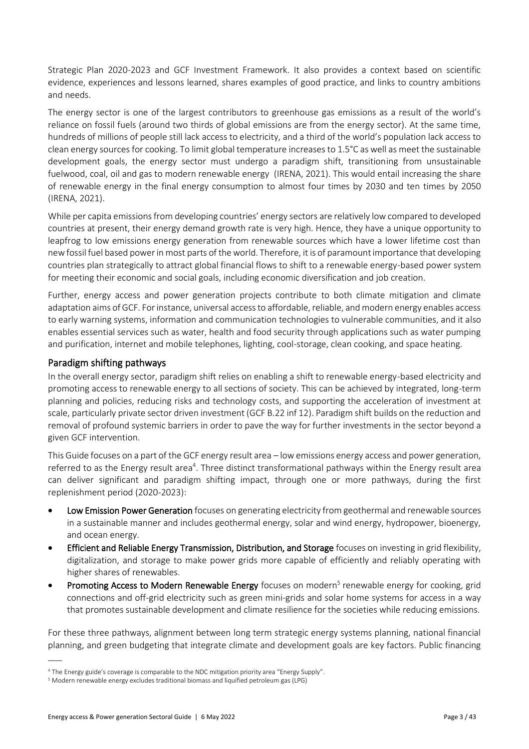Strategic Plan 2020-2023 and GCF Investment Framework. It also provides a context based on scientific evidence, experiences and lessons learned, shares examples of good practice, and links to country ambitions and needs.

The energy sector is one of the largest contributors to greenhouse gas emissions as a result of the world's reliance on fossil fuels (around two thirds of global emissions are from the energy sector). At the same time, hundreds of millions of people still lack access to electricity, and a third of the world's population lack access to clean energy sources for cooking. To limit global temperature increases to 1.5°C as well as meet the sustainable development goals, the energy sector must undergo a paradigm shift, transitioning from unsustainable fuelwood, coal, oil and gas to modern renewable energy (IRENA, 2021). This would entail increasing the share of renewable energy in the final energy consumption to almost four times by 2030 and ten times by 2050 (IRENA, 2021).

While per capita emissions from developing countries' energy sectors are relatively low compared to developed countries at present, their energy demand growth rate is very high. Hence, they have a unique opportunity to leapfrog to low emissions energy generation from renewable sources which have a lower lifetime cost than new fossil fuel based power in most parts of the world. Therefore, it is of paramount importance that developing countries plan strategically to attract global financial flows to shift to a renewable energy-based power system for meeting their economic and social goals, including economic diversification and job creation.

Further, energy access and power generation projects contribute to both climate mitigation and climate adaptation aims of GCF. For instance, universal access to affordable, reliable, and modern energy enables access to early warning systems, information and communication technologies to vulnerable communities, and it also enables essential services such as water, health and food security through applications such as water pumping and purification, internet and mobile telephones, lighting, cool-storage, clean cooking, and space heating.

## Paradigm shifting pathways

In the overall energy sector, paradigm shift relies on enabling a shift to renewable energy-based electricity and promoting access to renewable energy to all sections of society. This can be achieved by integrated, long-term planning and policies, reducing risks and technology costs, and supporting the acceleration of investment at scale, particularly private sector driven investment (GCF B.22 inf 12). Paradigm shift builds on the reduction and removal of profound systemic barriers in order to pave the way for further investments in the sector beyond a given GCF intervention.

This Guide focuses on a part of the GCF energy result area – low emissions energy access and power generation, referred to as the Energy result area[4]. Three distinct transformational pathways within the Energy result area can deliver significant and paradigm shifting impact, through one or more pathways, during the first replenishment period (2020-2023):

- **Low Emission Power Generation** focuses on generating electricity from geothermal and renewable sources in a sustainable manner and includes geothermal energy, solar and wind energy, hydropower, bioenergy, and ocean energy.
- **Efficient and Reliable Energy Transmission, Distribution, and Storage** focuses on investing in grid flexibility, digitalization, and storage to make power grids more capable of efficiently and reliably operating with higher shares of renewables.
- **Promoting Access to Modern Renewable Energy** focuses on modern[5] renewable energy for cooking, grid connections and off-grid electricity such as green mini-grids and solar home systems for access in a way that promotes sustainable development and climate resilience for the societies while reducing emissions.

For these three pathways, alignment between long term strategic energy systems planning, national financial planning, and green budgeting that integrate climate and development goals are key factors. Public financing

---

[4] The Energy guide's coverage is comparable to the NDC mitigation priority area "Energy Supply".

[5] Modern renewable energy excludes traditional biomass and liquified petroleum gas (LPG)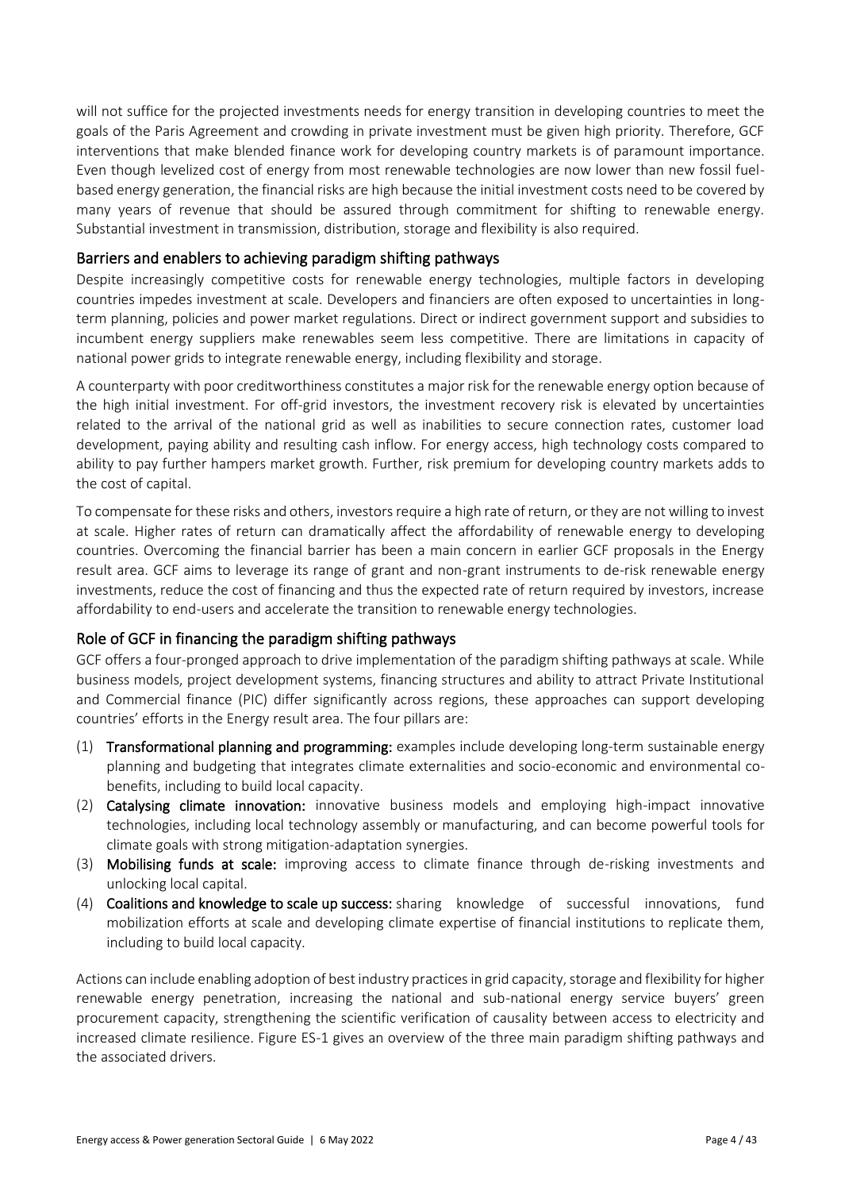will not suffice for the projected investments needs for energy transition in developing countries to meet the goals of the Paris Agreement and crowding in private investment must be given high priority. Therefore, GCF interventions that make blended finance work for developing country markets is of paramount importance. Even though levelized cost of energy from most renewable technologies are now lower than new fossil fuel-based energy generation, the financial risks are high because the initial investment costs need to be covered by many years of revenue that should be assured through commitment for shifting to renewable energy. Substantial investment in transmission, distribution, storage and flexibility is also required.

## Barriers and enablers to achieving paradigm shifting pathways

Despite increasingly competitive costs for renewable energy technologies, multiple factors in developing countries impedes investment at scale. Developers and financiers are often exposed to uncertainties in long-term planning, policies and power market regulations. Direct or indirect government support and subsidies to incumbent energy suppliers make renewables seem less competitive. There are limitations in capacity of national power grids to integrate renewable energy, including flexibility and storage.

A counterparty with poor creditworthiness constitutes a major risk for the renewable energy option because of the high initial investment. For off-grid investors, the investment recovery risk is elevated by uncertainties related to the arrival of the national grid as well as inabilities to secure connection rates, customer load development, paying ability and resulting cash inflow. For energy access, high technology costs compared to ability to pay further hampers market growth. Further, risk premium for developing country markets adds to the cost of capital.

To compensate for these risks and others, investors require a high rate of return, or they are not willing to invest at scale. Higher rates of return can dramatically affect the affordability of renewable energy to developing countries. Overcoming the financial barrier has been a main concern in earlier GCF proposals in the Energy result area. GCF aims to leverage its range of grant and non-grant instruments to de-risk renewable energy investments, reduce the cost of financing and thus the expected rate of return required by investors, increase affordability to end-users and accelerate the transition to renewable energy technologies.

## Role of GCF in financing the paradigm shifting pathways

GCF offers a four-pronged approach to drive implementation of the paradigm shifting pathways at scale. While business models, project development systems, financing structures and ability to attract Private Institutional and Commercial finance (PIC) differ significantly across regions, these approaches can support developing countries' efforts in the Energy result area. The four pillars are:

(1) **Transformational planning and programming:** examples include developing long-term sustainable energy planning and budgeting that integrates climate externalities and socio-economic and environmental co-benefits, including to build local capacity.
(2) **Catalysing climate innovation:** innovative business models and employing high-impact innovative technologies, including local technology assembly or manufacturing, and can become powerful tools for climate goals with strong mitigation-adaptation synergies.
(3) **Mobilising funds at scale:** improving access to climate finance through de-risking investments and unlocking local capital.
(4) **Coalitions and knowledge to scale up success:** sharing knowledge of successful innovations, fund mobilization efforts at scale and developing climate expertise of financial institutions to replicate them, including to build local capacity.

Actions can include enabling adoption of best industry practices in grid capacity, storage and flexibility for higher renewable energy penetration, increasing the national and sub-national energy service buyers' green procurement capacity, strengthening the scientific verification of causality between access to electricity and increased climate resilience. Figure ES-1 gives an overview of the three main paradigm shifting pathways and the associated drivers.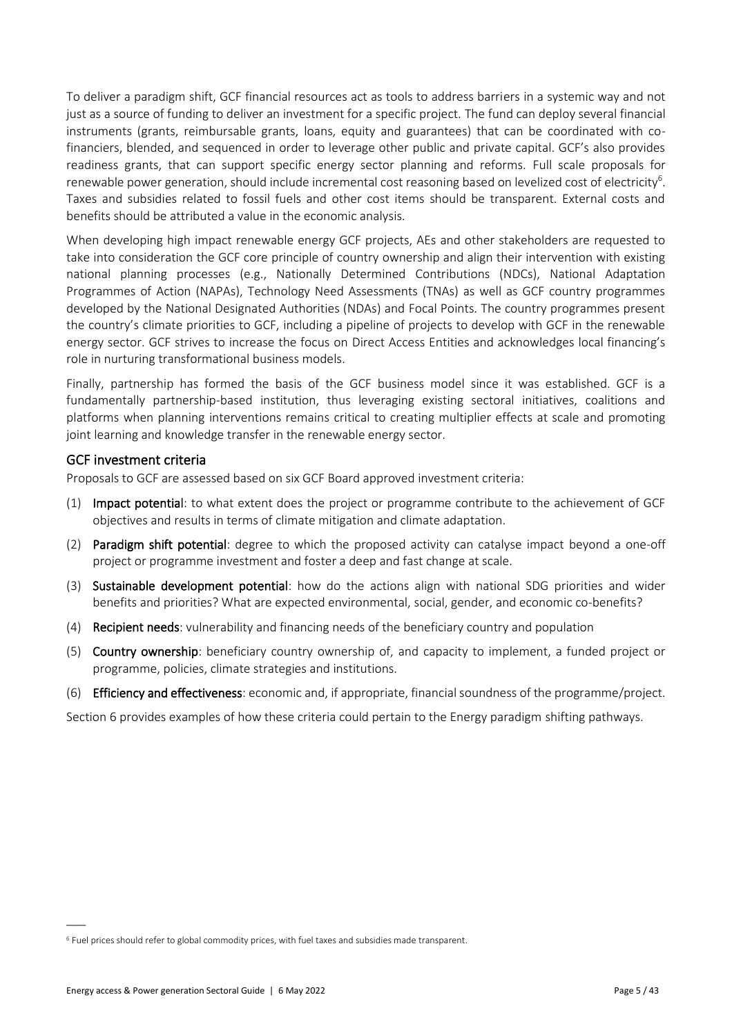To deliver a paradigm shift, GCF financial resources act as tools to address barriers in a systemic way and not just as a source of funding to deliver an investment for a specific project. The fund can deploy several financial instruments (grants, reimbursable grants, loans, equity and guarantees) that can be coordinated with co-financiers, blended, and sequenced in order to leverage other public and private capital. GCF's also provides readiness grants, that can support specific energy sector planning and reforms. Full scale proposals for renewable power generation, should include incremental cost reasoning based on levelized cost of electricity[6]. Taxes and subsidies related to fossil fuels and other cost items should be transparent. External costs and benefits should be attributed a value in the economic analysis.

When developing high impact renewable energy GCF projects, AEs and other stakeholders are requested to take into consideration the GCF core principle of country ownership and align their intervention with existing national planning processes (e.g., Nationally Determined Contributions (NDCs), National Adaptation Programmes of Action (NAPAs), Technology Need Assessments (TNAs) as well as GCF country programmes developed by the National Designated Authorities (NDAs) and Focal Points. The country programmes present the country's climate priorities to GCF, including a pipeline of projects to develop with GCF in the renewable energy sector. GCF strives to increase the focus on Direct Access Entities and acknowledges local financing's role in nurturing transformational business models.

Finally, partnership has formed the basis of the GCF business model since it was established. GCF is a fundamentally partnership-based institution, thus leveraging existing sectoral initiatives, coalitions and platforms when planning interventions remains critical to creating multiplier effects at scale and promoting joint learning and knowledge transfer in the renewable energy sector.

## GCF investment criteria

Proposals to GCF are assessed based on six GCF Board approved investment criteria:

(1) **Impact potential**: to what extent does the project or programme contribute to the achievement of GCF objectives and results in terms of climate mitigation and climate adaptation.

(2) **Paradigm shift potential**: degree to which the proposed activity can catalyse impact beyond a one-off project or programme investment and foster a deep and fast change at scale.

(3) **Sustainable development potential**: how do the actions align with national SDG priorities and wider benefits and priorities? What are expected environmental, social, gender, and economic co-benefits?

(4) **Recipient needs**: vulnerability and financing needs of the beneficiary country and population

(5) **Country ownership**: beneficiary country ownership of, and capacity to implement, a funded project or programme, policies, climate strategies and institutions.

(6) **Efficiency and effectiveness**: economic and, if appropriate, financial soundness of the programme/project.

Section 6 provides examples of how these criteria could pertain to the Energy paradigm shifting pathways.

---

[6] Fuel prices should refer to global commodity prices, with fuel taxes and subsidies made transparent.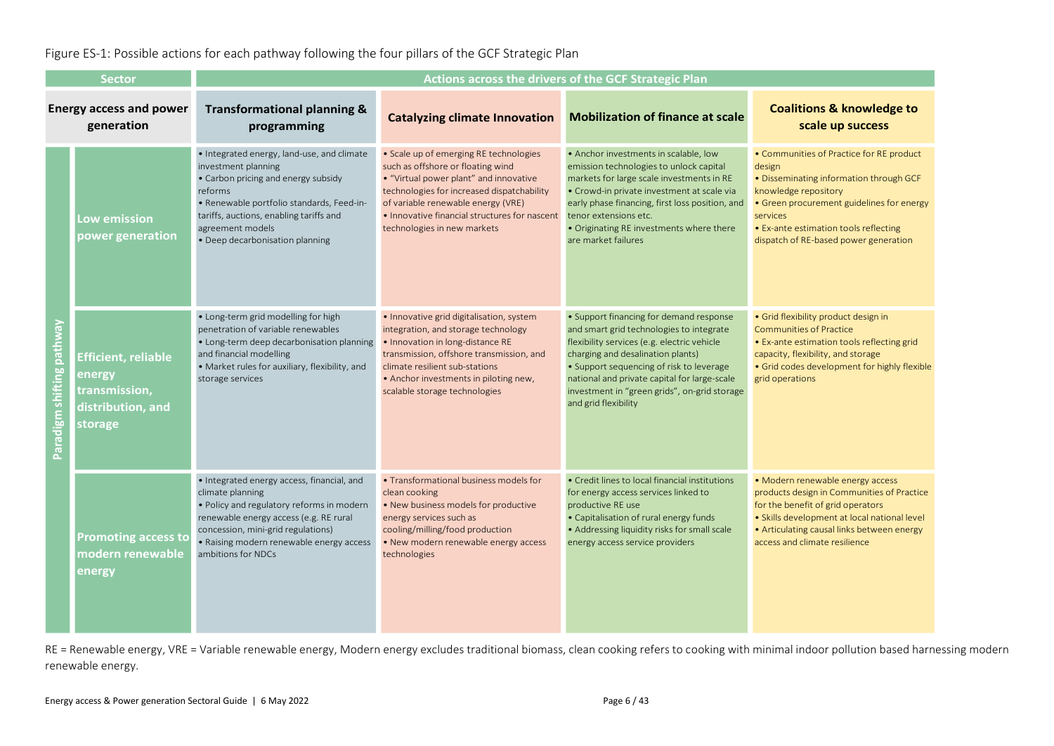Figure ES-1: Possible actions for each pathway following the four pillars of the GCF Strategic Plan

| Sector | | Actions across the drivers of the GCF Strategic Plan | | | |
|---|---|---|---|---|---|
| **Energy access and power generation** | | **Transformational planning & programming** | **Catalyzing climate Innovation** | **Mobilization of finance at scale** | **Coalitions & knowledge to scale up success** |
| Paradigm shifting pathway | **Low emission power generation** | • Integrated energy, land-use, and climate investment planning<br>• Carbon pricing and energy subsidy reforms<br>• Renewable portfolio standards, Feed-in-tariffs, auctions, enabling tariffs and agreement models<br>• Deep decarbonisation planning | • Scale up of emerging RE technologies such as offshore or floating wind<br>• "Virtual power plant" and innovative technologies for increased dispatchability of variable renewable energy (VRE)<br>• Innovative financial structures for nascent technologies in new markets | • Anchor investments in scalable, low emission technologies to unlock capital markets for large scale investments in RE<br>• Crowd-in private investment at scale via early phase financing, first loss position, and tenor extensions etc.<br>• Originating RE investments where there are market failures | • Communities of Practice for RE product design<br>• Disseminating information through GCF knowledge repository<br>• Green procurement guidelines for energy services<br>• Ex-ante estimation tools reflecting dispatch of RE-based power generation |
| Paradigm shifting pathway | **Efficient, reliable energy transmission, distribution, and storage** | • Long-term grid modelling for high penetration of variable renewables<br>• Long-term deep decarbonisation planning and financial modelling<br>• Market rules for auxiliary, flexibility, and storage services | • Innovative grid digitalisation, system integration, and storage technology<br>• Innovation in long-distance RE transmission, offshore transmission, and climate resilient sub-stations<br>• Anchor investments in piloting new, scalable storage technologies | • Support financing for demand response and smart grid technologies to integrate flexibility services (e.g. electric vehicle charging and desalination plants)<br>• Support sequencing of risk to leverage national and private capital for large-scale investment in "green grids", on-grid storage and grid flexibility | • Grid flexibility product design in Communities of Practice<br>• Ex-ante estimation tools reflecting grid capacity, flexibility, and storage<br>• Grid codes development for highly flexible grid operations |
| Paradigm shifting pathway | **Promoting access to modern renewable energy** | • Integrated energy access, financial, and climate planning<br>• Policy and regulatory reforms in modern renewable energy access (e.g. RE rural concession, mini-grid regulations)<br>• Raising modern renewable energy access ambitions for NDCs | • Transformational business models for clean cooking<br>• New business models for productive energy services such as cooling/milling/food production<br>• New modern renewable energy access technologies | • Credit lines to local financial institutions for energy access services linked to productive RE use<br>• Capitalisation of rural energy funds<br>• Addressing liquidity risks for small scale energy access service providers | • Modern renewable energy access products design in Communities of Practice for the benefit of grid operators<br>• Skills development at local national level<br>• Articulating causal links between energy access and climate resilience |

RE = Renewable energy, VRE = Variable renewable energy, Modern energy excludes traditional biomass, clean cooking refers to cooking with minimal indoor pollution based harnessing modern renewable energy.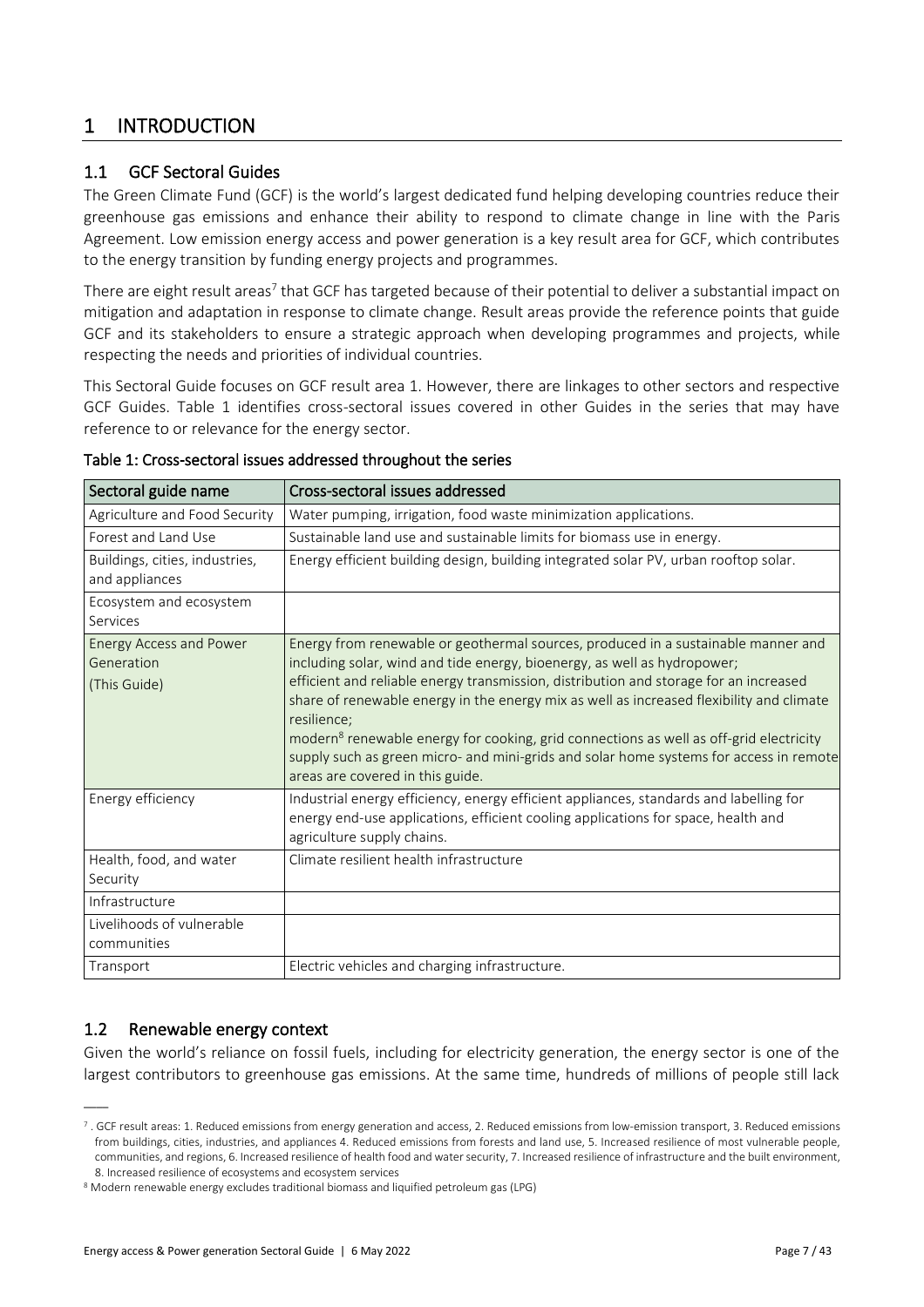# 1 INTRODUCTION

## 1.1 GCF Sectoral Guides

The Green Climate Fund (GCF) is the world's largest dedicated fund helping developing countries reduce their greenhouse gas emissions and enhance their ability to respond to climate change in line with the Paris Agreement. Low emission energy access and power generation is a key result area for GCF, which contributes to the energy transition by funding energy projects and programmes.

There are eight result areas[7] that GCF has targeted because of their potential to deliver a substantial impact on mitigation and adaptation in response to climate change. Result areas provide the reference points that guide GCF and its stakeholders to ensure a strategic approach when developing programmes and projects, while respecting the needs and priorities of individual countries.

This Sectoral Guide focuses on GCF result area 1. However, there are linkages to other sectors and respective GCF Guides. Table 1 identifies cross-sectoral issues covered in other Guides in the series that may have reference to or relevance for the energy sector.

**Table 1: Cross-sectoral issues addressed throughout the series**

| Sectoral guide name | Cross-sectoral issues addressed |
|---|---|
| Agriculture and Food Security | Water pumping, irrigation, food waste minimization applications. |
| Forest and Land Use | Sustainable land use and sustainable limits for biomass use in energy. |
| Buildings, cities, industries, and appliances | Energy efficient building design, building integrated solar PV, urban rooftop solar. |
| Ecosystem and ecosystem Services | |
| Energy Access and Power Generation (This Guide) | Energy from renewable or geothermal sources, produced in a sustainable manner and including solar, wind and tide energy, bioenergy, as well as hydropower; efficient and reliable energy transmission, distribution and storage for an increased share of renewable energy in the energy mix as well as increased flexibility and climate resilience; modern[8] renewable energy for cooking, grid connections as well as off-grid electricity supply such as green micro- and mini-grids and solar home systems for access in remote areas are covered in this guide. |
| Energy efficiency | Industrial energy efficiency, energy efficient appliances, standards and labelling for energy end-use applications, efficient cooling applications for space, health and agriculture supply chains. |
| Health, food, and water Security | Climate resilient health infrastructure |
| Infrastructure | |
| Livelihoods of vulnerable communities | |
| Transport | Electric vehicles and charging infrastructure. |

## 1.2 Renewable energy context

Given the world's reliance on fossil fuels, including for electricity generation, the energy sector is one of the largest contributors to greenhouse gas emissions. At the same time, hundreds of millions of people still lack

---

[7] . GCF result areas: 1. Reduced emissions from energy generation and access, 2. Reduced emissions from low-emission transport, 3. Reduced emissions from buildings, cities, industries, and appliances 4. Reduced emissions from forests and land use, 5. Increased resilience of most vulnerable people, communities, and regions, 6. Increased resilience of health food and water security, 7. Increased resilience of infrastructure and the built environment, 8. Increased resilience of ecosystems and ecosystem services

[8] Modern renewable energy excludes traditional biomass and liquified petroleum gas (LPG)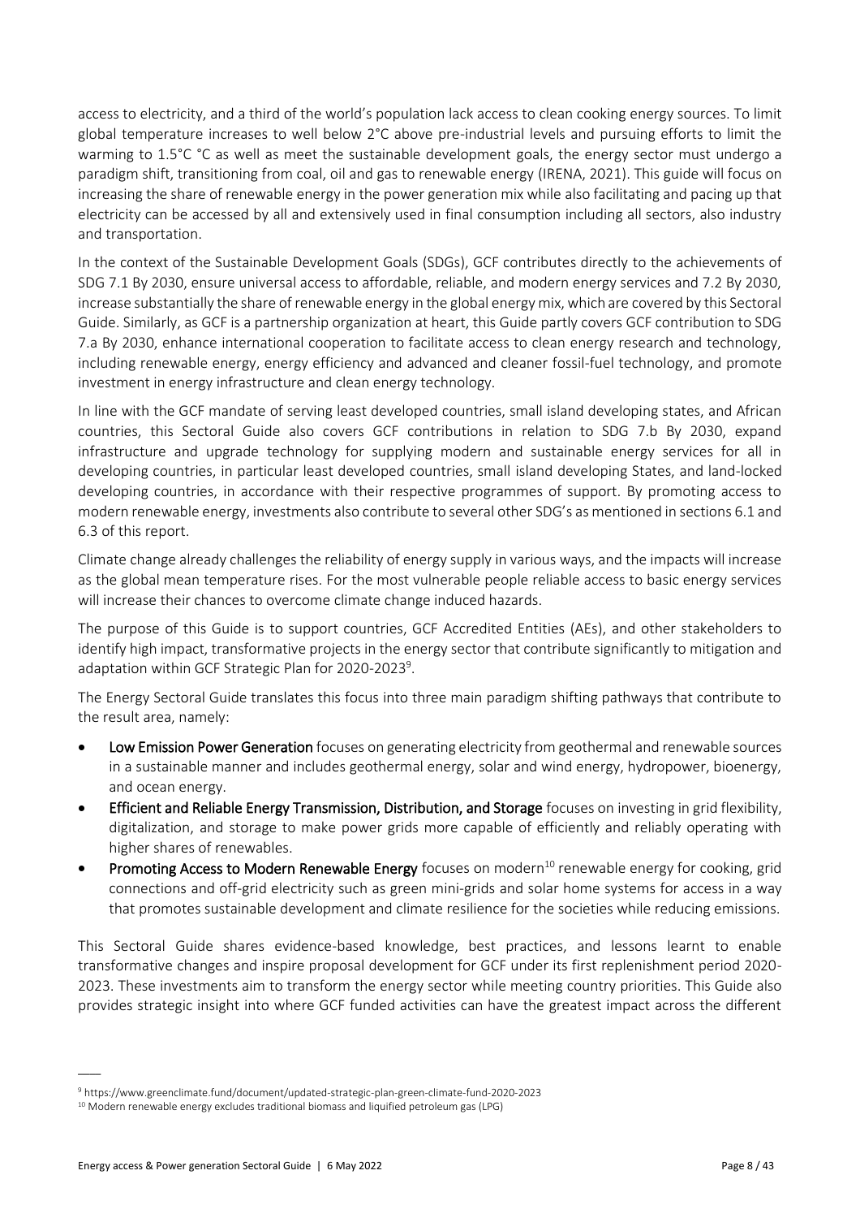access to electricity, and a third of the world's population lack access to clean cooking energy sources. To limit global temperature increases to well below 2°C above pre-industrial levels and pursuing efforts to limit the warming to 1.5°C °C as well as meet the sustainable development goals, the energy sector must undergo a paradigm shift, transitioning from coal, oil and gas to renewable energy (IRENA, 2021). This guide will focus on increasing the share of renewable energy in the power generation mix while also facilitating and pacing up that electricity can be accessed by all and extensively used in final consumption including all sectors, also industry and transportation.

In the context of the Sustainable Development Goals (SDGs), GCF contributes directly to the achievements of SDG 7.1 By 2030, ensure universal access to affordable, reliable, and modern energy services and 7.2 By 2030, increase substantially the share of renewable energy in the global energy mix, which are covered by this Sectoral Guide. Similarly, as GCF is a partnership organization at heart, this Guide partly covers GCF contribution to SDG 7.a By 2030, enhance international cooperation to facilitate access to clean energy research and technology, including renewable energy, energy efficiency and advanced and cleaner fossil-fuel technology, and promote investment in energy infrastructure and clean energy technology.

In line with the GCF mandate of serving least developed countries, small island developing states, and African countries, this Sectoral Guide also covers GCF contributions in relation to SDG 7.b By 2030, expand infrastructure and upgrade technology for supplying modern and sustainable energy services for all in developing countries, in particular least developed countries, small island developing States, and land-locked developing countries, in accordance with their respective programmes of support. By promoting access to modern renewable energy, investments also contribute to several other SDG's as mentioned in sections 6.1 and 6.3 of this report.

Climate change already challenges the reliability of energy supply in various ways, and the impacts will increase as the global mean temperature rises. For the most vulnerable people reliable access to basic energy services will increase their chances to overcome climate change induced hazards.

The purpose of this Guide is to support countries, GCF Accredited Entities (AEs), and other stakeholders to identify high impact, transformative projects in the energy sector that contribute significantly to mitigation and adaptation within GCF Strategic Plan for 2020-2023[9].

The Energy Sectoral Guide translates this focus into three main paradigm shifting pathways that contribute to the result area, namely:

- **Low Emission Power Generation** focuses on generating electricity from geothermal and renewable sources in a sustainable manner and includes geothermal energy, solar and wind energy, hydropower, bioenergy, and ocean energy.
- **Efficient and Reliable Energy Transmission, Distribution, and Storage** focuses on investing in grid flexibility, digitalization, and storage to make power grids more capable of efficiently and reliably operating with higher shares of renewables.
- **Promoting Access to Modern Renewable Energy** focuses on modern[10] renewable energy for cooking, grid connections and off-grid electricity such as green mini-grids and solar home systems for access in a way that promotes sustainable development and climate resilience for the societies while reducing emissions.

This Sectoral Guide shares evidence-based knowledge, best practices, and lessons learnt to enable transformative changes and inspire proposal development for GCF under its first replenishment period 2020-2023. These investments aim to transform the energy sector while meeting country priorities. This Guide also provides strategic insight into where GCF funded activities can have the greatest impact across the different

[9] https://www.greenclimate.fund/document/updated-strategic-plan-green-climate-fund-2020-2023

[10] Modern renewable energy excludes traditional biomass and liquified petroleum gas (LPG)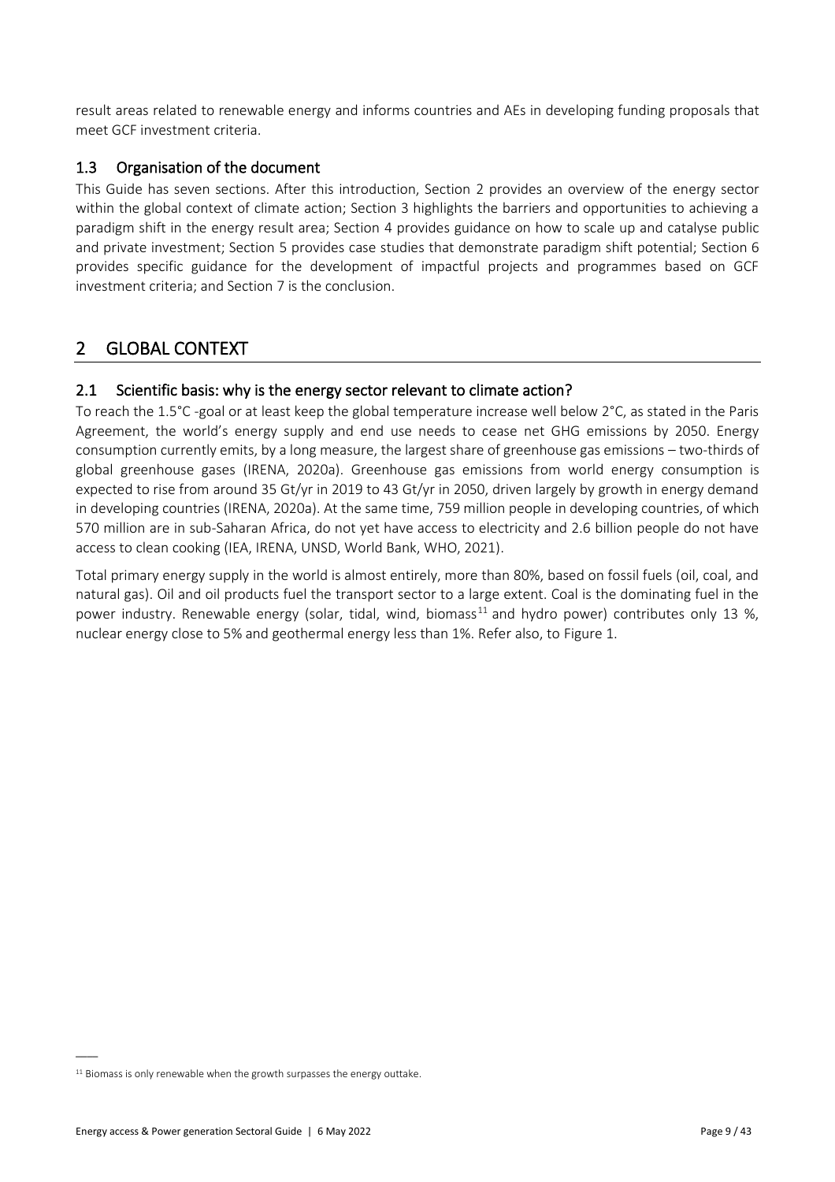result areas related to renewable energy and informs countries and AEs in developing funding proposals that meet GCF investment criteria.

### 1.3 Organisation of the document

This Guide has seven sections. After this introduction, Section 2 provides an overview of the energy sector within the global context of climate action; Section 3 highlights the barriers and opportunities to achieving a paradigm shift in the energy result area; Section 4 provides guidance on how to scale up and catalyse public and private investment; Section 5 provides case studies that demonstrate paradigm shift potential; Section 6 provides specific guidance for the development of impactful projects and programmes based on GCF investment criteria; and Section 7 is the conclusion.

## 2 GLOBAL CONTEXT

### 2.1 Scientific basis: why is the energy sector relevant to climate action?

To reach the 1.5°C -goal or at least keep the global temperature increase well below 2°C, as stated in the Paris Agreement, the world's energy supply and end use needs to cease net GHG emissions by 2050. Energy consumption currently emits, by a long measure, the largest share of greenhouse gas emissions – two-thirds of global greenhouse gases (IRENA, 2020a). Greenhouse gas emissions from world energy consumption is expected to rise from around 35 Gt/yr in 2019 to 43 Gt/yr in 2050, driven largely by growth in energy demand in developing countries (IRENA, 2020a). At the same time, 759 million people in developing countries, of which 570 million are in sub-Saharan Africa, do not yet have access to electricity and 2.6 billion people do not have access to clean cooking (IEA, IRENA, UNSD, World Bank, WHO, 2021).

Total primary energy supply in the world is almost entirely, more than 80%, based on fossil fuels (oil, coal, and natural gas). Oil and oil products fuel the transport sector to a large extent. Coal is the dominating fuel in the power industry. Renewable energy (solar, tidal, wind, biomass[11] and hydro power) contributes only 13 %, nuclear energy close to 5% and geothermal energy less than 1%. Refer also, to Figure 1.

[11] Biomass is only renewable when the growth surpasses the energy outtake.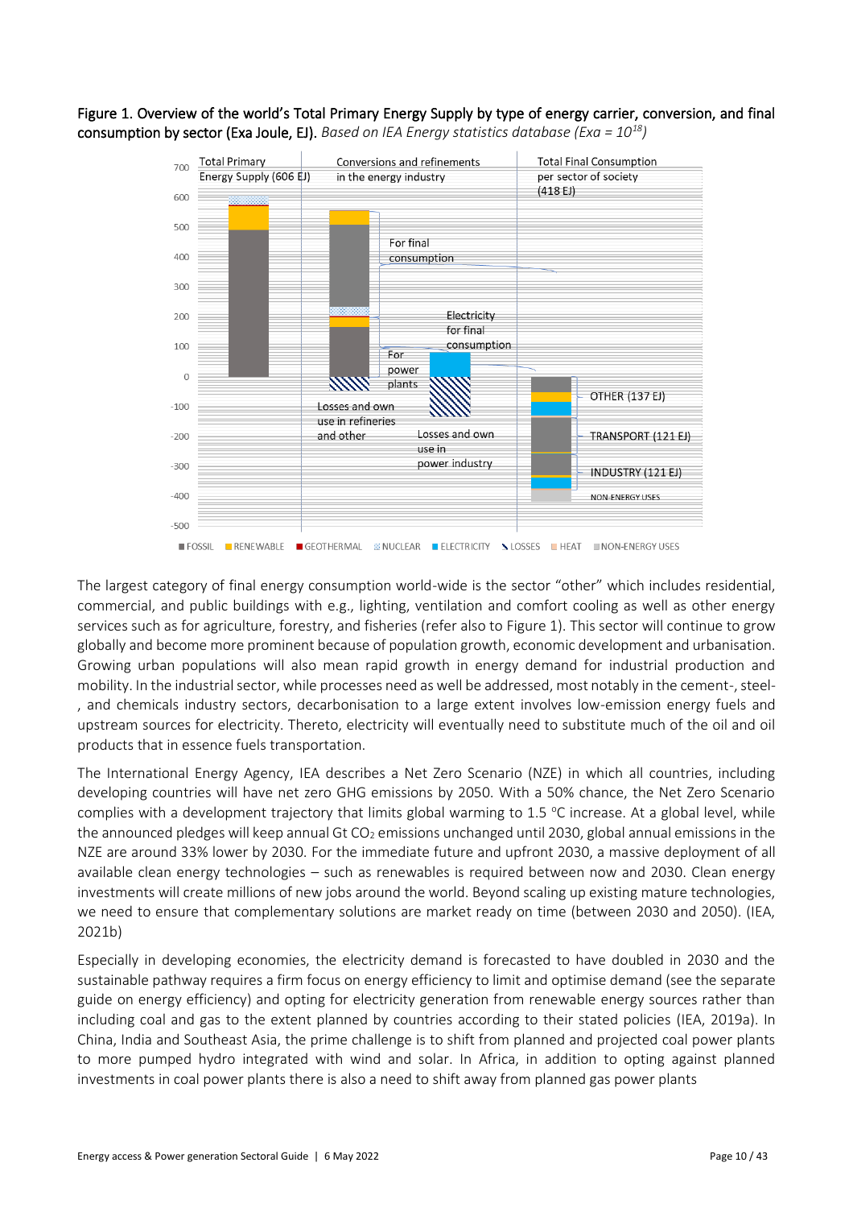**Figure 1. Overview of the world's Total Primary Energy Supply by type of energy carrier, conversion, and final consumption by sector (Exa Joule, EJ).** *Based on IEA Energy statistics database (Exa = $10^{18}$)*

The largest category of final energy consumption world-wide is the sector "other" which includes residential, commercial, and public buildings with e.g., lighting, ventilation and comfort cooling as well as other energy services such as for agriculture, forestry, and fisheries (refer also to Figure 1). This sector will continue to grow globally and become more prominent because of population growth, economic development and urbanisation. Growing urban populations will also mean rapid growth in energy demand for industrial production and mobility. In the industrial sector, while processes need as well be addressed, most notably in the cement-, steel-, and chemicals industry sectors, decarbonisation to a large extent involves low-emission energy fuels and upstream sources for electricity. Thereto, electricity will eventually need to substitute much of the oil and oil products that in essence fuels transportation.

The International Energy Agency, IEA describes a Net Zero Scenario (NZE) in which all countries, including developing countries will have net zero GHG emissions by 2050. With a 50% chance, the Net Zero Scenario complies with a development trajectory that limits global warming to 1.5 °C increase. At a global level, while the announced pledges will keep annual Gt $CO_2$ emissions unchanged until 2030, global annual emissions in the NZE are around 33% lower by 2030. For the immediate future and upfront 2030, a massive deployment of all available clean energy technologies – such as renewables is required between now and 2030. Clean energy investments will create millions of new jobs around the world. Beyond scaling up existing mature technologies, we need to ensure that complementary solutions are market ready on time (between 2030 and 2050). (IEA, 2021b)

Especially in developing economies, the electricity demand is forecasted to have doubled in 2030 and the sustainable pathway requires a firm focus on energy efficiency to limit and optimise demand (see the separate guide on energy efficiency) and opting for electricity generation from renewable energy sources rather than including coal and gas to the extent planned by countries according to their stated policies (IEA, 2019a). In China, India and Southeast Asia, the prime challenge is to shift from planned and projected coal power plants to more pumped hydro integrated with wind and solar. In Africa, in addition to opting against planned investments in coal power plants there is also a need to shift away from planned gas power plants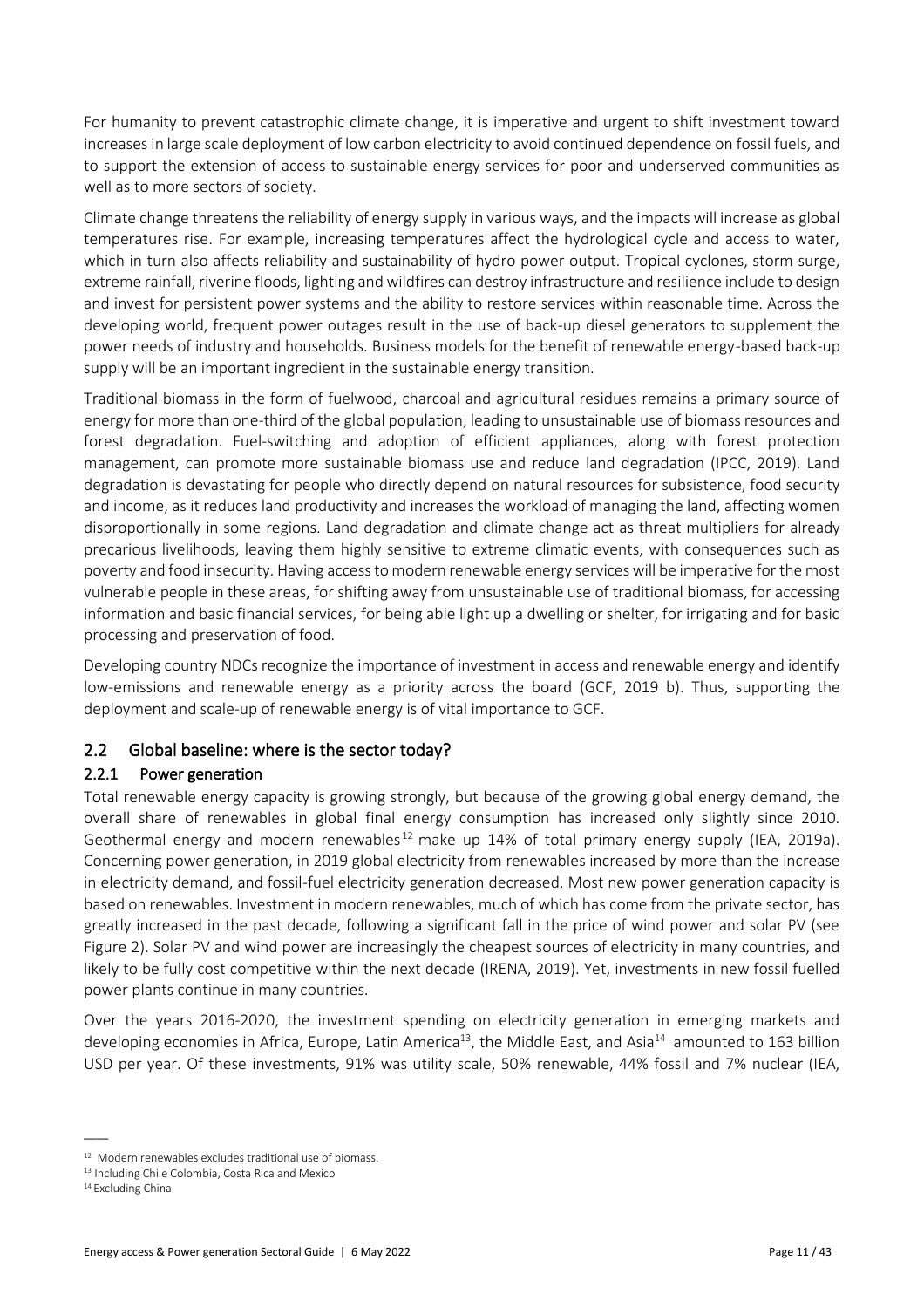For humanity to prevent catastrophic climate change, it is imperative and urgent to shift investment toward increases in large scale deployment of low carbon electricity to avoid continued dependence on fossil fuels, and to support the extension of access to sustainable energy services for poor and underserved communities as well as to more sectors of society.

Climate change threatens the reliability of energy supply in various ways, and the impacts will increase as global temperatures rise. For example, increasing temperatures affect the hydrological cycle and access to water, which in turn also affects reliability and sustainability of hydro power output. Tropical cyclones, storm surge, extreme rainfall, riverine floods, lighting and wildfires can destroy infrastructure and resilience include to design and invest for persistent power systems and the ability to restore services within reasonable time. Across the developing world, frequent power outages result in the use of back-up diesel generators to supplement the power needs of industry and households. Business models for the benefit of renewable energy-based back-up supply will be an important ingredient in the sustainable energy transition.

Traditional biomass in the form of fuelwood, charcoal and agricultural residues remains a primary source of energy for more than one-third of the global population, leading to unsustainable use of biomass resources and forest degradation. Fuel-switching and adoption of efficient appliances, along with forest protection management, can promote more sustainable biomass use and reduce land degradation (IPCC, 2019). Land degradation is devastating for people who directly depend on natural resources for subsistence, food security and income, as it reduces land productivity and increases the workload of managing the land, affecting women disproportionally in some regions. Land degradation and climate change act as threat multipliers for already precarious livelihoods, leaving them highly sensitive to extreme climatic events, with consequences such as poverty and food insecurity. Having access to modern renewable energy services will be imperative for the most vulnerable people in these areas, for shifting away from unsustainable use of traditional biomass, for accessing information and basic financial services, for being able light up a dwelling or shelter, for irrigating and for basic processing and preservation of food.

Developing country NDCs recognize the importance of investment in access and renewable energy and identify low-emissions and renewable energy as a priority across the board (GCF, 2019 b). Thus, supporting the deployment and scale-up of renewable energy is of vital importance to GCF.

## 2.2 Global baseline: where is the sector today?

### 2.2.1 Power generation

Total renewable energy capacity is growing strongly, but because of the growing global energy demand, the overall share of renewables in global final energy consumption has increased only slightly since 2010. Geothermal energy and modern renewables[12] make up 14% of total primary energy supply (IEA, 2019a). Concerning power generation, in 2019 global electricity from renewables increased by more than the increase in electricity demand, and fossil-fuel electricity generation decreased. Most new power generation capacity is based on renewables. Investment in modern renewables, much of which has come from the private sector, has greatly increased in the past decade, following a significant fall in the price of wind power and solar PV (see Figure 2). Solar PV and wind power are increasingly the cheapest sources of electricity in many countries, and likely to be fully cost competitive within the next decade (IRENA, 2019). Yet, investments in new fossil fuelled power plants continue in many countries.

Over the years 2016-2020, the investment spending on electricity generation in emerging markets and developing economies in Africa, Europe, Latin America[13], the Middle East, and Asia[14] amounted to 163 billion USD per year. Of these investments, 91% was utility scale, 50% renewable, 44% fossil and 7% nuclear (IEA,

---

[12] Modern renewables excludes traditional use of biomass.

[13] Including Chile Colombia, Costa Rica and Mexico

[14] Excluding China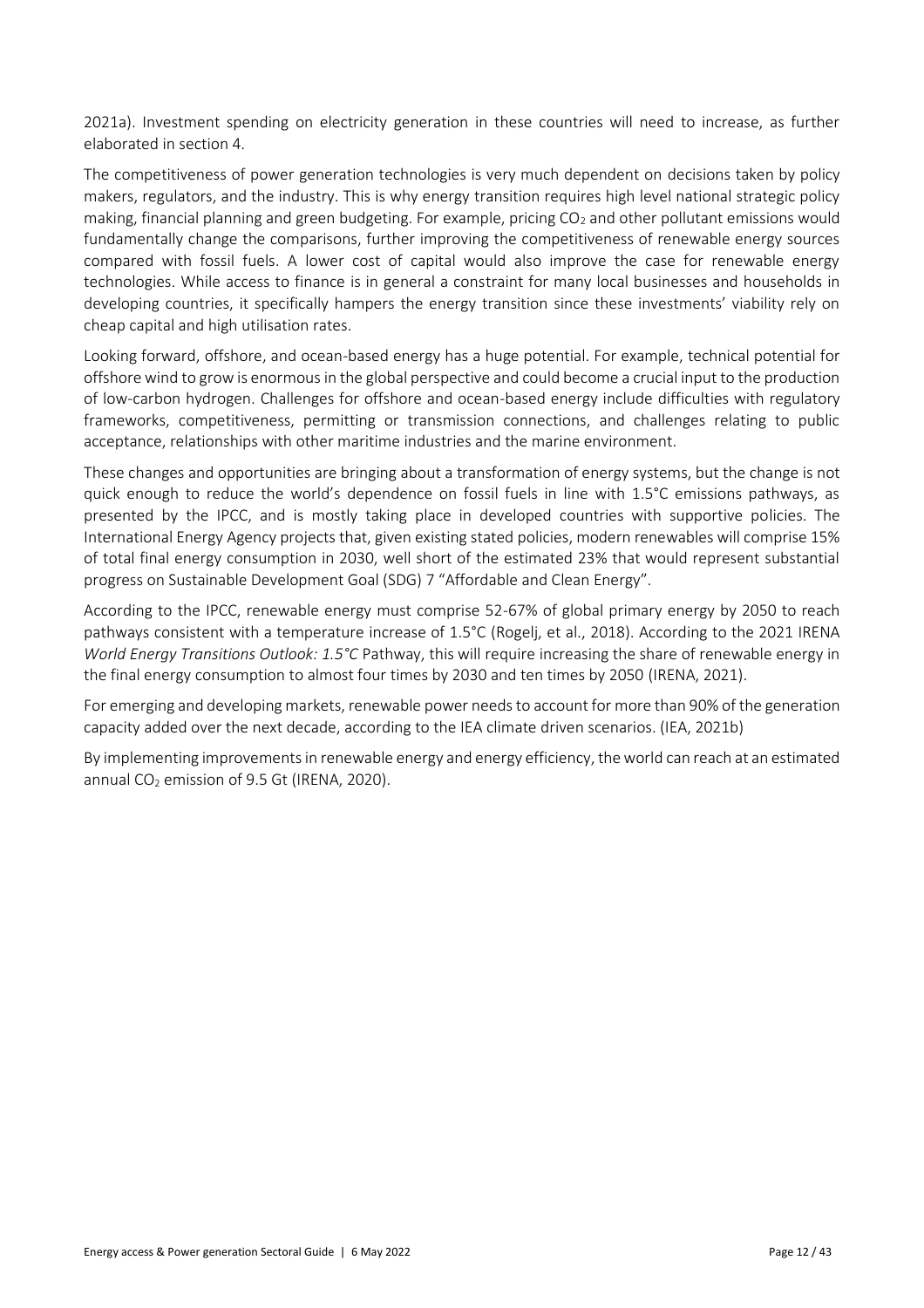2021a). Investment spending on electricity generation in these countries will need to increase, as further elaborated in section 4.

The competitiveness of power generation technologies is very much dependent on decisions taken by policy makers, regulators, and the industry. This is why energy transition requires high level national strategic policy making, financial planning and green budgeting. For example, pricing $CO_2$ and other pollutant emissions would fundamentally change the comparisons, further improving the competitiveness of renewable energy sources compared with fossil fuels. A lower cost of capital would also improve the case for renewable energy technologies. While access to finance is in general a constraint for many local businesses and households in developing countries, it specifically hampers the energy transition since these investments' viability rely on cheap capital and high utilisation rates.

Looking forward, offshore, and ocean-based energy has a huge potential. For example, technical potential for offshore wind to grow is enormous in the global perspective and could become a crucial input to the production of low-carbon hydrogen. Challenges for offshore and ocean-based energy include difficulties with regulatory frameworks, competitiveness, permitting or transmission connections, and challenges relating to public acceptance, relationships with other maritime industries and the marine environment.

These changes and opportunities are bringing about a transformation of energy systems, but the change is not quick enough to reduce the world's dependence on fossil fuels in line with 1.5°C emissions pathways, as presented by the IPCC, and is mostly taking place in developed countries with supportive policies. The International Energy Agency projects that, given existing stated policies, modern renewables will comprise 15% of total final energy consumption in 2030, well short of the estimated 23% that would represent substantial progress on Sustainable Development Goal (SDG) 7 "Affordable and Clean Energy".

According to the IPCC, renewable energy must comprise 52-67% of global primary energy by 2050 to reach pathways consistent with a temperature increase of 1.5°C (Rogelj, et al., 2018). According to the 2021 IRENA *World Energy Transitions Outlook: 1.5°C* Pathway, this will require increasing the share of renewable energy in the final energy consumption to almost four times by 2030 and ten times by 2050 (IRENA, 2021).

For emerging and developing markets, renewable power needs to account for more than 90% of the generation capacity added over the next decade, according to the IEA climate driven scenarios. (IEA, 2021b)

By implementing improvements in renewable energy and energy efficiency, the world can reach at an estimated annual $CO_2$ emission of 9.5 Gt (IRENA, 2020).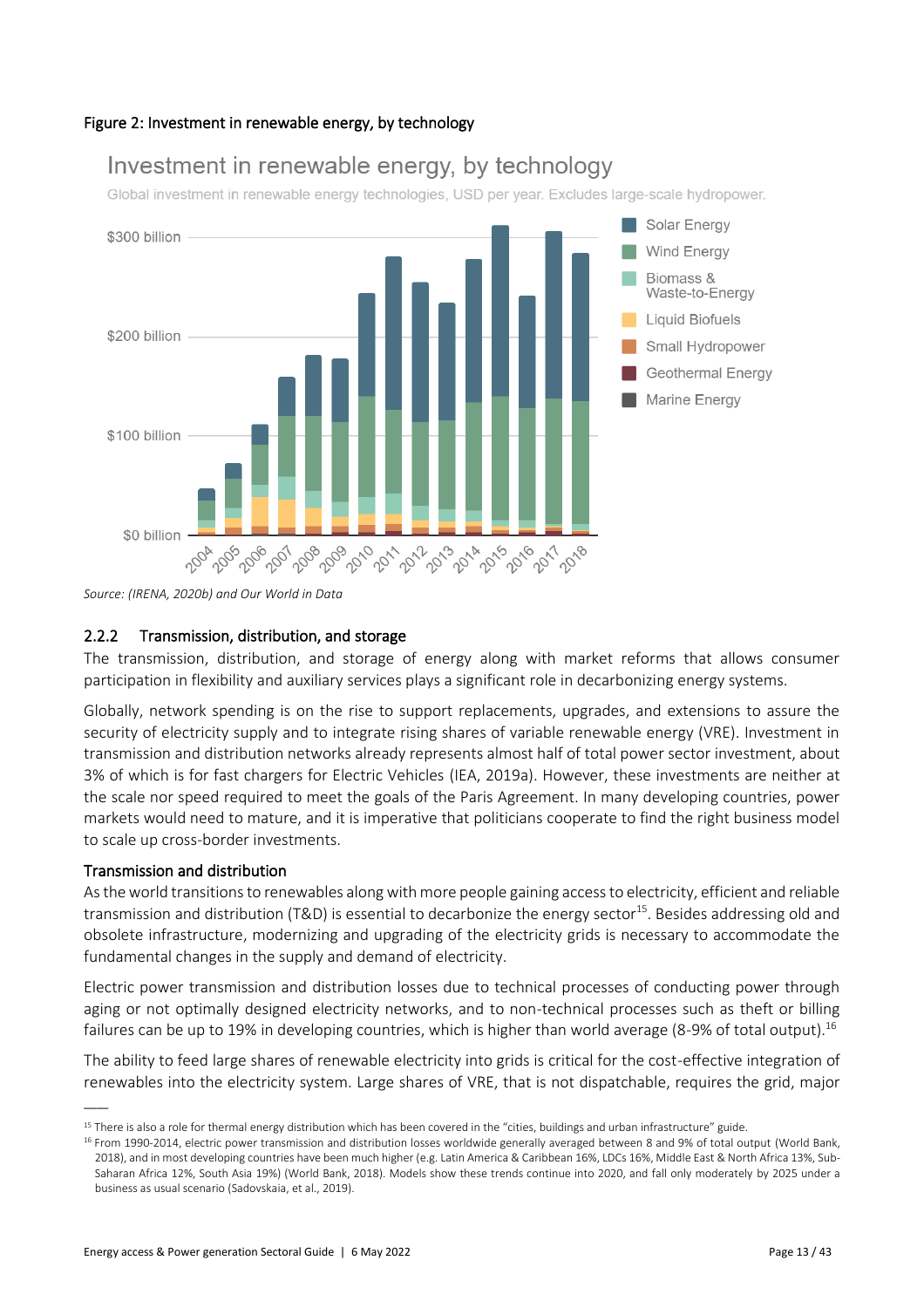Figure 2: Investment in renewable energy, by technology

Source: *(IRENA, 2020b) and Our World in Data*

### 2.2.2 Transmission, distribution, and storage

The transmission, distribution, and storage of energy along with market reforms that allows consumer participation in flexibility and auxiliary services plays a significant role in decarbonizing energy systems.

Globally, network spending is on the rise to support replacements, upgrades, and extensions to assure the security of electricity supply and to integrate rising shares of variable renewable energy (VRE). Investment in transmission and distribution networks already represents almost half of total power sector investment, about 3% of which is for fast chargers for Electric Vehicles (IEA, 2019a). However, these investments are neither at the scale nor speed required to meet the goals of the Paris Agreement. In many developing countries, power markets would need to mature, and it is imperative that politicians cooperate to find the right business model to scale up cross-border investments.

#### Transmission and distribution

As the world transitions to renewables along with more people gaining access to electricity, efficient and reliable transmission and distribution (T&D) is essential to decarbonize the energy sector[15]. Besides addressing old and obsolete infrastructure, modernizing and upgrading of the electricity grids is necessary to accommodate the fundamental changes in the supply and demand of electricity.

Electric power transmission and distribution losses due to technical processes of conducting power through aging or not optimally designed electricity networks, and to non-technical processes such as theft or billing failures can be up to 19% in developing countries, which is higher than world average (8-9% of total output).[16]

The ability to feed large shares of renewable electricity into grids is critical for the cost-effective integration of renewables into the electricity system. Large shares of VRE, that is not dispatchable, requires the grid, major

[15] There is also a role for thermal energy distribution which has been covered in the "cities, buildings and urban infrastructure" guide.

[16] From 1990-2014, electric power transmission and distribution losses worldwide generally averaged between 8 and 9% of total output (World Bank, 2018), and in most developing countries have been much higher (e.g. Latin America & Caribbean 16%, LDCs 16%, Middle East & North Africa 13%, Sub-Saharan Africa 12%, South Asia 19%) (World Bank, 2018). Models show these trends continue into 2020, and fall only moderately by 2025 under a business as usual scenario (Sadovskaia, et al., 2019).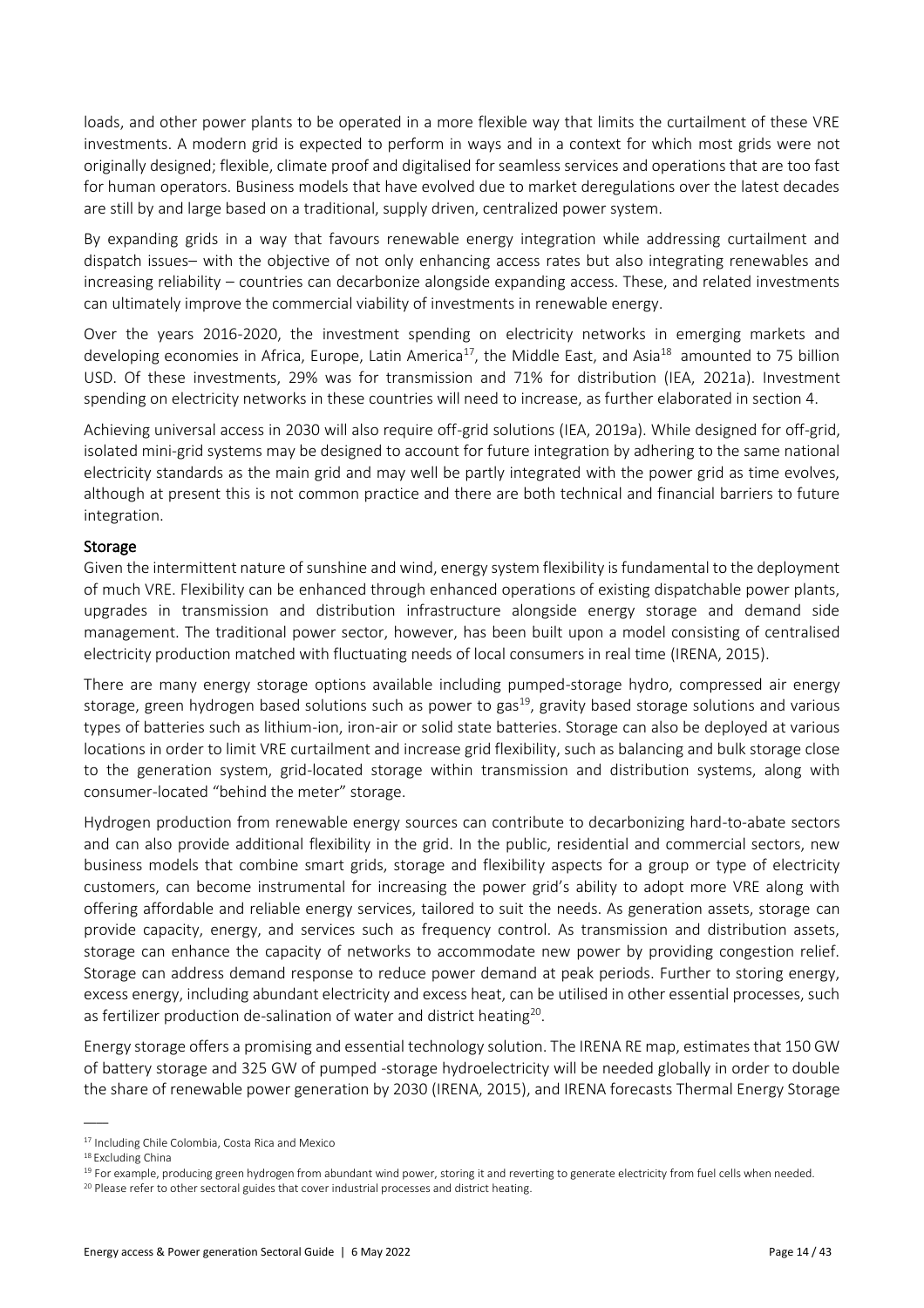loads, and other power plants to be operated in a more flexible way that limits the curtailment of these VRE investments. A modern grid is expected to perform in ways and in a context for which most grids were not originally designed; flexible, climate proof and digitalised for seamless services and operations that are too fast for human operators. Business models that have evolved due to market deregulations over the latest decades are still by and large based on a traditional, supply driven, centralized power system.

By expanding grids in a way that favours renewable energy integration while addressing curtailment and dispatch issues– with the objective of not only enhancing access rates but also integrating renewables and increasing reliability – countries can decarbonize alongside expanding access. These, and related investments can ultimately improve the commercial viability of investments in renewable energy.

Over the years 2016-2020, the investment spending on electricity networks in emerging markets and developing economies in Africa, Europe, Latin America[17], the Middle East, and Asia[18] amounted to 75 billion USD. Of these investments, 29% was for transmission and 71% for distribution (IEA, 2021a). Investment spending on electricity networks in these countries will need to increase, as further elaborated in section 4.

Achieving universal access in 2030 will also require off-grid solutions (IEA, 2019a). While designed for off-grid, isolated mini-grid systems may be designed to account for future integration by adhering to the same national electricity standards as the main grid and may well be partly integrated with the power grid as time evolves, although at present this is not common practice and there are both technical and financial barriers to future integration.

## Storage

Given the intermittent nature of sunshine and wind, energy system flexibility is fundamental to the deployment of much VRE. Flexibility can be enhanced through enhanced operations of existing dispatchable power plants, upgrades in transmission and distribution infrastructure alongside energy storage and demand side management. The traditional power sector, however, has been built upon a model consisting of centralised electricity production matched with fluctuating needs of local consumers in real time (IRENA, 2015).

There are many energy storage options available including pumped-storage hydro, compressed air energy storage, green hydrogen based solutions such as power to gas[19], gravity based storage solutions and various types of batteries such as lithium-ion, iron-air or solid state batteries. Storage can also be deployed at various locations in order to limit VRE curtailment and increase grid flexibility, such as balancing and bulk storage close to the generation system, grid-located storage within transmission and distribution systems, along with consumer-located "behind the meter" storage.

Hydrogen production from renewable energy sources can contribute to decarbonizing hard-to-abate sectors and can also provide additional flexibility in the grid. In the public, residential and commercial sectors, new business models that combine smart grids, storage and flexibility aspects for a group or type of electricity customers, can become instrumental for increasing the power grid's ability to adopt more VRE along with offering affordable and reliable energy services, tailored to suit the needs. As generation assets, storage can provide capacity, energy, and services such as frequency control. As transmission and distribution assets, storage can enhance the capacity of networks to accommodate new power by providing congestion relief. Storage can address demand response to reduce power demand at peak periods. Further to storing energy, excess energy, including abundant electricity and excess heat, can be utilised in other essential processes, such as fertilizer production de-salination of water and district heating[20].

Energy storage offers a promising and essential technology solution. The IRENA RE map, estimates that 150 GW of battery storage and 325 GW of pumped -storage hydroelectricity will be needed globally in order to double the share of renewable power generation by 2030 (IRENA, 2015), and IRENA forecasts Thermal Energy Storage

---

[17] Including Chile Colombia, Costa Rica and Mexico

[18] Excluding China

[19] For example, producing green hydrogen from abundant wind power, storing it and reverting to generate electricity from fuel cells when needed.

[20] Please refer to other sectoral guides that cover industrial processes and district heating.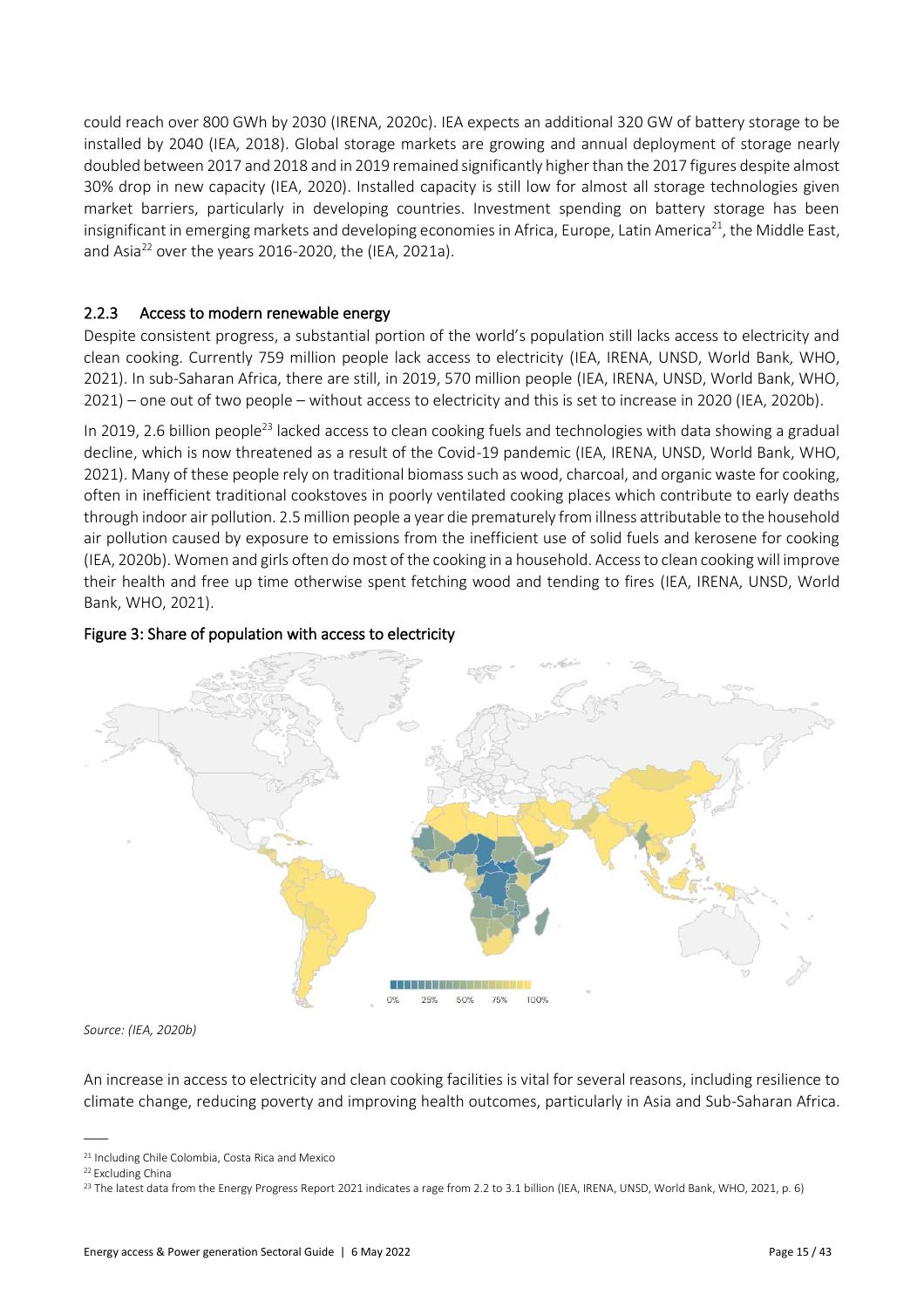could reach over 800 GWh by 2030 (IRENA, 2020c). IEA expects an additional 320 GW of battery storage to be installed by 2040 (IEA, 2018). Global storage markets are growing and annual deployment of storage nearly doubled between 2017 and 2018 and in 2019 remained significantly higher than the 2017 figures despite almost 30% drop in new capacity (IEA, 2020). Installed capacity is still low for almost all storage technologies given market barriers, particularly in developing countries. Investment spending on battery storage has been insignificant in emerging markets and developing economies in Africa, Europe, Latin America[21], the Middle East, and Asia[22] over the years 2016-2020, the (IEA, 2021a).

### 2.2.3 Access to modern renewable energy

Despite consistent progress, a substantial portion of the world's population still lacks access to electricity and clean cooking. Currently 759 million people lack access to electricity (IEA, IRENA, UNSD, World Bank, WHO, 2021). In sub-Saharan Africa, there are still, in 2019, 570 million people (IEA, IRENA, UNSD, World Bank, WHO, 2021) – one out of two people – without access to electricity and this is set to increase in 2020 (IEA, 2020b).

In 2019, 2.6 billion people[23] lacked access to clean cooking fuels and technologies with data showing a gradual decline, which is now threatened as a result of the Covid-19 pandemic (IEA, IRENA, UNSD, World Bank, WHO, 2021). Many of these people rely on traditional biomass such as wood, charcoal, and organic waste for cooking, often in inefficient traditional cookstoves in poorly ventilated cooking places which contribute to early deaths through indoor air pollution. 2.5 million people a year die prematurely from illness attributable to the household air pollution caused by exposure to emissions from the inefficient use of solid fuels and kerosene for cooking (IEA, 2020b). Women and girls often do most of the cooking in a household. Access to clean cooking will improve their health and free up time otherwise spent fetching wood and tending to fires (IEA, IRENA, UNSD, World Bank, WHO, 2021).

**Figure 3: Share of population with access to electricity**

0% 25% 50% 75% 100%

*Source: (IEA, 2020b)*

An increase in access to electricity and clean cooking facilities is vital for several reasons, including resilience to climate change, reducing poverty and improving health outcomes, particularly in Asia and Sub-Saharan Africa.

---

[21] Including Chile Colombia, Costa Rica and Mexico

[22] Excluding China

[23] The latest data from the Energy Progress Report 2021 indicates a rage from 2.2 to 3.1 billion (IEA, IRENA, UNSD, World Bank, WHO, 2021, p. 6)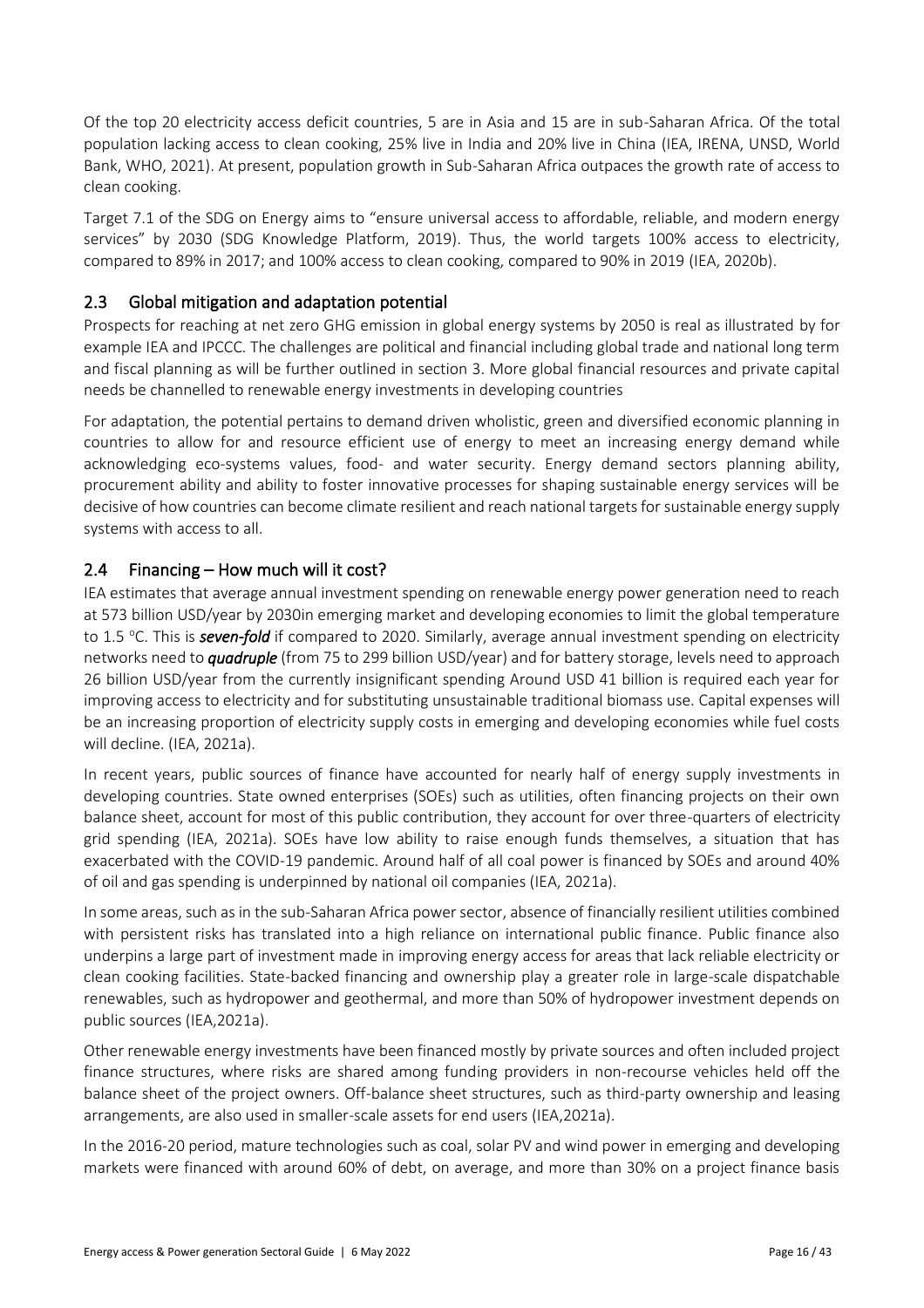Of the top 20 electricity access deficit countries, 5 are in Asia and 15 are in sub-Saharan Africa. Of the total population lacking access to clean cooking, 25% live in India and 20% live in China (IEA, IRENA, UNSD, World Bank, WHO, 2021). At present, population growth in Sub-Saharan Africa outpaces the growth rate of access to clean cooking.

Target 7.1 of the SDG on Energy aims to "ensure universal access to affordable, reliable, and modern energy services" by 2030 (SDG Knowledge Platform, 2019). Thus, the world targets 100% access to electricity, compared to 89% in 2017; and 100% access to clean cooking, compared to 90% in 2019 (IEA, 2020b).

## 2.3 Global mitigation and adaptation potential

Prospects for reaching at net zero GHG emission in global energy systems by 2050 is real as illustrated by for example IEA and IPCCC. The challenges are political and financial including global trade and national long term and fiscal planning as will be further outlined in section 3. More global financial resources and private capital needs be channelled to renewable energy investments in developing countries

For adaptation, the potential pertains to demand driven wholistic, green and diversified economic planning in countries to allow for and resource efficient use of energy to meet an increasing energy demand while acknowledging eco-systems values, food- and water security. Energy demand sectors planning ability, procurement ability and ability to foster innovative processes for shaping sustainable energy services will be decisive of how countries can become climate resilient and reach national targets for sustainable energy supply systems with access to all.

## 2.4 Financing – How much will it cost?

IEA estimates that average annual investment spending on renewable energy power generation need to reach at 573 billion USD/year by 2030in emerging market and developing economies to limit the global temperature to 1.5 °C. This is ***seven-fold*** if compared to 2020. Similarly, average annual investment spending on electricity networks need to ***quadruple*** (from 75 to 299 billion USD/year) and for battery storage, levels need to approach 26 billion USD/year from the currently insignificant spending Around USD 41 billion is required each year for improving access to electricity and for substituting unsustainable traditional biomass use. Capital expenses will be an increasing proportion of electricity supply costs in emerging and developing economies while fuel costs will decline. (IEA, 2021a).

In recent years, public sources of finance have accounted for nearly half of energy supply investments in developing countries. State owned enterprises (SOEs) such as utilities, often financing projects on their own balance sheet, account for most of this public contribution, they account for over three-quarters of electricity grid spending (IEA, 2021a). SOEs have low ability to raise enough funds themselves, a situation that has exacerbated with the COVID-19 pandemic. Around half of all coal power is financed by SOEs and around 40% of oil and gas spending is underpinned by national oil companies (IEA, 2021a).

In some areas, such as in the sub-Saharan Africa power sector, absence of financially resilient utilities combined with persistent risks has translated into a high reliance on international public finance. Public finance also underpins a large part of investment made in improving energy access for areas that lack reliable electricity or clean cooking facilities. State-backed financing and ownership play a greater role in large-scale dispatchable renewables, such as hydropower and geothermal, and more than 50% of hydropower investment depends on public sources (IEA,2021a).

Other renewable energy investments have been financed mostly by private sources and often included project finance structures, where risks are shared among funding providers in non-recourse vehicles held off the balance sheet of the project owners. Off-balance sheet structures, such as third-party ownership and leasing arrangements, are also used in smaller-scale assets for end users (IEA,2021a).

In the 2016-20 period, mature technologies such as coal, solar PV and wind power in emerging and developing markets were financed with around 60% of debt, on average, and more than 30% on a project finance basis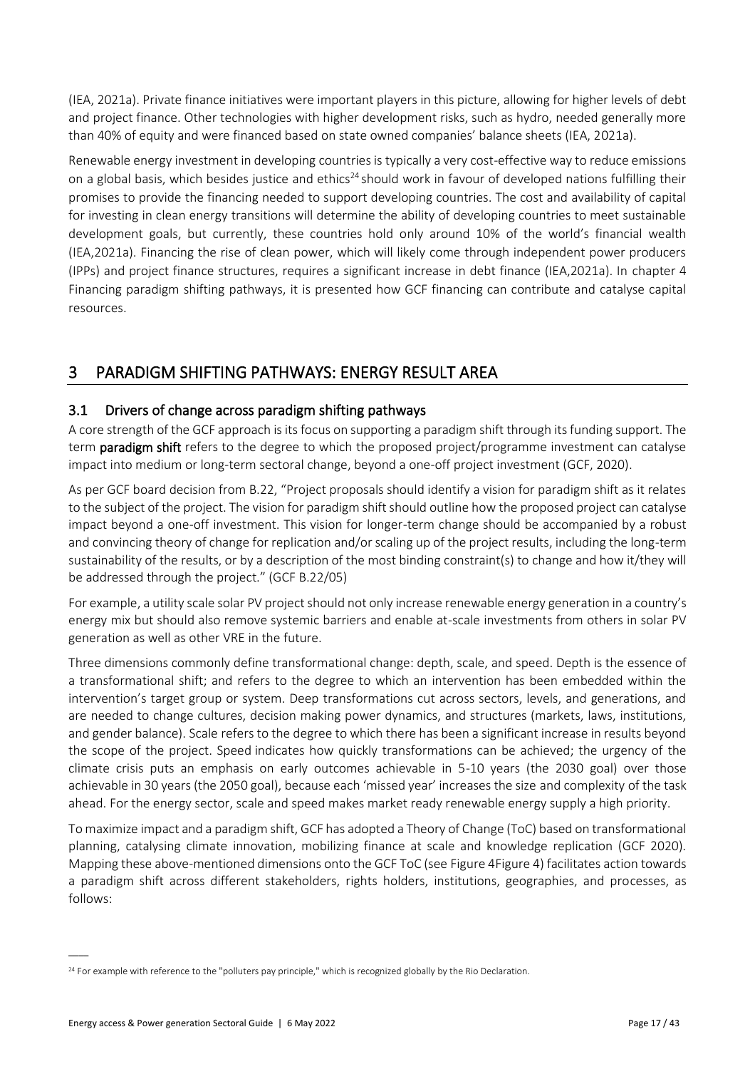(IEA, 2021a). Private finance initiatives were important players in this picture, allowing for higher levels of debt and project finance. Other technologies with higher development risks, such as hydro, needed generally more than 40% of equity and were financed based on state owned companies' balance sheets (IEA, 2021a).

Renewable energy investment in developing countries is typically a very cost-effective way to reduce emissions on a global basis, which besides justice and ethics[24] should work in favour of developed nations fulfilling their promises to provide the financing needed to support developing countries. The cost and availability of capital for investing in clean energy transitions will determine the ability of developing countries to meet sustainable development goals, but currently, these countries hold only around 10% of the world's financial wealth (IEA,2021a). Financing the rise of clean power, which will likely come through independent power producers (IPPs) and project finance structures, requires a significant increase in debt finance (IEA,2021a). In chapter 4 Financing paradigm shifting pathways, it is presented how GCF financing can contribute and catalyse capital resources.

# 3 PARADIGM SHIFTING PATHWAYS: ENERGY RESULT AREA

## 3.1 Drivers of change across paradigm shifting pathways

A core strength of the GCF approach is its focus on supporting a paradigm shift through its funding support. The term **paradigm shift** refers to the degree to which the proposed project/programme investment can catalyse impact into medium or long-term sectoral change, beyond a one-off project investment (GCF, 2020).

As per GCF board decision from B.22, "Project proposals should identify a vision for paradigm shift as it relates to the subject of the project. The vision for paradigm shift should outline how the proposed project can catalyse impact beyond a one-off investment. This vision for longer-term change should be accompanied by a robust and convincing theory of change for replication and/or scaling up of the project results, including the long-term sustainability of the results, or by a description of the most binding constraint(s) to change and how it/they will be addressed through the project." (GCF B.22/05)

For example, a utility scale solar PV project should not only increase renewable energy generation in a country's energy mix but should also remove systemic barriers and enable at-scale investments from others in solar PV generation as well as other VRE in the future.

Three dimensions commonly define transformational change: depth, scale, and speed. Depth is the essence of a transformational shift; and refers to the degree to which an intervention has been embedded within the intervention's target group or system. Deep transformations cut across sectors, levels, and generations, and are needed to change cultures, decision making power dynamics, and structures (markets, laws, institutions, and gender balance). Scale refers to the degree to which there has been a significant increase in results beyond the scope of the project. Speed indicates how quickly transformations can be achieved; the urgency of the climate crisis puts an emphasis on early outcomes achievable in 5-10 years (the 2030 goal) over those achievable in 30 years (the 2050 goal), because each 'missed year' increases the size and complexity of the task ahead. For the energy sector, scale and speed makes market ready renewable energy supply a high priority.

To maximize impact and a paradigm shift, GCF has adopted a Theory of Change (ToC) based on transformational planning, catalysing climate innovation, mobilizing finance at scale and knowledge replication (GCF 2020). Mapping these above-mentioned dimensions onto the GCF ToC (see Figure 4Figure 4) facilitates action towards a paradigm shift across different stakeholders, rights holders, institutions, geographies, and processes, as follows:

---

[24] For example with reference to the "polluters pay principle," which is recognized globally by the Rio Declaration.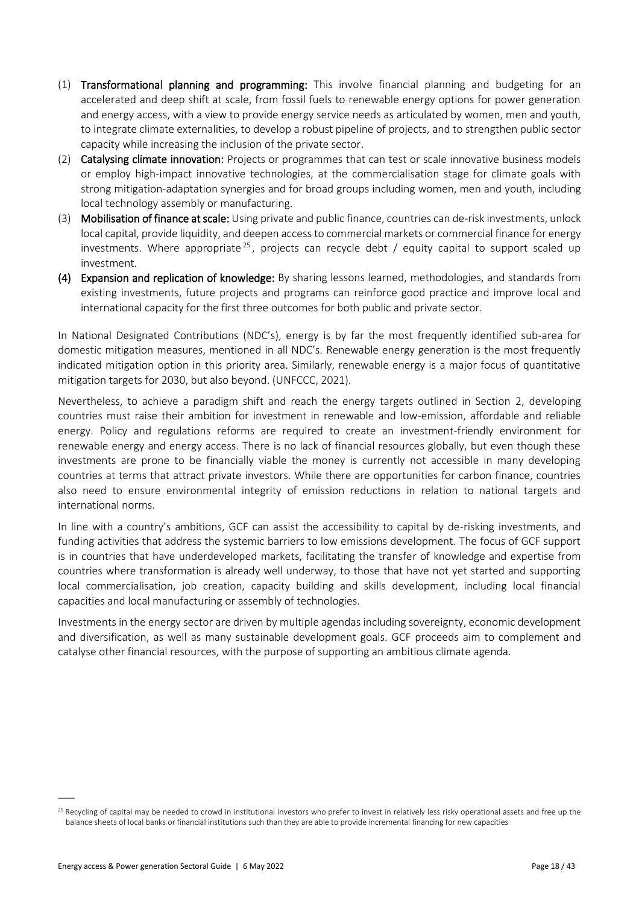(1) **Transformational planning and programming:** This involve financial planning and budgeting for an accelerated and deep shift at scale, from fossil fuels to renewable energy options for power generation and energy access, with a view to provide energy service needs as articulated by women, men and youth, to integrate climate externalities, to develop a robust pipeline of projects, and to strengthen public sector capacity while increasing the inclusion of the private sector.

(2) **Catalysing climate innovation:** Projects or programmes that can test or scale innovative business models or employ high-impact innovative technologies, at the commercialisation stage for climate goals with strong mitigation-adaptation synergies and for broad groups including women, men and youth, including local technology assembly or manufacturing.

(3) **Mobilisation of finance at scale:** Using private and public finance, countries can de-risk investments, unlock local capital, provide liquidity, and deepen access to commercial markets or commercial finance for energy investments. Where appropriate [25], projects can recycle debt / equity capital to support scaled up investment.

**(4) Expansion and replication of knowledge:** By sharing lessons learned, methodologies, and standards from existing investments, future projects and programs can reinforce good practice and improve local and international capacity for the first three outcomes for both public and private sector.

In National Designated Contributions (NDC's), energy is by far the most frequently identified sub-area for domestic mitigation measures, mentioned in all NDC's. Renewable energy generation is the most frequently indicated mitigation option in this priority area. Similarly, renewable energy is a major focus of quantitative mitigation targets for 2030, but also beyond. (UNFCCC, 2021).

Nevertheless, to achieve a paradigm shift and reach the energy targets outlined in Section 2, developing countries must raise their ambition for investment in renewable and low-emission, affordable and reliable energy. Policy and regulations reforms are required to create an investment-friendly environment for renewable energy and energy access. There is no lack of financial resources globally, but even though these investments are prone to be financially viable the money is currently not accessible in many developing countries at terms that attract private investors. While there are opportunities for carbon finance, countries also need to ensure environmental integrity of emission reductions in relation to national targets and international norms.

In line with a country's ambitions, GCF can assist the accessibility to capital by de-risking investments, and funding activities that address the systemic barriers to low emissions development. The focus of GCF support is in countries that have underdeveloped markets, facilitating the transfer of knowledge and expertise from countries where transformation is already well underway, to those that have not yet started and supporting local commercialisation, job creation, capacity building and skills development, including local financial capacities and local manufacturing or assembly of technologies.

Investments in the energy sector are driven by multiple agendas including sovereignty, economic development and diversification, as well as many sustainable development goals. GCF proceeds aim to complement and catalyse other financial resources, with the purpose of supporting an ambitious climate agenda.

---

[25] Recycling of capital may be needed to crowd in institutional investors who prefer to invest in relatively less risky operational assets and free up the balance sheets of local banks or financial institutions such than they are able to provide incremental financing for new capacities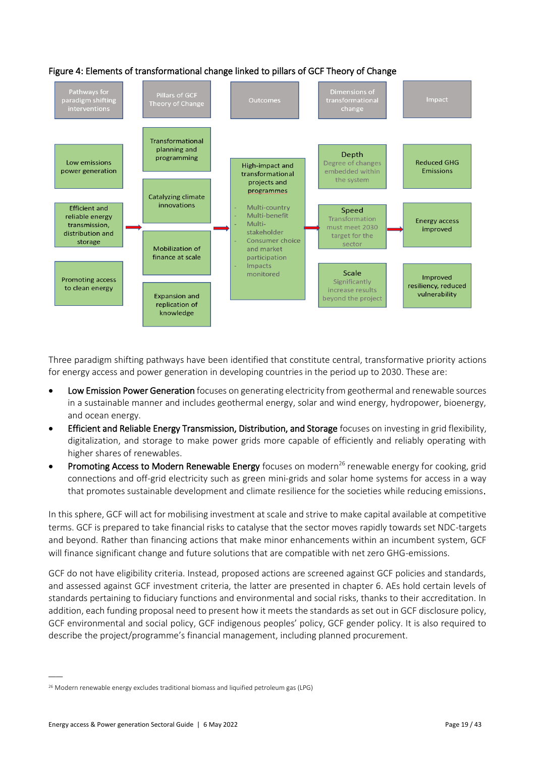Figure 4: Elements of transformational change linked to pillars of GCF Theory of Change

| Pathways for paradigm shifting interventions | Pillars of GCF Theory of Change | Outcomes | Dimensions of transformational change | Impact |
|---|---|---|---|---|
| Low emissions power generation | Transformational planning and programming | High-impact and transformational projects and programmes<br>- Multi-country<br>- Multi-benefit<br>- Multi-stakeholder<br>- Consumer choice and market participation<br>- Impacts monitored | Depth<br>Degree of changes embedded within the system | Reduced GHG Emissions |
| Efficient and reliable energy transmission, distribution and storage | Catalyzing climate innovations | | Speed<br>Transformation must meet 2030 target for the sector | Energy access improved |
| Promoting access to clean energy | Mobilization of finance at scale | | Scale<br>Significantly increase results beyond the project | Improved resiliency, reduced vulnerability |
| | Expansion and replication of knowledge | | | |

Three paradigm shifting pathways have been identified that constitute central, transformative priority actions for energy access and power generation in developing countries in the period up to 2030. These are:

- Low Emission Power Generation focuses on generating electricity from geothermal and renewable sources in a sustainable manner and includes geothermal energy, solar and wind energy, hydropower, bioenergy, and ocean energy.
- Efficient and Reliable Energy Transmission, Distribution, and Storage focuses on investing in grid flexibility, digitalization, and storage to make power grids more capable of efficiently and reliably operating with higher shares of renewables.
- Promoting Access to Modern Renewable Energy focuses on modern[26] renewable energy for cooking, grid connections and off-grid electricity such as green mini-grids and solar home systems for access in a way that promotes sustainable development and climate resilience for the societies while reducing emissions.

In this sphere, GCF will act for mobilising investment at scale and strive to make capital available at competitive terms. GCF is prepared to take financial risks to catalyse that the sector moves rapidly towards set NDC-targets and beyond. Rather than financing actions that make minor enhancements within an incumbent system, GCF will finance significant change and future solutions that are compatible with net zero GHG-emissions.

GCF do not have eligibility criteria. Instead, proposed actions are screened against GCF policies and standards, and assessed against GCF investment criteria, the latter are presented in chapter 6. AEs hold certain levels of standards pertaining to fiduciary functions and environmental and social risks, thanks to their accreditation. In addition, each funding proposal need to present how it meets the standards as set out in GCF disclosure policy, GCF environmental and social policy, GCF indigenous peoples' policy, GCF gender policy. It is also required to describe the project/programme's financial management, including planned procurement.

[26] Modern renewable energy excludes traditional biomass and liquified petroleum gas (LPG)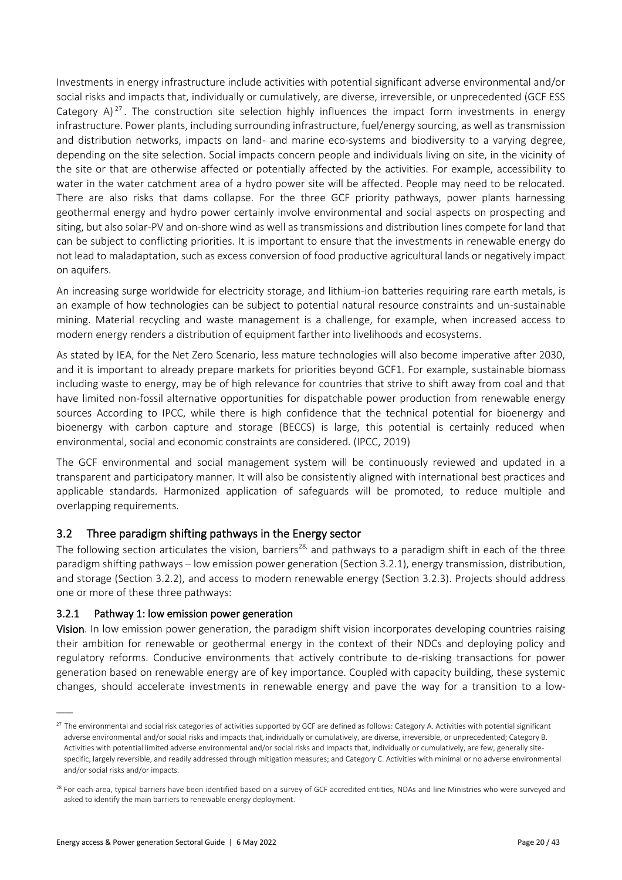Investments in energy infrastructure include activities with potential significant adverse environmental and/or social risks and impacts that, individually or cumulatively, are diverse, irreversible, or unprecedented (GCF ESS Category A)[27]. The construction site selection highly influences the impact form investments in energy infrastructure. Power plants, including surrounding infrastructure, fuel/energy sourcing, as well as transmission and distribution networks, impacts on land- and marine eco-systems and biodiversity to a varying degree, depending on the site selection. Social impacts concern people and individuals living on site, in the vicinity of the site or that are otherwise affected or potentially affected by the activities. For example, accessibility to water in the water catchment area of a hydro power site will be affected. People may need to be relocated. There are also risks that dams collapse. For the three GCF priority pathways, power plants harnessing geothermal energy and hydro power certainly involve environmental and social aspects on prospecting and siting, but also solar-PV and on-shore wind as well as transmissions and distribution lines compete for land that can be subject to conflicting priorities. It is important to ensure that the investments in renewable energy do not lead to maladaptation, such as excess conversion of food productive agricultural lands or negatively impact on aquifers.

An increasing surge worldwide for electricity storage, and lithium-ion batteries requiring rare earth metals, is an example of how technologies can be subject to potential natural resource constraints and un-sustainable mining. Material recycling and waste management is a challenge, for example, when increased access to modern energy renders a distribution of equipment farther into livelihoods and ecosystems.

As stated by IEA, for the Net Zero Scenario, less mature technologies will also become imperative after 2030, and it is important to already prepare markets for priorities beyond GCF1. For example, sustainable biomass including waste to energy, may be of high relevance for countries that strive to shift away from coal and that have limited non-fossil alternative opportunities for dispatchable power production from renewable energy sources According to IPCC, while there is high confidence that the technical potential for bioenergy and bioenergy with carbon capture and storage (BECCS) is large, this potential is certainly reduced when environmental, social and economic constraints are considered. (IPCC, 2019)

The GCF environmental and social management system will be continuously reviewed and updated in a transparent and participatory manner. It will also be consistently aligned with international best practices and applicable standards. Harmonized application of safeguards will be promoted, to reduce multiple and overlapping requirements.

## 3.2 Three paradigm shifting pathways in the Energy sector

The following section articulates the vision, barriers[28], and pathways to a paradigm shift in each of the three paradigm shifting pathways – low emission power generation (Section 3.2.1), energy transmission, distribution, and storage (Section 3.2.2), and access to modern renewable energy (Section 3.2.3). Projects should address one or more of these three pathways:

### 3.2.1 Pathway 1: low emission power generation

**Vision**. In low emission power generation, the paradigm shift vision incorporates developing countries raising their ambition for renewable or geothermal energy in the context of their NDCs and deploying policy and regulatory reforms. Conducive environments that actively contribute to de-risking transactions for power generation based on renewable energy are of key importance. Coupled with capacity building, these systemic changes, should accelerate investments in renewable energy and pave the way for a transition to a low-

---

[27] The environmental and social risk categories of activities supported by GCF are defined as follows: Category A. Activities with potential significant adverse environmental and/or social risks and impacts that, individually or cumulatively, are diverse, irreversible, or unprecedented; Category B. Activities with potential limited adverse environmental and/or social risks and impacts that, individually or cumulatively, are few, generally site-specific, largely reversible, and readily addressed through mitigation measures; and Category C. Activities with minimal or no adverse environmental and/or social risks and/or impacts.

[28] For each area, typical barriers have been identified based on a survey of GCF accredited entities, NDAs and line Ministries who were surveyed and asked to identify the main barriers to renewable energy deployment.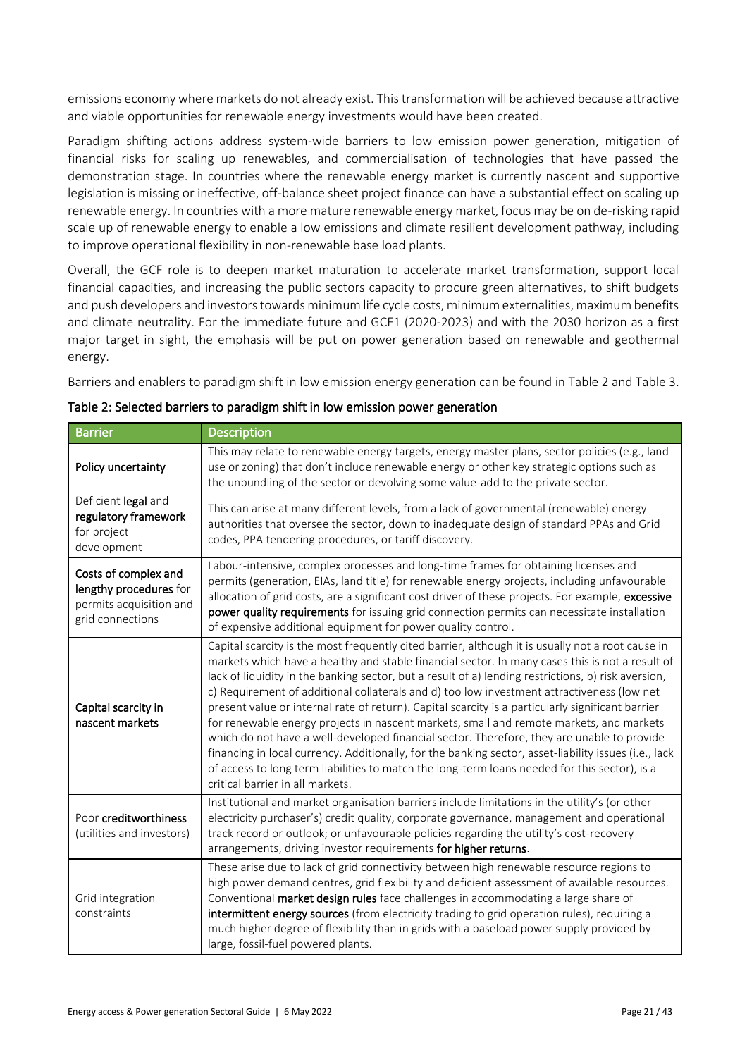emissions economy where markets do not already exist. This transformation will be achieved because attractive and viable opportunities for renewable energy investments would have been created.

Paradigm shifting actions address system-wide barriers to low emission power generation, mitigation of financial risks for scaling up renewables, and commercialisation of technologies that have passed the demonstration stage. In countries where the renewable energy market is currently nascent and supportive legislation is missing or ineffective, off-balance sheet project finance can have a substantial effect on scaling up renewable energy. In countries with a more mature renewable energy market, focus may be on de-risking rapid scale up of renewable energy to enable a low emissions and climate resilient development pathway, including to improve operational flexibility in non-renewable base load plants.

Overall, the GCF role is to deepen market maturation to accelerate market transformation, support local financial capacities, and increasing the public sectors capacity to procure green alternatives, to shift budgets and push developers and investors towards minimum life cycle costs, minimum externalities, maximum benefits and climate neutrality. For the immediate future and GCF1 (2020-2023) and with the 2030 horizon as a first major target in sight, the emphasis will be put on power generation based on renewable and geothermal energy.

Barriers and enablers to paradigm shift in low emission energy generation can be found in Table 2 and Table 3.

**Table 2: Selected barriers to paradigm shift in low emission power generation**

| Barrier | Description |
|---|---|
| **Policy uncertainty** | This may relate to renewable energy targets, energy master plans, sector policies (e.g., land use or zoning) that don't include renewable energy or other key strategic options such as the unbundling of the sector or devolving some value-add to the private sector. |
| Deficient **legal** and **regulatory framework** for project development | This can arise at many different levels, from a lack of governmental (renewable) energy authorities that oversee the sector, down to inadequate design of standard PPAs and Grid codes, PPA tendering procedures, or tariff discovery. |
| **Costs of complex and lengthy procedures** for permits acquisition and grid connections | Labour-intensive, complex processes and long-time frames for obtaining licenses and permits (generation, EIAs, land title) for renewable energy projects, including unfavourable allocation of grid costs, are a significant cost driver of these projects. For example, **excessive power quality requirements** for issuing grid connection permits can necessitate installation of expensive additional equipment for power quality control. |
| **Capital scarcity in nascent markets** | Capital scarcity is the most frequently cited barrier, although it is usually not a root cause in markets which have a healthy and stable financial sector. In many cases this is not a result of lack of liquidity in the banking sector, but a result of a) lending restrictions, b) risk aversion, c) Requirement of additional collaterals and d) too low investment attractiveness (low net present value or internal rate of return). Capital scarcity is a particularly significant barrier for renewable energy projects in nascent markets, small and remote markets, and markets which do not have a well-developed financial sector. Therefore, they are unable to provide financing in local currency. Additionally, for the banking sector, asset-liability issues (i.e., lack of access to long term liabilities to match the long-term loans needed for this sector), is a critical barrier in all markets. |
| Poor **creditworthiness** (utilities and investors) | Institutional and market organisation barriers include limitations in the utility's (or other electricity purchaser's) credit quality, corporate governance, management and operational track record or outlook; or unfavourable policies regarding the utility's cost-recovery arrangements, driving investor requirements **for higher returns**. |
| Grid integration constraints | These arise due to lack of grid connectivity between high renewable resource regions to high power demand centres, grid flexibility and deficient assessment of available resources. Conventional **market design rules** face challenges in accommodating a large share of **intermittent energy sources** (from electricity trading to grid operation rules), requiring a much higher degree of flexibility than in grids with a baseload power supply provided by large, fossil-fuel powered plants. |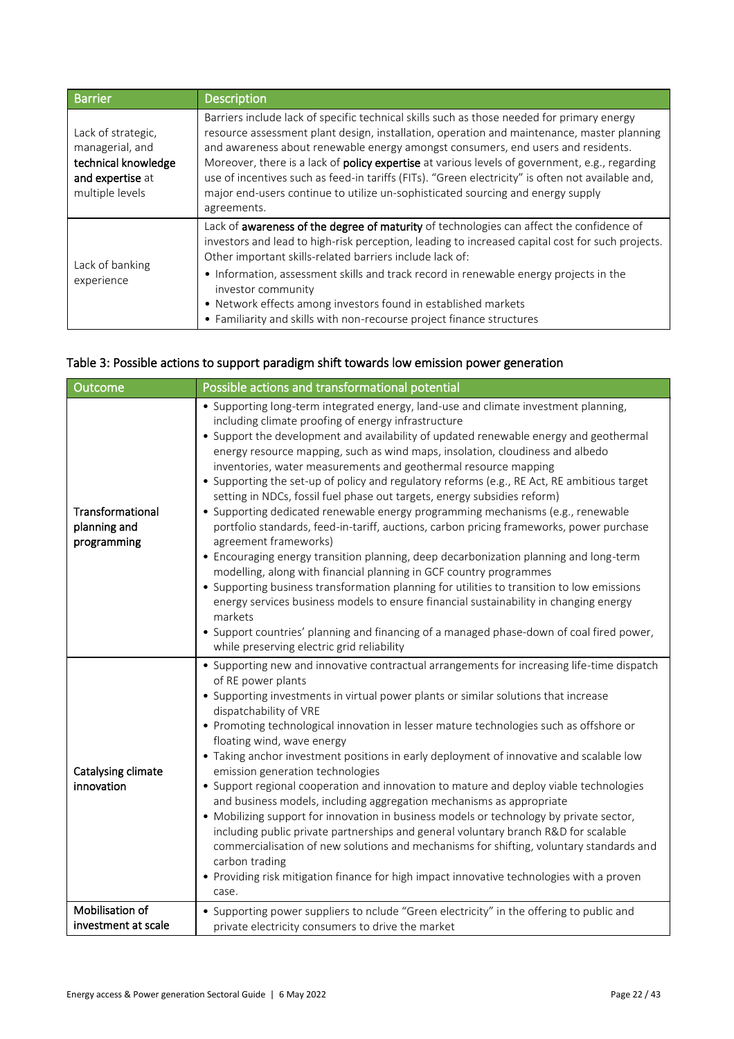| Barrier | Description |
|---|---|
| Lack of strategic, managerial, and **technical knowledge and expertise** at multiple levels | Barriers include lack of specific technical skills such as those needed for primary energy resource assessment plant design, installation, operation and maintenance, master planning and awareness about renewable energy amongst consumers, end users and residents. Moreover, there is a lack of **policy expertise** at various levels of government, e.g., regarding use of incentives such as feed-in tariffs (FITs). "Green electricity" is often not available and, major end-users continue to utilize un-sophisticated sourcing and energy supply agreements. |
| Lack of banking experience | Lack of **awareness of the degree of maturity** of technologies can affect the confidence of investors and lead to high-risk perception, leading to increased capital cost for such projects. Other important skills-related barriers include lack of:<br>• Information, assessment skills and track record in renewable energy projects in the investor community<br>• Network effects among investors found in established markets<br>• Familiarity and skills with non-recourse project finance structures |

### Table 3: Possible actions to support paradigm shift towards low emission power generation

| Outcome | Possible actions and transformational potential |
|---|---|
| **Transformational planning and programming** | • Supporting long-term integrated energy, land-use and climate investment planning, including climate proofing of energy infrastructure<br>• Support the development and availability of updated renewable energy and geothermal energy resource mapping, such as wind maps, insolation, cloudiness and albedo inventories, water measurements and geothermal resource mapping<br>• Supporting the set-up of policy and regulatory reforms (e.g., RE Act, RE ambitious target setting in NDCs, fossil fuel phase out targets, energy subsidies reform)<br>• Supporting dedicated renewable energy programming mechanisms (e.g., renewable portfolio standards, feed-in-tariff, auctions, carbon pricing frameworks, power purchase agreement frameworks)<br>• Encouraging energy transition planning, deep decarbonization planning and long-term modelling, along with financial planning in GCF country programmes<br>• Supporting business transformation planning for utilities to transition to low emissions energy services business models to ensure financial sustainability in changing energy markets<br>• Support countries' planning and financing of a managed phase-down of coal fired power, while preserving electric grid reliability |
| **Catalysing climate innovation** | • Supporting new and innovative contractual arrangements for increasing life-time dispatch of RE power plants<br>• Supporting investments in virtual power plants or similar solutions that increase dispatchability of VRE<br>• Promoting technological innovation in lesser mature technologies such as offshore or floating wind, wave energy<br>• Taking anchor investment positions in early deployment of innovative and scalable low emission generation technologies<br>• Support regional cooperation and innovation to mature and deploy viable technologies and business models, including aggregation mechanisms as appropriate<br>• Mobilizing support for innovation in business models or technology by private sector, including public private partnerships and general voluntary branch R&D for scalable commercialisation of new solutions and mechanisms for shifting, voluntary standards and carbon trading<br>• Providing risk mitigation finance for high impact innovative technologies with a proven case. |
| **Mobilisation of investment at scale** | • Supporting power suppliers to nclude "Green electricity" in the offering to public and private electricity consumers to drive the market |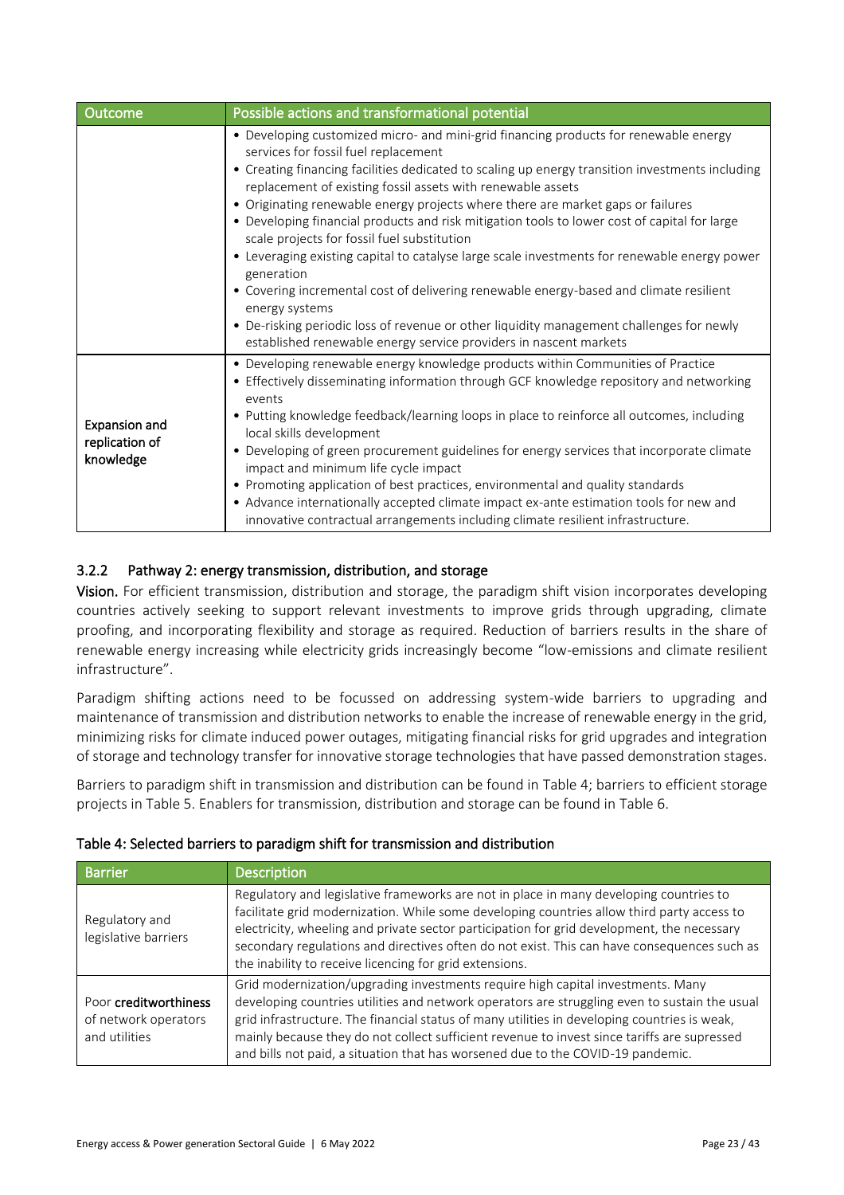| Outcome | Possible actions and transformational potential |
|---|---|
| | • Developing customized micro- and mini-grid financing products for renewable energy services for fossil fuel replacement<br>• Creating financing facilities dedicated to scaling up energy transition investments including replacement of existing fossil assets with renewable assets<br>• Originating renewable energy projects where there are market gaps or failures<br>• Developing financial products and risk mitigation tools to lower cost of capital for large scale projects for fossil fuel substitution<br>• Leveraging existing capital to catalyse large scale investments for renewable energy power generation<br>• Covering incremental cost of delivering renewable energy-based and climate resilient energy systems<br>• De-risking periodic loss of revenue or other liquidity management challenges for newly established renewable energy service providers in nascent markets |
| **Expansion and replication of knowledge** | • Developing renewable energy knowledge products within Communities of Practice<br>• Effectively disseminating information through GCF knowledge repository and networking events<br>• Putting knowledge feedback/learning loops in place to reinforce all outcomes, including local skills development<br>• Developing of green procurement guidelines for energy services that incorporate climate impact and minimum life cycle impact<br>• Promoting application of best practices, environmental and quality standards<br>• Advance internationally accepted climate impact ex-ante estimation tools for new and innovative contractual arrangements including climate resilient infrastructure. |

### 3.2.2 Pathway 2: energy transmission, distribution, and storage

**Vision.** For efficient transmission, distribution and storage, the paradigm shift vision incorporates developing countries actively seeking to support relevant investments to improve grids through upgrading, climate proofing, and incorporating flexibility and storage as required. Reduction of barriers results in the share of renewable energy increasing while electricity grids increasingly become "low-emissions and climate resilient infrastructure".

Paradigm shifting actions need to be focussed on addressing system-wide barriers to upgrading and maintenance of transmission and distribution networks to enable the increase of renewable energy in the grid, minimizing risks for climate induced power outages, mitigating financial risks for grid upgrades and integration of storage and technology transfer for innovative storage technologies that have passed demonstration stages.

Barriers to paradigm shift in transmission and distribution can be found in Table 4; barriers to efficient storage projects in Table 5. Enablers for transmission, distribution and storage can be found in Table 6.

**Table 4: Selected barriers to paradigm shift for transmission and distribution**

| Barrier | Description |
|---|---|
| Regulatory and legislative barriers | Regulatory and legislative frameworks are not in place in many developing countries to facilitate grid modernization. While some developing countries allow third party access to electricity, wheeling and private sector participation for grid development, the necessary secondary regulations and directives often do not exist. This can have consequences such as the inability to receive licencing for grid extensions. |
| Poor **creditworthiness** of network operators and utilities | Grid modernization/upgrading investments require high capital investments. Many developing countries utilities and network operators are struggling even to sustain the usual grid infrastructure. The financial status of many utilities in developing countries is weak, mainly because they do not collect sufficient revenue to invest since tariffs are supressed and bills not paid, a situation that has worsened due to the COVID-19 pandemic. |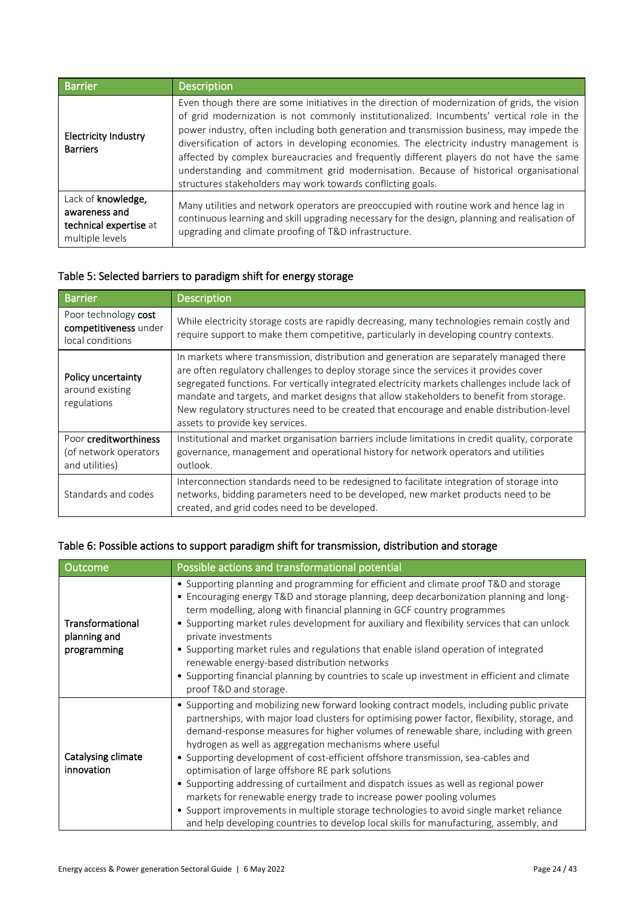| Barrier | Description |
|---|---|
| **Electricity Industry Barriers** | Even though there are some initiatives in the direction of modernization of grids, the vision of grid modernization is not commonly institutionalized. Incumbents' vertical role in the power industry, often including both generation and transmission business, may impede the diversification of actors in developing economies. The electricity industry management is affected by complex bureaucracies and frequently different players do not have the same understanding and commitment grid modernisation. Because of historical organisational structures stakeholders may work towards conflicting goals. |
| Lack of **knowledge, awareness and technical expertise** at multiple levels | Many utilities and network operators are preoccupied with routine work and hence lag in continuous learning and skill upgrading necessary for the design, planning and realisation of upgrading and climate proofing of T&D infrastructure. |

## Table 5: Selected barriers to paradigm shift for energy storage

| Barrier | Description |
|---|---|
| Poor technology **cost competitiveness** under local conditions | While electricity storage costs are rapidly decreasing, many technologies remain costly and require support to make them competitive, particularly in developing country contexts. |
| **Policy uncertainty** around existing regulations | In markets where transmission, distribution and generation are separately managed there are often regulatory challenges to deploy storage since the services it provides cover segregated functions. For vertically integrated electricity markets challenges include lack of mandate and targets, and market designs that allow stakeholders to benefit from storage. New regulatory structures need to be created that encourage and enable distribution-level assets to provide key services. |
| Poor **creditworthiness** (of network operators and utilities) | Institutional and market organisation barriers include limitations in credit quality, corporate governance, management and operational history for network operators and utilities outlook. |
| Standards and codes | Interconnection standards need to be redesigned to facilitate integration of storage into networks, bidding parameters need to be developed, new market products need to be created, and grid codes need to be developed. |

## Table 6: Possible actions to support paradigm shift for transmission, distribution and storage

| Outcome | Possible actions and transformational potential |
|---|---|
| **Transformational planning and programming** | • Supporting planning and programming for efficient and climate proof T&D and storage<br>• Encouraging energy T&D and storage planning, deep decarbonization planning and long-term modelling, along with financial planning in GCF country programmes<br>• Supporting market rules development for auxiliary and flexibility services that can unlock private investments<br>• Supporting market rules and regulations that enable island operation of integrated renewable energy-based distribution networks<br>• Supporting financial planning by countries to scale up investment in efficient and climate proof T&D and storage. |
| **Catalysing climate innovation** | • Supporting and mobilizing new forward looking contract models, including public private partnerships, with major load clusters for optimising power factor, flexibility, storage, and demand-response measures for higher volumes of renewable share, including with green hydrogen as well as aggregation mechanisms where useful<br>• Supporting development of cost-efficient offshore transmission, sea-cables and optimisation of large offshore RE park solutions<br>• Supporting addressing of curtailment and dispatch issues as well as regional power markets for renewable energy trade to increase power pooling volumes<br>• Support improvements in multiple storage technologies to avoid single market reliance and help developing countries to develop local skills for manufacturing, assembly, and |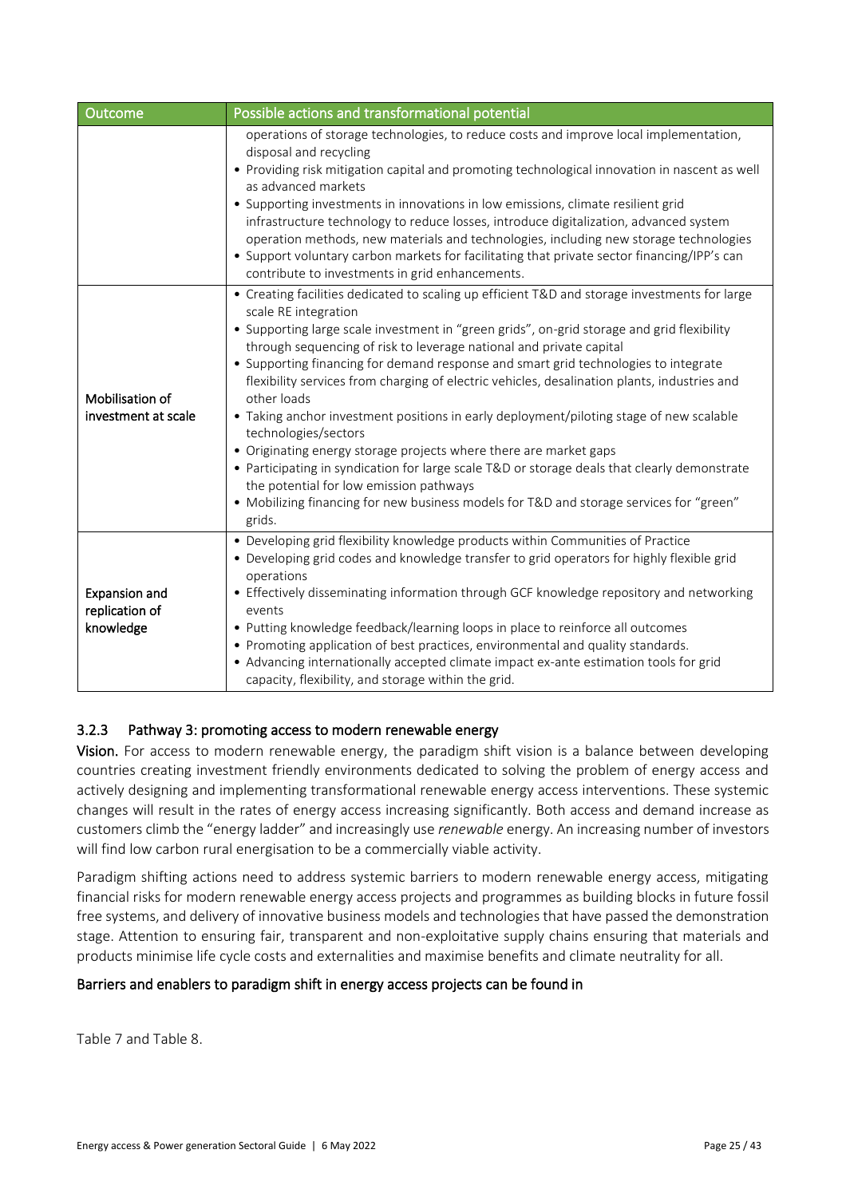| Outcome | Possible actions and transformational potential |
| --- | --- |
| | operations of storage technologies, to reduce costs and improve local implementation, disposal and recycling<br>• Providing risk mitigation capital and promoting technological innovation in nascent as well as advanced markets<br>• Supporting investments in innovations in low emissions, climate resilient grid infrastructure technology to reduce losses, introduce digitalization, advanced system operation methods, new materials and technologies, including new storage technologies<br>• Support voluntary carbon markets for facilitating that private sector financing/IPP's can contribute to investments in grid enhancements. |
| Mobilisation of investment at scale | • Creating facilities dedicated to scaling up efficient T&D and storage investments for large scale RE integration<br>• Supporting large scale investment in "green grids", on-grid storage and grid flexibility through sequencing of risk to leverage national and private capital<br>• Supporting financing for demand response and smart grid technologies to integrate flexibility services from charging of electric vehicles, desalination plants, industries and other loads<br>• Taking anchor investment positions in early deployment/piloting stage of new scalable technologies/sectors<br>• Originating energy storage projects where there are market gaps<br>• Participating in syndication for large scale T&D or storage deals that clearly demonstrate the potential for low emission pathways<br>• Mobilizing financing for new business models for T&D and storage services for "green" grids. |
| Expansion and replication of knowledge | • Developing grid flexibility knowledge products within Communities of Practice<br>• Developing grid codes and knowledge transfer to grid operators for highly flexible grid operations<br>• Effectively disseminating information through GCF knowledge repository and networking events<br>• Putting knowledge feedback/learning loops in place to reinforce all outcomes<br>• Promoting application of best practices, environmental and quality standards.<br>• Advancing internationally accepted climate impact ex-ante estimation tools for grid capacity, flexibility, and storage within the grid. |

### 3.2.3 Pathway 3: promoting access to modern renewable energy

**Vision.** For access to modern renewable energy, the paradigm shift vision is a balance between developing countries creating investment friendly environments dedicated to solving the problem of energy access and actively designing and implementing transformational renewable energy access interventions. These systemic changes will result in the rates of energy access increasing significantly. Both access and demand increase as customers climb the "energy ladder" and increasingly use *renewable* energy. An increasing number of investors will find low carbon rural energisation to be a commercially viable activity.

Paradigm shifting actions need to address systemic barriers to modern renewable energy access, mitigating financial risks for modern renewable energy access projects and programmes as building blocks in future fossil free systems, and delivery of innovative business models and technologies that have passed the demonstration stage. Attention to ensuring fair, transparent and non-exploitative supply chains ensuring that materials and products minimise life cycle costs and externalities and maximise benefits and climate neutrality for all.

**Barriers and enablers to paradigm shift in energy access projects can be found in**

Table 7 and Table 8.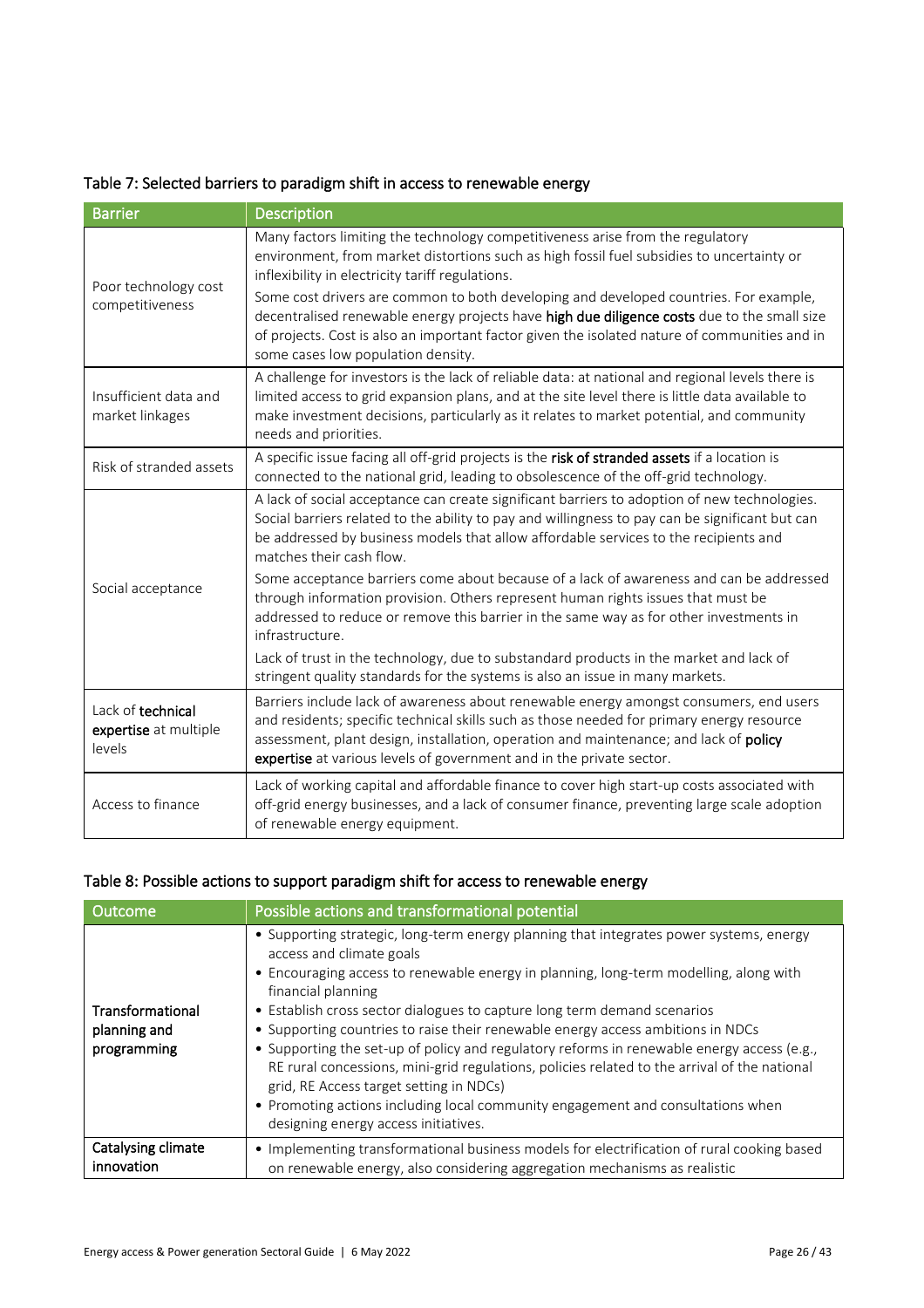Table 7: Selected barriers to paradigm shift in access to renewable energy

| Barrier | Description |
|---|---|
| Poor technology cost competitiveness | Many factors limiting the technology competitiveness arise from the regulatory environment, from market distortions such as high fossil fuel subsidies to uncertainty or inflexibility in electricity tariff regulations.<br><br>Some cost drivers are common to both developing and developed countries. For example, decentralised renewable energy projects have **high due diligence costs** due to the small size of projects. Cost is also an important factor given the isolated nature of communities and in some cases low population density. |
| Insufficient data and market linkages | A challenge for investors is the lack of reliable data: at national and regional levels there is limited access to grid expansion plans, and at the site level there is little data available to make investment decisions, particularly as it relates to market potential, and community needs and priorities. |
| Risk of stranded assets | A specific issue facing all off-grid projects is the **risk of stranded assets** if a location is connected to the national grid, leading to obsolescence of the off-grid technology. |
| Social acceptance | A lack of social acceptance can create significant barriers to adoption of new technologies. Social barriers related to the ability to pay and willingness to pay can be significant but can be addressed by business models that allow affordable services to the recipients and matches their cash flow.<br><br>Some acceptance barriers come about because of a lack of awareness and can be addressed through information provision. Others represent human rights issues that must be addressed to reduce or remove this barrier in the same way as for other investments in infrastructure.<br><br>Lack of trust in the technology, due to substandard products in the market and lack of stringent quality standards for the systems is also an issue in many markets. |
| Lack of **technical expertise** at multiple levels | Barriers include lack of awareness about renewable energy amongst consumers, end users and residents; specific technical skills such as those needed for primary energy resource assessment, plant design, installation, operation and maintenance; and lack of **policy expertise** at various levels of government and in the private sector. |
| Access to finance | Lack of working capital and affordable finance to cover high start-up costs associated with off-grid energy businesses, and a lack of consumer finance, preventing large scale adoption of renewable energy equipment. |

Table 8: Possible actions to support paradigm shift for access to renewable energy

| Outcome | Possible actions and transformational potential |
|---|---|
| **Transformational planning and programming** | • Supporting strategic, long-term energy planning that integrates power systems, energy access and climate goals<br>• Encouraging access to renewable energy in planning, long-term modelling, along with financial planning<br>• Establish cross sector dialogues to capture long term demand scenarios<br>• Supporting countries to raise their renewable energy access ambitions in NDCs<br>• Supporting the set-up of policy and regulatory reforms in renewable energy access (e.g., RE rural concessions, mini-grid regulations, policies related to the arrival of the national grid, RE Access target setting in NDCs)<br>• Promoting actions including local community engagement and consultations when designing energy access initiatives. |
| **Catalysing climate innovation** | • Implementing transformational business models for electrification of rural cooking based on renewable energy, also considering aggregation mechanisms as realistic |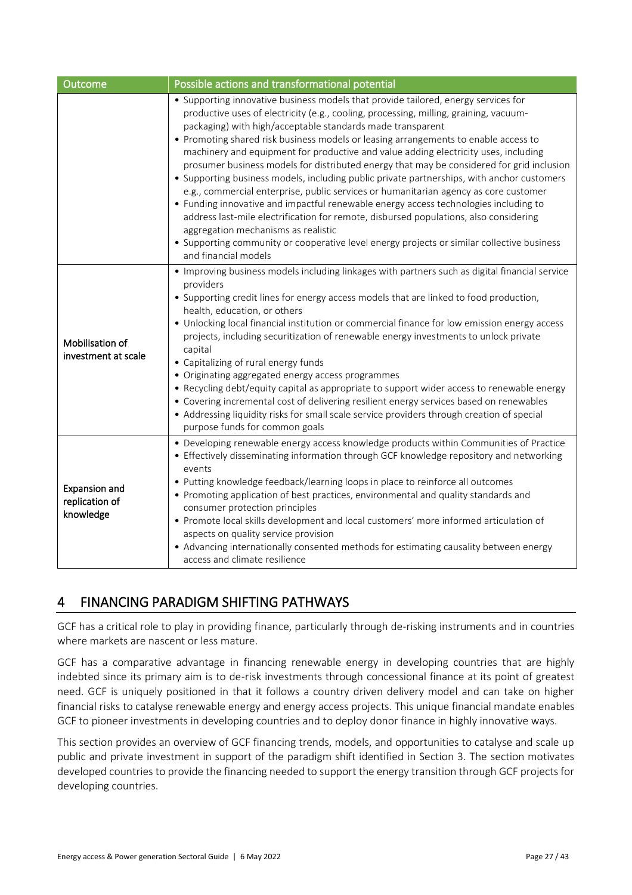| Outcome | Possible actions and transformational potential |
|---|---|
| | • Supporting innovative business models that provide tailored, energy services for productive uses of electricity (e.g., cooling, processing, milling, graining, vacuum-packaging) with high/acceptable standards made transparent<br>• Promoting shared risk business models or leasing arrangements to enable access to machinery and equipment for productive and value adding electricity uses, including prosumer business models for distributed energy that may be considered for grid inclusion<br>• Supporting business models, including public private partnerships, with anchor customers e.g., commercial enterprise, public services or humanitarian agency as core customer<br>• Funding innovative and impactful renewable energy access technologies including to address last-mile electrification for remote, disbursed populations, also considering aggregation mechanisms as realistic<br>• Supporting community or cooperative level energy projects or similar collective business and financial models |
| Mobilisation of investment at scale | • Improving business models including linkages with partners such as digital financial service providers<br>• Supporting credit lines for energy access models that are linked to food production, health, education, or others<br>• Unlocking local financial institution or commercial finance for low emission energy access projects, including securitization of renewable energy investments to unlock private capital<br>• Capitalizing of rural energy funds<br>• Originating aggregated energy access programmes<br>• Recycling debt/equity capital as appropriate to support wider access to renewable energy<br>• Covering incremental cost of delivering resilient energy services based on renewables<br>• Addressing liquidity risks for small scale service providers through creation of special purpose funds for common goals |
| Expansion and replication of knowledge | • Developing renewable energy access knowledge products within Communities of Practice<br>• Effectively disseminating information through GCF knowledge repository and networking events<br>• Putting knowledge feedback/learning loops in place to reinforce all outcomes<br>• Promoting application of best practices, environmental and quality standards and consumer protection principles<br>• Promote local skills development and local customers' more informed articulation of aspects on quality service provision<br>• Advancing internationally consented methods for estimating causality between energy access and climate resilience |

# 4 FINANCING PARADIGM SHIFTING PATHWAYS

GCF has a critical role to play in providing finance, particularly through de-risking instruments and in countries where markets are nascent or less mature.

GCF has a comparative advantage in financing renewable energy in developing countries that are highly indebted since its primary aim is to de-risk investments through concessional finance at its point of greatest need. GCF is uniquely positioned in that it follows a country driven delivery model and can take on higher financial risks to catalyse renewable energy and energy access projects. This unique financial mandate enables GCF to pioneer investments in developing countries and to deploy donor finance in highly innovative ways.

This section provides an overview of GCF financing trends, models, and opportunities to catalyse and scale up public and private investment in support of the paradigm shift identified in Section 3. The section motivates developed countries to provide the financing needed to support the energy transition through GCF projects for developing countries.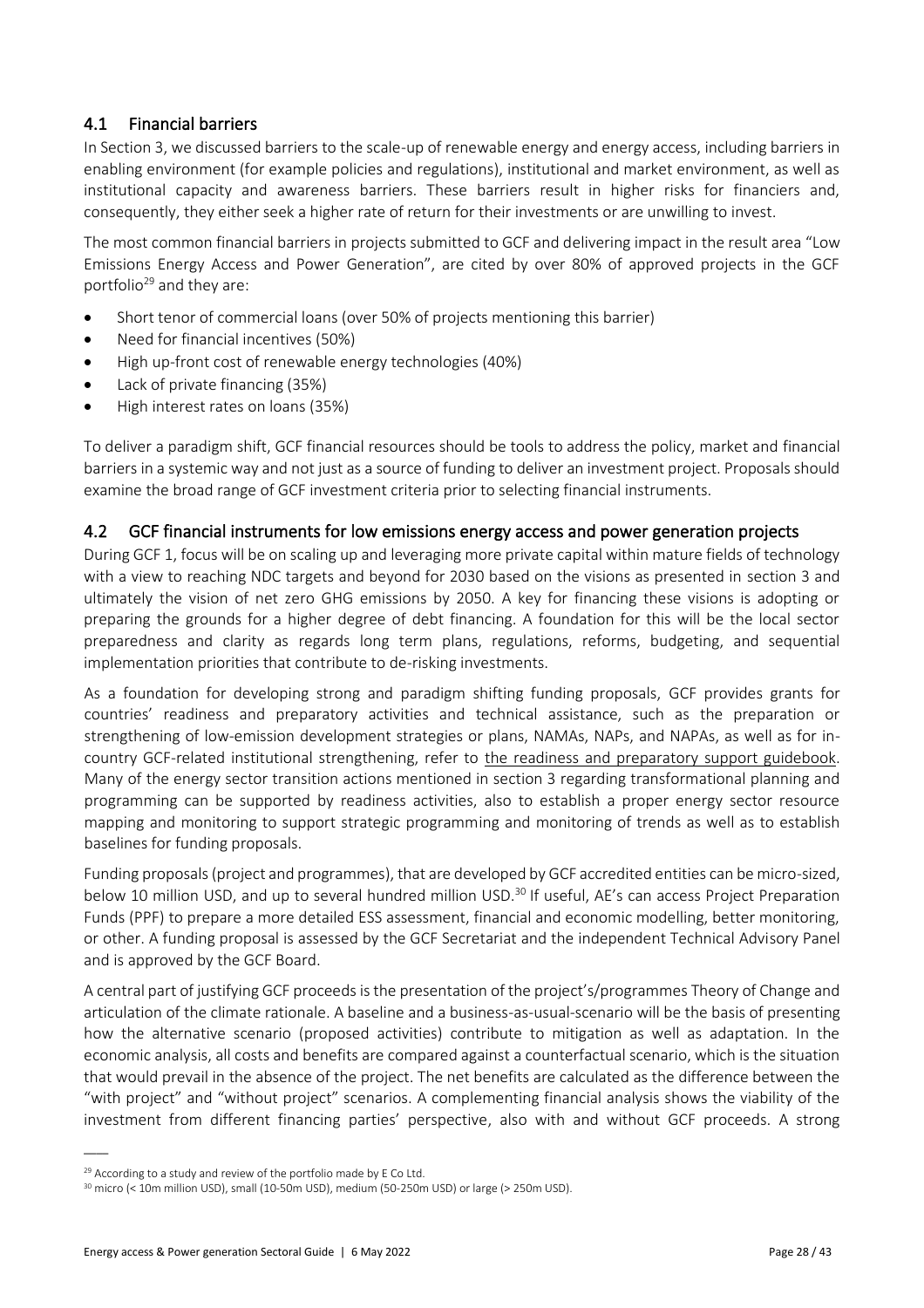## 4.1 Financial barriers

In Section 3, we discussed barriers to the scale-up of renewable energy and energy access, including barriers in enabling environment (for example policies and regulations), institutional and market environment, as well as institutional capacity and awareness barriers. These barriers result in higher risks for financiers and, consequently, they either seek a higher rate of return for their investments or are unwilling to invest.

The most common financial barriers in projects submitted to GCF and delivering impact in the result area "Low Emissions Energy Access and Power Generation", are cited by over 80% of approved projects in the GCF portfolio[29] and they are:

- Short tenor of commercial loans (over 50% of projects mentioning this barrier)
- Need for financial incentives (50%)
- High up-front cost of renewable energy technologies (40%)
- Lack of private financing (35%)
- High interest rates on loans (35%)

To deliver a paradigm shift, GCF financial resources should be tools to address the policy, market and financial barriers in a systemic way and not just as a source of funding to deliver an investment project. Proposals should examine the broad range of GCF investment criteria prior to selecting financial instruments.

## 4.2 GCF financial instruments for low emissions energy access and power generation projects

During GCF 1, focus will be on scaling up and leveraging more private capital within mature fields of technology with a view to reaching NDC targets and beyond for 2030 based on the visions as presented in section 3 and ultimately the vision of net zero GHG emissions by 2050. A key for financing these visions is adopting or preparing the grounds for a higher degree of debt financing. A foundation for this will be the local sector preparedness and clarity as regards long term plans, regulations, reforms, budgeting, and sequential implementation priorities that contribute to de-risking investments.

As a foundation for developing strong and paradigm shifting funding proposals, GCF provides grants for countries' readiness and preparatory activities and technical assistance, such as the preparation or strengthening of low-emission development strategies or plans, NAMAs, NAPs, and NAPAs, as well as for in-country GCF-related institutional strengthening, refer to the readiness and preparatory support guidebook. Many of the energy sector transition actions mentioned in section 3 regarding transformational planning and programming can be supported by readiness activities, also to establish a proper energy sector resource mapping and monitoring to support strategic programming and monitoring of trends as well as to establish baselines for funding proposals.

Funding proposals (project and programmes), that are developed by GCF accredited entities can be micro-sized, below 10 million USD, and up to several hundred million USD.[30] If useful, AE's can access Project Preparation Funds (PPF) to prepare a more detailed ESS assessment, financial and economic modelling, better monitoring, or other. A funding proposal is assessed by the GCF Secretariat and the independent Technical Advisory Panel and is approved by the GCF Board.

A central part of justifying GCF proceeds is the presentation of the project's/programmes Theory of Change and articulation of the climate rationale. A baseline and a business-as-usual-scenario will be the basis of presenting how the alternative scenario (proposed activities) contribute to mitigation as well as adaptation. In the economic analysis, all costs and benefits are compared against a counterfactual scenario, which is the situation that would prevail in the absence of the project. The net benefits are calculated as the difference between the "with project" and "without project" scenarios. A complementing financial analysis shows the viability of the investment from different financing parties' perspective, also with and without GCF proceeds. A strong

---

[29] According to a study and review of the portfolio made by E Co Ltd.

[30] micro (< 10m million USD), small (10-50m USD), medium (50-250m USD) or large (> 250m USD).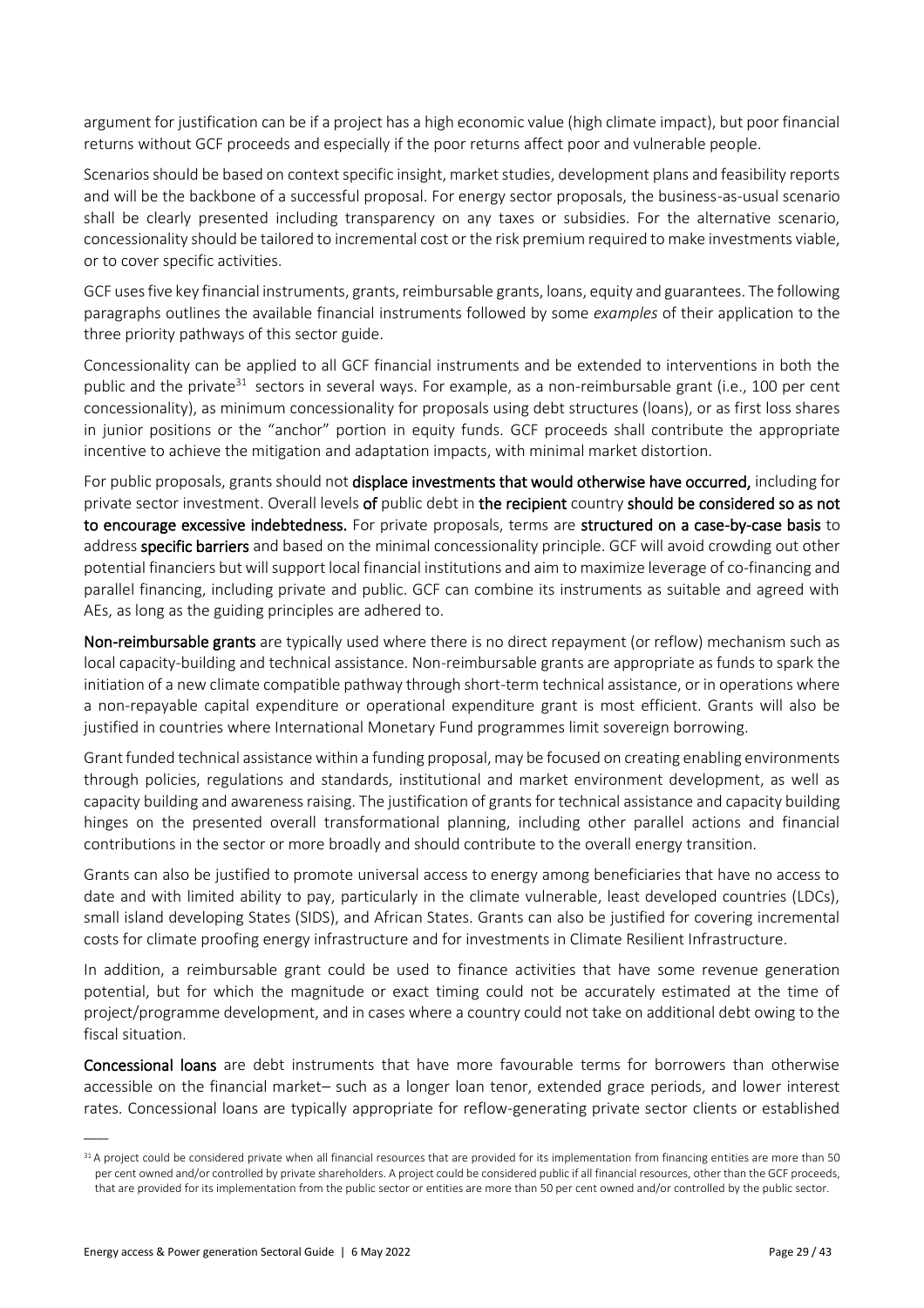argument for justification can be if a project has a high economic value (high climate impact), but poor financial returns without GCF proceeds and especially if the poor returns affect poor and vulnerable people.

Scenarios should be based on context specific insight, market studies, development plans and feasibility reports and will be the backbone of a successful proposal. For energy sector proposals, the business-as-usual scenario shall be clearly presented including transparency on any taxes or subsidies. For the alternative scenario, concessionality should be tailored to incremental cost or the risk premium required to make investments viable, or to cover specific activities.

GCF uses five key financial instruments, grants, reimbursable grants, loans, equity and guarantees. The following paragraphs outlines the available financial instruments followed by some *examples* of their application to the three priority pathways of this sector guide.

Concessionality can be applied to all GCF financial instruments and be extended to interventions in both the public and the private[31] sectors in several ways. For example, as a non-reimbursable grant (i.e., 100 per cent concessionality), as minimum concessionality for proposals using debt structures (loans), or as first loss shares in junior positions or the "anchor" portion in equity funds. GCF proceeds shall contribute the appropriate incentive to achieve the mitigation and adaptation impacts, with minimal market distortion.

For public proposals, grants should not **displace investments that would otherwise have occurred,** including for private sector investment. Overall levels **of** public debt in **the recipient** country **should be considered so as not to encourage excessive indebtedness.** For private proposals, terms are **structured on a case-by-case basis** to address **specific barriers** and based on the minimal concessionality principle. GCF will avoid crowding out other potential financiers but will support local financial institutions and aim to maximize leverage of co-financing and parallel financing, including private and public. GCF can combine its instruments as suitable and agreed with AEs, as long as the guiding principles are adhered to.

**Non-reimbursable grants** are typically used where there is no direct repayment (or reflow) mechanism such as local capacity-building and technical assistance. Non-reimbursable grants are appropriate as funds to spark the initiation of a new climate compatible pathway through short-term technical assistance, or in operations where a non-repayable capital expenditure or operational expenditure grant is most efficient. Grants will also be justified in countries where International Monetary Fund programmes limit sovereign borrowing.

Grant funded technical assistance within a funding proposal, may be focused on creating enabling environments through policies, regulations and standards, institutional and market environment development, as well as capacity building and awareness raising. The justification of grants for technical assistance and capacity building hinges on the presented overall transformational planning, including other parallel actions and financial contributions in the sector or more broadly and should contribute to the overall energy transition.

Grants can also be justified to promote universal access to energy among beneficiaries that have no access to date and with limited ability to pay, particularly in the climate vulnerable, least developed countries (LDCs), small island developing States (SIDS), and African States. Grants can also be justified for covering incremental costs for climate proofing energy infrastructure and for investments in Climate Resilient Infrastructure.

In addition, a reimbursable grant could be used to finance activities that have some revenue generation potential, but for which the magnitude or exact timing could not be accurately estimated at the time of project/programme development, and in cases where a country could not take on additional debt owing to the fiscal situation.

**Concessional loans** are debt instruments that have more favourable terms for borrowers than otherwise accessible on the financial market– such as a longer loan tenor, extended grace periods, and lower interest rates. Concessional loans are typically appropriate for reflow-generating private sector clients or established

---

[31] A project could be considered private when all financial resources that are provided for its implementation from financing entities are more than 50 per cent owned and/or controlled by private shareholders. A project could be considered public if all financial resources, other than the GCF proceeds, that are provided for its implementation from the public sector or entities are more than 50 per cent owned and/or controlled by the public sector.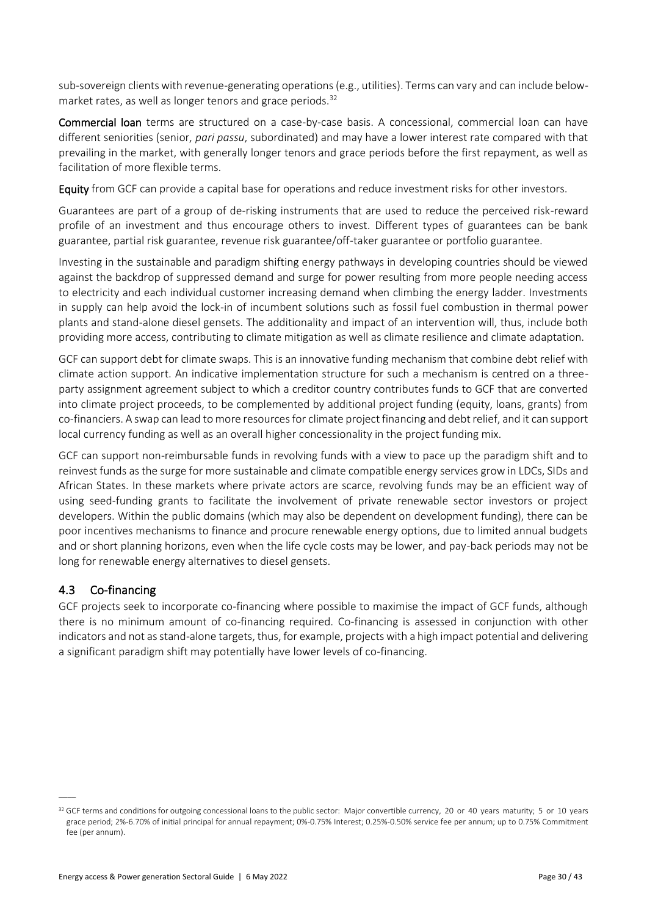sub-sovereign clients with revenue-generating operations (e.g., utilities). Terms can vary and can include below-market rates, as well as longer tenors and grace periods.[32]

**Commercial loan** terms are structured on a case-by-case basis. A concessional, commercial loan can have different seniorities (senior, *pari passu*, subordinated) and may have a lower interest rate compared with that prevailing in the market, with generally longer tenors and grace periods before the first repayment, as well as facilitation of more flexible terms.

**Equity** from GCF can provide a capital base for operations and reduce investment risks for other investors.

Guarantees are part of a group of de-risking instruments that are used to reduce the perceived risk-reward profile of an investment and thus encourage others to invest. Different types of guarantees can be bank guarantee, partial risk guarantee, revenue risk guarantee/off-taker guarantee or portfolio guarantee.

Investing in the sustainable and paradigm shifting energy pathways in developing countries should be viewed against the backdrop of suppressed demand and surge for power resulting from more people needing access to electricity and each individual customer increasing demand when climbing the energy ladder. Investments in supply can help avoid the lock-in of incumbent solutions such as fossil fuel combustion in thermal power plants and stand-alone diesel gensets. The additionality and impact of an intervention will, thus, include both providing more access, contributing to climate mitigation as well as climate resilience and climate adaptation.

GCF can support debt for climate swaps. This is an innovative funding mechanism that combine debt relief with climate action support. An indicative implementation structure for such a mechanism is centred on a three-party assignment agreement subject to which a creditor country contributes funds to GCF that are converted into climate project proceeds, to be complemented by additional project funding (equity, loans, grants) from co-financiers. A swap can lead to more resources for climate project financing and debt relief, and it can support local currency funding as well as an overall higher concessionality in the project funding mix.

GCF can support non-reimbursable funds in revolving funds with a view to pace up the paradigm shift and to reinvest funds as the surge for more sustainable and climate compatible energy services grow in LDCs, SIDs and African States. In these markets where private actors are scarce, revolving funds may be an efficient way of using seed-funding grants to facilitate the involvement of private renewable sector investors or project developers. Within the public domains (which may also be dependent on development funding), there can be poor incentives mechanisms to finance and procure renewable energy options, due to limited annual budgets and or short planning horizons, even when the life cycle costs may be lower, and pay-back periods may not be long for renewable energy alternatives to diesel gensets.

## 4.3 Co-financing

GCF projects seek to incorporate co-financing where possible to maximise the impact of GCF funds, although there is no minimum amount of co-financing required. Co-financing is assessed in conjunction with other indicators and not as stand-alone targets, thus, for example, projects with a high impact potential and delivering a significant paradigm shift may potentially have lower levels of co-financing.

---

[32] GCF terms and conditions for outgoing concessional loans to the public sector: Major convertible currency, 20 or 40 years maturity; 5 or 10 years grace period; 2%-6.70% of initial principal for annual repayment; 0%-0.75% Interest; 0.25%-0.50% service fee per annum; up to 0.75% Commitment fee (per annum).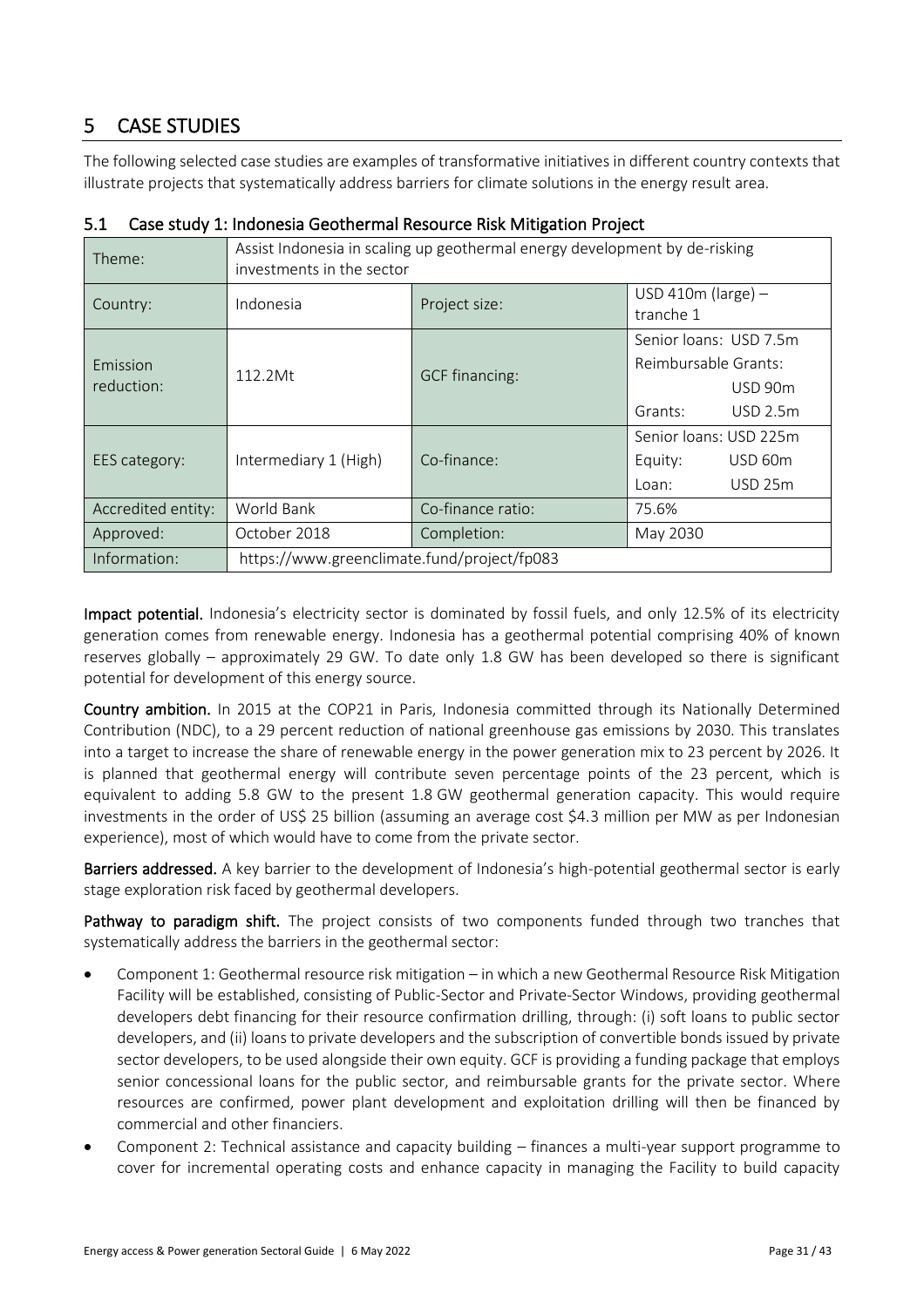# 5 CASE STUDIES

The following selected case studies are examples of transformative initiatives in different country contexts that illustrate projects that systematically address barriers for climate solutions in the energy result area.

## 5.1 Case study 1: Indonesia Geothermal Resource Risk Mitigation Project

| Theme: | Assist Indonesia in scaling up geothermal energy development by de-risking investments in the sector | | |
|---|---|---|---|
| Country: | Indonesia | Project size: | USD 410m (large) – tranche 1 |
| Emission reduction: | 112.2Mt | GCF financing: | Senior loans: USD 7.5m<br>Reimbursable Grants: USD 90m<br>Grants: USD 2.5m |
| EES category: | Intermediary 1 (High) | Co-finance: | Senior loans: USD 225m<br>Equity: USD 60m<br>Loan: USD 25m |
| Accredited entity: | World Bank | Co-finance ratio: | 75.6% |
| Approved: | October 2018 | Completion: | May 2030 |
| Information: | https://www.greenclimate.fund/project/fp083 | | |

**Impact potential.** Indonesia's electricity sector is dominated by fossil fuels, and only 12.5% of its electricity generation comes from renewable energy. Indonesia has a geothermal potential comprising 40% of known reserves globally – approximately 29 GW. To date only 1.8 GW has been developed so there is significant potential for development of this energy source.

**Country ambition.** In 2015 at the COP21 in Paris, Indonesia committed through its Nationally Determined Contribution (NDC), to a 29 percent reduction of national greenhouse gas emissions by 2030. This translates into a target to increase the share of renewable energy in the power generation mix to 23 percent by 2026. It is planned that geothermal energy will contribute seven percentage points of the 23 percent, which is equivalent to adding 5.8 GW to the present 1.8 GW geothermal generation capacity. This would require investments in the order of US$ 25 billion (assuming an average cost $4.3 million per MW as per Indonesian experience), most of which would have to come from the private sector.

**Barriers addressed.** A key barrier to the development of Indonesia's high-potential geothermal sector is early stage exploration risk faced by geothermal developers.

**Pathway to paradigm shift.** The project consists of two components funded through two tranches that systematically address the barriers in the geothermal sector:

- Component 1: Geothermal resource risk mitigation – in which a new Geothermal Resource Risk Mitigation Facility will be established, consisting of Public-Sector and Private-Sector Windows, providing geothermal developers debt financing for their resource confirmation drilling, through: (i) soft loans to public sector developers, and (ii) loans to private developers and the subscription of convertible bonds issued by private sector developers, to be used alongside their own equity. GCF is providing a funding package that employs senior concessional loans for the public sector, and reimbursable grants for the private sector. Where resources are confirmed, power plant development and exploitation drilling will then be financed by commercial and other financiers.
- Component 2: Technical assistance and capacity building – finances a multi-year support programme to cover for incremental operating costs and enhance capacity in managing the Facility to build capacity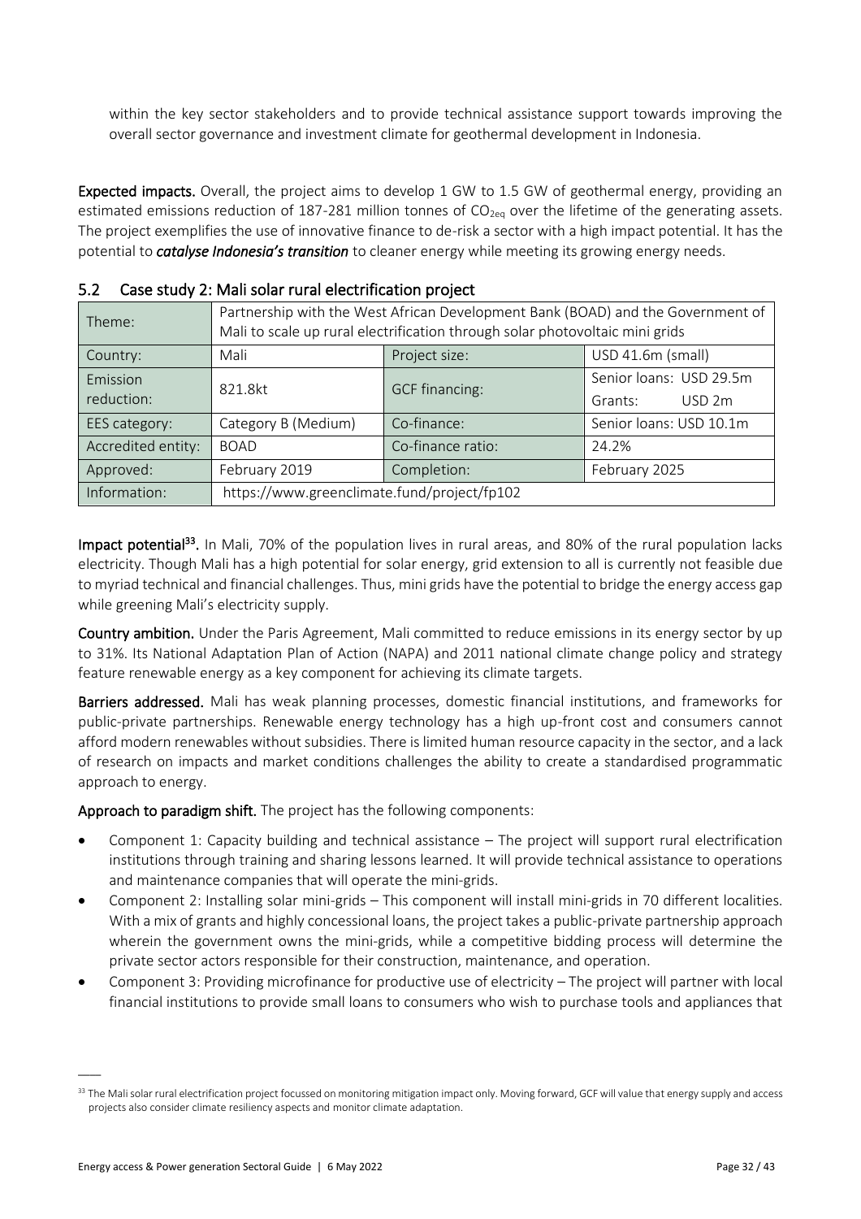within the key sector stakeholders and to provide technical assistance support towards improving the overall sector governance and investment climate for geothermal development in Indonesia.

**Expected impacts.** Overall, the project aims to develop 1 GW to 1.5 GW of geothermal energy, providing an estimated emissions reduction of 187-281 million tonnes of $CO_{2eq}$ over the lifetime of the generating assets. The project exemplifies the use of innovative finance to de-risk a sector with a high impact potential. It has the potential to ***catalyse Indonesia's transition*** to cleaner energy while meeting its growing energy needs.

## 5.2 Case study 2: Mali solar rural electrification project

| Theme: | Partnership with the West African Development Bank (BOAD) and the Government of Mali to scale up rural electrification through solar photovoltaic mini grids | | |
|---|---|---|---|
| Country: | Mali | Project size: | USD 41.6m (small) |
| Emission reduction: | 821.8kt | GCF financing: | Senior loans: USD 29.5m<br>Grants: USD 2m |
| EES category: | Category B (Medium) | Co-finance: | Senior loans: USD 10.1m |
| Accredited entity: | BOAD | Co-finance ratio: | 24.2% |
| Approved: | February 2019 | Completion: | February 2025 |
| Information: | https://www.greenclimate.fund/project/fp102 | | |

**Impact potential[33].** In Mali, 70% of the population lives in rural areas, and 80% of the rural population lacks electricity. Though Mali has a high potential for solar energy, grid extension to all is currently not feasible due to myriad technical and financial challenges. Thus, mini grids have the potential to bridge the energy access gap while greening Mali's electricity supply.

**Country ambition.** Under the Paris Agreement, Mali committed to reduce emissions in its energy sector by up to 31%. Its National Adaptation Plan of Action (NAPA) and 2011 national climate change policy and strategy feature renewable energy as a key component for achieving its climate targets.

**Barriers addressed.** Mali has weak planning processes, domestic financial institutions, and frameworks for public-private partnerships. Renewable energy technology has a high up-front cost and consumers cannot afford modern renewables without subsidies. There is limited human resource capacity in the sector, and a lack of research on impacts and market conditions challenges the ability to create a standardised programmatic approach to energy.

**Approach to paradigm shift.** The project has the following components:

- Component 1: Capacity building and technical assistance – The project will support rural electrification institutions through training and sharing lessons learned. It will provide technical assistance to operations and maintenance companies that will operate the mini-grids.
- Component 2: Installing solar mini-grids – This component will install mini-grids in 70 different localities. With a mix of grants and highly concessional loans, the project takes a public-private partnership approach wherein the government owns the mini-grids, while a competitive bidding process will determine the private sector actors responsible for their construction, maintenance, and operation.
- Component 3: Providing microfinance for productive use of electricity – The project will partner with local financial institutions to provide small loans to consumers who wish to purchase tools and appliances that

[33] The Mali solar rural electrification project focussed on monitoring mitigation impact only. Moving forward, GCF will value that energy supply and access projects also consider climate resiliency aspects and monitor climate adaptation.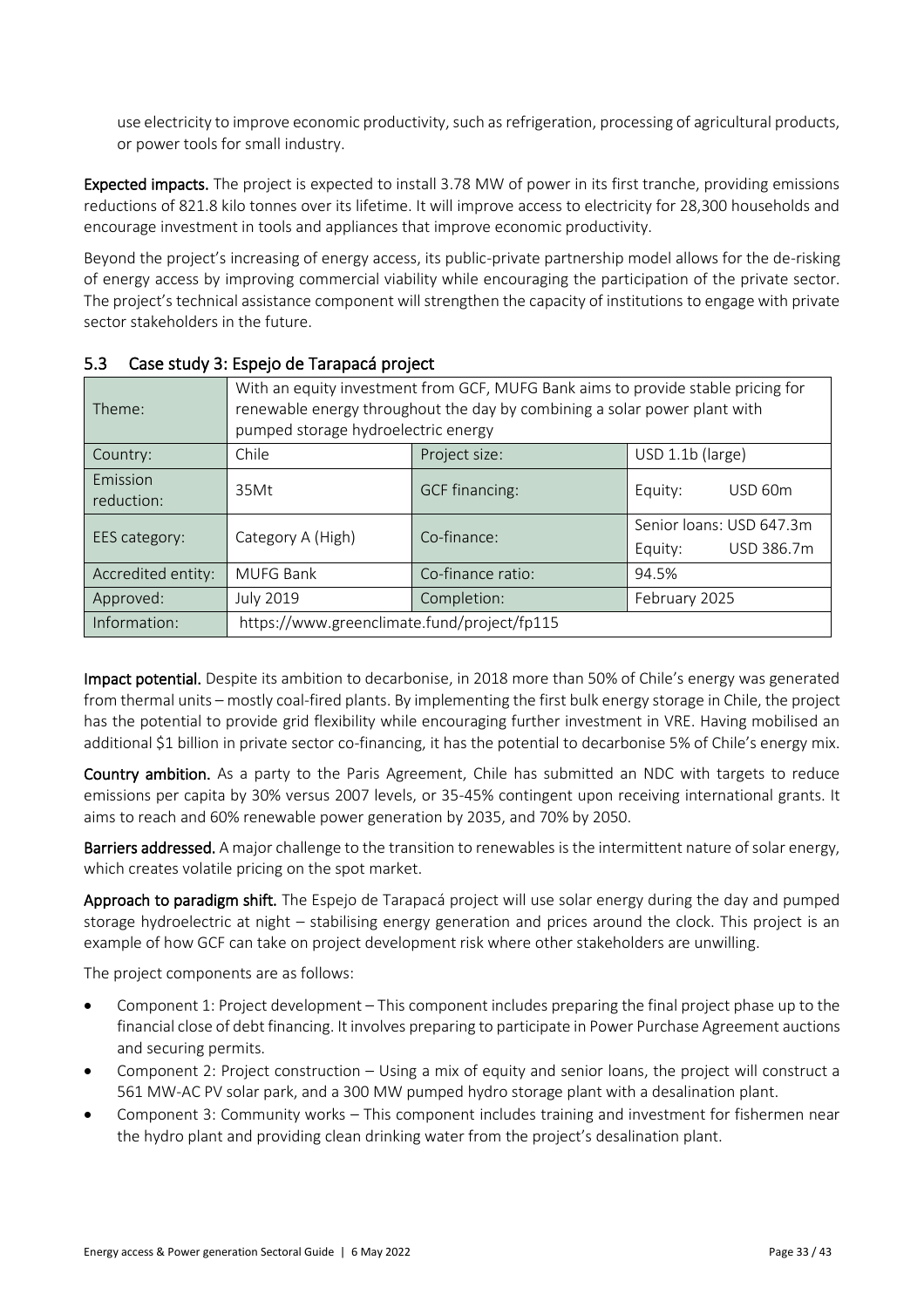use electricity to improve economic productivity, such as refrigeration, processing of agricultural products, or power tools for small industry.

**Expected impacts.** The project is expected to install 3.78 MW of power in its first tranche, providing emissions reductions of 821.8 kilo tonnes over its lifetime. It will improve access to electricity for 28,300 households and encourage investment in tools and appliances that improve economic productivity.

Beyond the project's increasing of energy access, its public-private partnership model allows for the de-risking of energy access by improving commercial viability while encouraging the participation of the private sector. The project's technical assistance component will strengthen the capacity of institutions to engage with private sector stakeholders in the future.

### 5.3 Case study 3: Espejo de Tarapacá project

| Theme: | With an equity investment from GCF, MUFG Bank aims to provide stable pricing for renewable energy throughout the day by combining a solar power plant with pumped storage hydroelectric energy | | |
|---|---|---|---|
| Country: | Chile | Project size: | USD 1.1b (large) |
| Emission reduction: | 35Mt | GCF financing: | Equity: USD 60m |
| EES category: | Category A (High) | Co-finance: | Senior loans: USD 647.3m<br>Equity: USD 386.7m |
| Accredited entity: | MUFG Bank | Co-finance ratio: | 94.5% |
| Approved: | July 2019 | Completion: | February 2025 |
| Information: | https://www.greenclimate.fund/project/fp115 | | |

**Impact potential.** Despite its ambition to decarbonise, in 2018 more than 50% of Chile's energy was generated from thermal units – mostly coal-fired plants. By implementing the first bulk energy storage in Chile, the project has the potential to provide grid flexibility while encouraging further investment in VRE. Having mobilised an additional $1 billion in private sector co-financing, it has the potential to decarbonise 5% of Chile's energy mix.

**Country ambition.** As a party to the Paris Agreement, Chile has submitted an NDC with targets to reduce emissions per capita by 30% versus 2007 levels, or 35-45% contingent upon receiving international grants. It aims to reach and 60% renewable power generation by 2035, and 70% by 2050.

**Barriers addressed.** A major challenge to the transition to renewables is the intermittent nature of solar energy, which creates volatile pricing on the spot market.

**Approach to paradigm shift.** The Espejo de Tarapacá project will use solar energy during the day and pumped storage hydroelectric at night – stabilising energy generation and prices around the clock. This project is an example of how GCF can take on project development risk where other stakeholders are unwilling.

The project components are as follows:

- Component 1: Project development – This component includes preparing the final project phase up to the financial close of debt financing. It involves preparing to participate in Power Purchase Agreement auctions and securing permits.
- Component 2: Project construction – Using a mix of equity and senior loans, the project will construct a 561 MW-AC PV solar park, and a 300 MW pumped hydro storage plant with a desalination plant.
- Component 3: Community works – This component includes training and investment for fishermen near the hydro plant and providing clean drinking water from the project's desalination plant.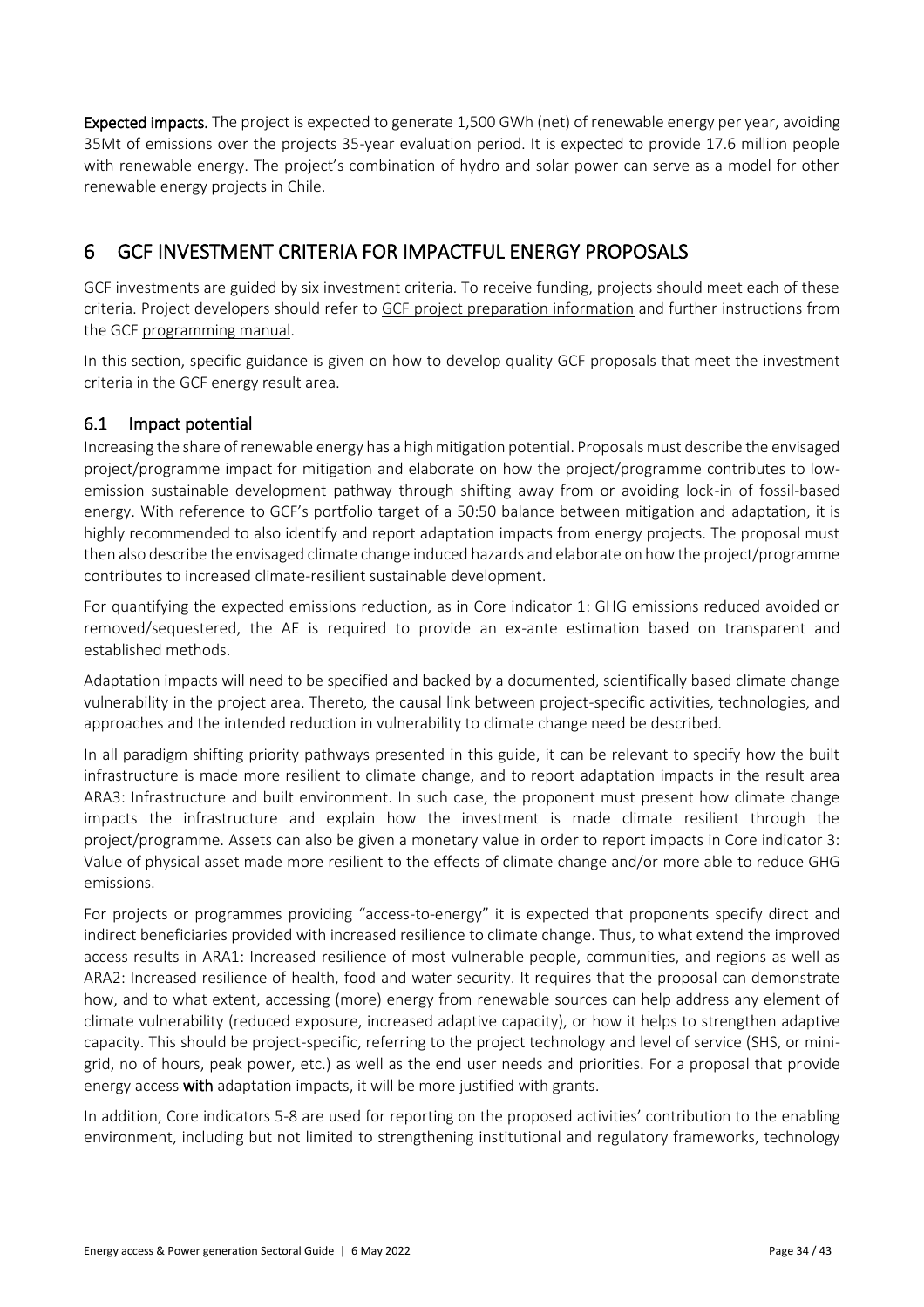**Expected impacts.** The project is expected to generate 1,500 GWh (net) of renewable energy per year, avoiding 35Mt of emissions over the projects 35-year evaluation period. It is expected to provide 17.6 million people with renewable energy. The project's combination of hydro and solar power can serve as a model for other renewable energy projects in Chile.

# 6 GCF INVESTMENT CRITERIA FOR IMPACTFUL ENERGY PROPOSALS

GCF investments are guided by six investment criteria. To receive funding, projects should meet each of these criteria. Project developers should refer to GCF project preparation information and further instructions from the GCF programming manual.

In this section, specific guidance is given on how to develop quality GCF proposals that meet the investment criteria in the GCF energy result area.

## 6.1 Impact potential

Increasing the share of renewable energy has a high mitigation potential. Proposals must describe the envisaged project/programme impact for mitigation and elaborate on how the project/programme contributes to low-emission sustainable development pathway through shifting away from or avoiding lock-in of fossil-based energy. With reference to GCF's portfolio target of a 50:50 balance between mitigation and adaptation, it is highly recommended to also identify and report adaptation impacts from energy projects. The proposal must then also describe the envisaged climate change induced hazards and elaborate on how the project/programme contributes to increased climate-resilient sustainable development.

For quantifying the expected emissions reduction, as in Core indicator 1: GHG emissions reduced avoided or removed/sequestered, the AE is required to provide an ex-ante estimation based on transparent and established methods.

Adaptation impacts will need to be specified and backed by a documented, scientifically based climate change vulnerability in the project area. Thereto, the causal link between project-specific activities, technologies, and approaches and the intended reduction in vulnerability to climate change need be described.

In all paradigm shifting priority pathways presented in this guide, it can be relevant to specify how the built infrastructure is made more resilient to climate change, and to report adaptation impacts in the result area ARA3: Infrastructure and built environment. In such case, the proponent must present how climate change impacts the infrastructure and explain how the investment is made climate resilient through the project/programme. Assets can also be given a monetary value in order to report impacts in Core indicator 3: Value of physical asset made more resilient to the effects of climate change and/or more able to reduce GHG emissions.

For projects or programmes providing "access-to-energy" it is expected that proponents specify direct and indirect beneficiaries provided with increased resilience to climate change. Thus, to what extend the improved access results in ARA1: Increased resilience of most vulnerable people, communities, and regions as well as ARA2: Increased resilience of health, food and water security. It requires that the proposal can demonstrate how, and to what extent, accessing (more) energy from renewable sources can help address any element of climate vulnerability (reduced exposure, increased adaptive capacity), or how it helps to strengthen adaptive capacity. This should be project-specific, referring to the project technology and level of service (SHS, or mini-grid, no of hours, peak power, etc.) as well as the end user needs and priorities. For a proposal that provide energy access **with** adaptation impacts, it will be more justified with grants.

In addition, Core indicators 5-8 are used for reporting on the proposed activities' contribution to the enabling environment, including but not limited to strengthening institutional and regulatory frameworks, technology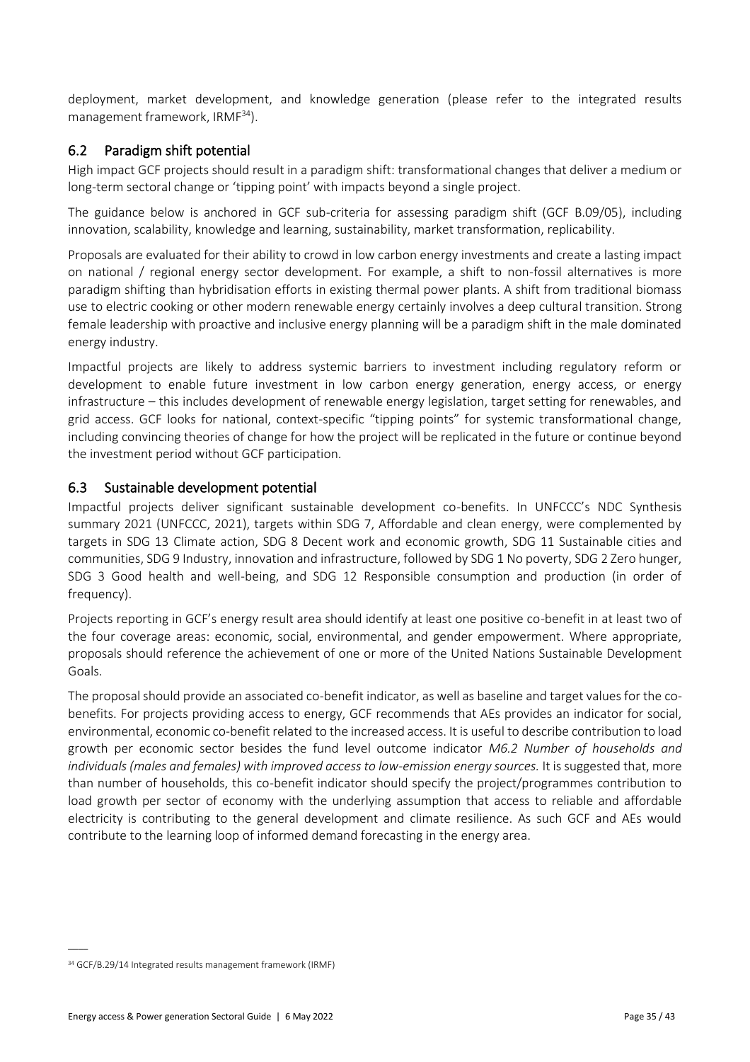deployment, market development, and knowledge generation (please refer to the integrated results management framework, IRMF[34]).

## 6.2 Paradigm shift potential

High impact GCF projects should result in a paradigm shift: transformational changes that deliver a medium or long-term sectoral change or 'tipping point' with impacts beyond a single project.

The guidance below is anchored in GCF sub-criteria for assessing paradigm shift (GCF B.09/05), including innovation, scalability, knowledge and learning, sustainability, market transformation, replicability.

Proposals are evaluated for their ability to crowd in low carbon energy investments and create a lasting impact on national / regional energy sector development. For example, a shift to non-fossil alternatives is more paradigm shifting than hybridisation efforts in existing thermal power plants. A shift from traditional biomass use to electric cooking or other modern renewable energy certainly involves a deep cultural transition. Strong female leadership with proactive and inclusive energy planning will be a paradigm shift in the male dominated energy industry.

Impactful projects are likely to address systemic barriers to investment including regulatory reform or development to enable future investment in low carbon energy generation, energy access, or energy infrastructure – this includes development of renewable energy legislation, target setting for renewables, and grid access. GCF looks for national, context-specific "tipping points" for systemic transformational change, including convincing theories of change for how the project will be replicated in the future or continue beyond the investment period without GCF participation.

## 6.3 Sustainable development potential

Impactful projects deliver significant sustainable development co-benefits. In UNFCCC's NDC Synthesis summary 2021 (UNFCCC, 2021), targets within SDG 7, Affordable and clean energy, were complemented by targets in SDG 13 Climate action, SDG 8 Decent work and economic growth, SDG 11 Sustainable cities and communities, SDG 9 Industry, innovation and infrastructure, followed by SDG 1 No poverty, SDG 2 Zero hunger, SDG 3 Good health and well-being, and SDG 12 Responsible consumption and production (in order of frequency).

Projects reporting in GCF's energy result area should identify at least one positive co-benefit in at least two of the four coverage areas: economic, social, environmental, and gender empowerment. Where appropriate, proposals should reference the achievement of one or more of the United Nations Sustainable Development Goals.

The proposal should provide an associated co-benefit indicator, as well as baseline and target values for the co-benefits. For projects providing access to energy, GCF recommends that AEs provides an indicator for social, environmental, economic co-benefit related to the increased access. It is useful to describe contribution to load growth per economic sector besides the fund level outcome indicator *M6.2 Number of households and individuals (males and females) with improved access to low-emission energy sources.* It is suggested that, more than number of households, this co-benefit indicator should specify the project/programmes contribution to load growth per sector of economy with the underlying assumption that access to reliable and affordable electricity is contributing to the general development and climate resilience. As such GCF and AEs would contribute to the learning loop of informed demand forecasting in the energy area.

[34] GCF/B.29/14 Integrated results management framework (IRMF)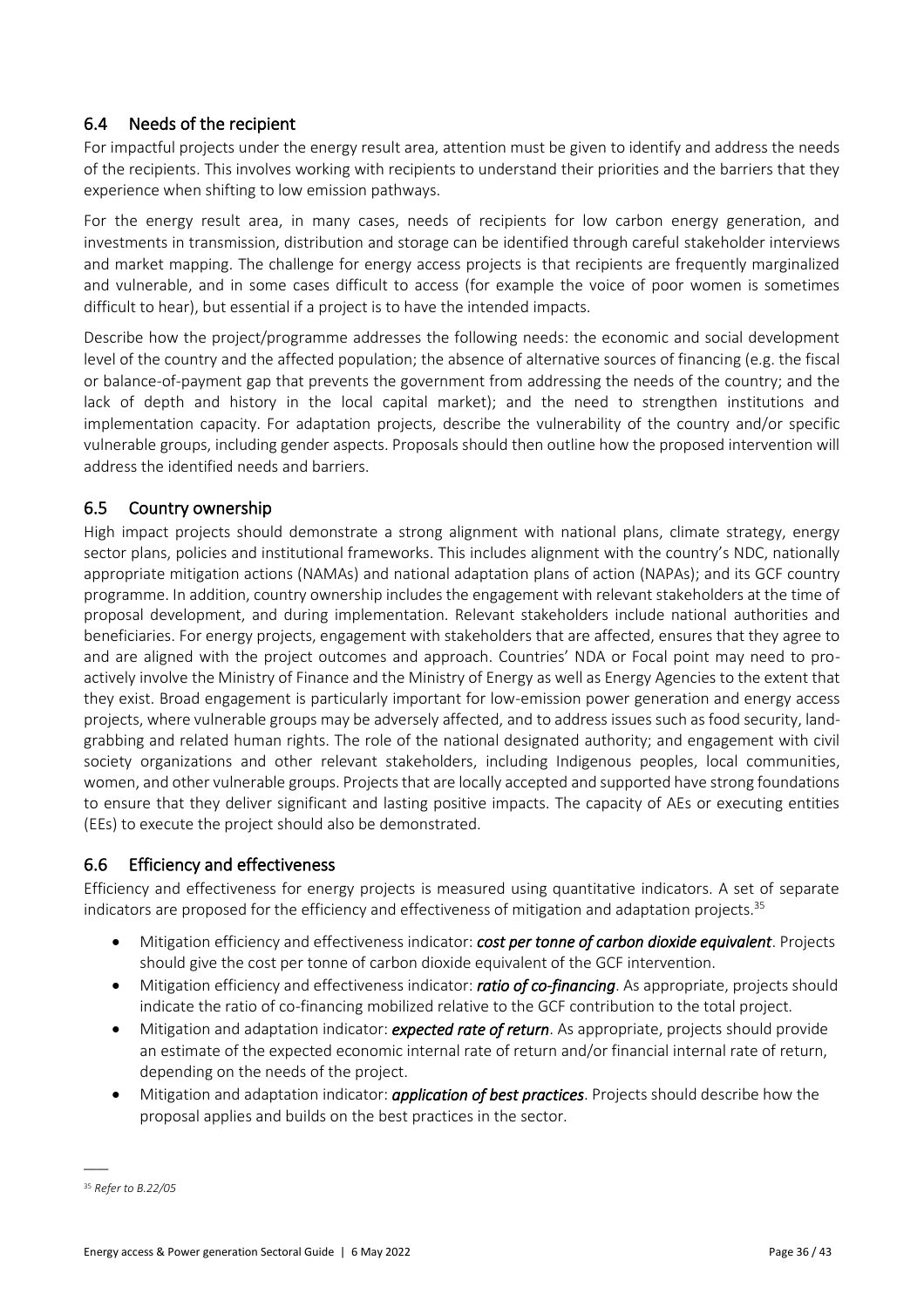## 6.4 Needs of the recipient

For impactful projects under the energy result area, attention must be given to identify and address the needs of the recipients. This involves working with recipients to understand their priorities and the barriers that they experience when shifting to low emission pathways.

For the energy result area, in many cases, needs of recipients for low carbon energy generation, and investments in transmission, distribution and storage can be identified through careful stakeholder interviews and market mapping. The challenge for energy access projects is that recipients are frequently marginalized and vulnerable, and in some cases difficult to access (for example the voice of poor women is sometimes difficult to hear), but essential if a project is to have the intended impacts.

Describe how the project/programme addresses the following needs: the economic and social development level of the country and the affected population; the absence of alternative sources of financing (e.g. the fiscal or balance-of-payment gap that prevents the government from addressing the needs of the country; and the lack of depth and history in the local capital market); and the need to strengthen institutions and implementation capacity. For adaptation projects, describe the vulnerability of the country and/or specific vulnerable groups, including gender aspects. Proposals should then outline how the proposed intervention will address the identified needs and barriers.

## 6.5 Country ownership

High impact projects should demonstrate a strong alignment with national plans, climate strategy, energy sector plans, policies and institutional frameworks. This includes alignment with the country's NDC, nationally appropriate mitigation actions (NAMAs) and national adaptation plans of action (NAPAs); and its GCF country programme. In addition, country ownership includes the engagement with relevant stakeholders at the time of proposal development, and during implementation. Relevant stakeholders include national authorities and beneficiaries. For energy projects, engagement with stakeholders that are affected, ensures that they agree to and are aligned with the project outcomes and approach. Countries' NDA or Focal point may need to pro-actively involve the Ministry of Finance and the Ministry of Energy as well as Energy Agencies to the extent that they exist. Broad engagement is particularly important for low-emission power generation and energy access projects, where vulnerable groups may be adversely affected, and to address issues such as food security, land-grabbing and related human rights. The role of the national designated authority; and engagement with civil society organizations and other relevant stakeholders, including Indigenous peoples, local communities, women, and other vulnerable groups. Projects that are locally accepted and supported have strong foundations to ensure that they deliver significant and lasting positive impacts. The capacity of AEs or executing entities (EEs) to execute the project should also be demonstrated.

## 6.6 Efficiency and effectiveness

Efficiency and effectiveness for energy projects is measured using quantitative indicators. A set of separate indicators are proposed for the efficiency and effectiveness of mitigation and adaptation projects.[35]

- Mitigation efficiency and effectiveness indicator: ***cost per tonne of carbon dioxide equivalent***. Projects should give the cost per tonne of carbon dioxide equivalent of the GCF intervention.
- Mitigation efficiency and effectiveness indicator: ***ratio of co-financing***. As appropriate, projects should indicate the ratio of co-financing mobilized relative to the GCF contribution to the total project.
- Mitigation and adaptation indicator: ***expected rate of return***. As appropriate, projects should provide an estimate of the expected economic internal rate of return and/or financial internal rate of return, depending on the needs of the project.
- Mitigation and adaptation indicator: ***application of best practices***. Projects should describe how the proposal applies and builds on the best practices in the sector.

---

[35] *Refer to B.22/05*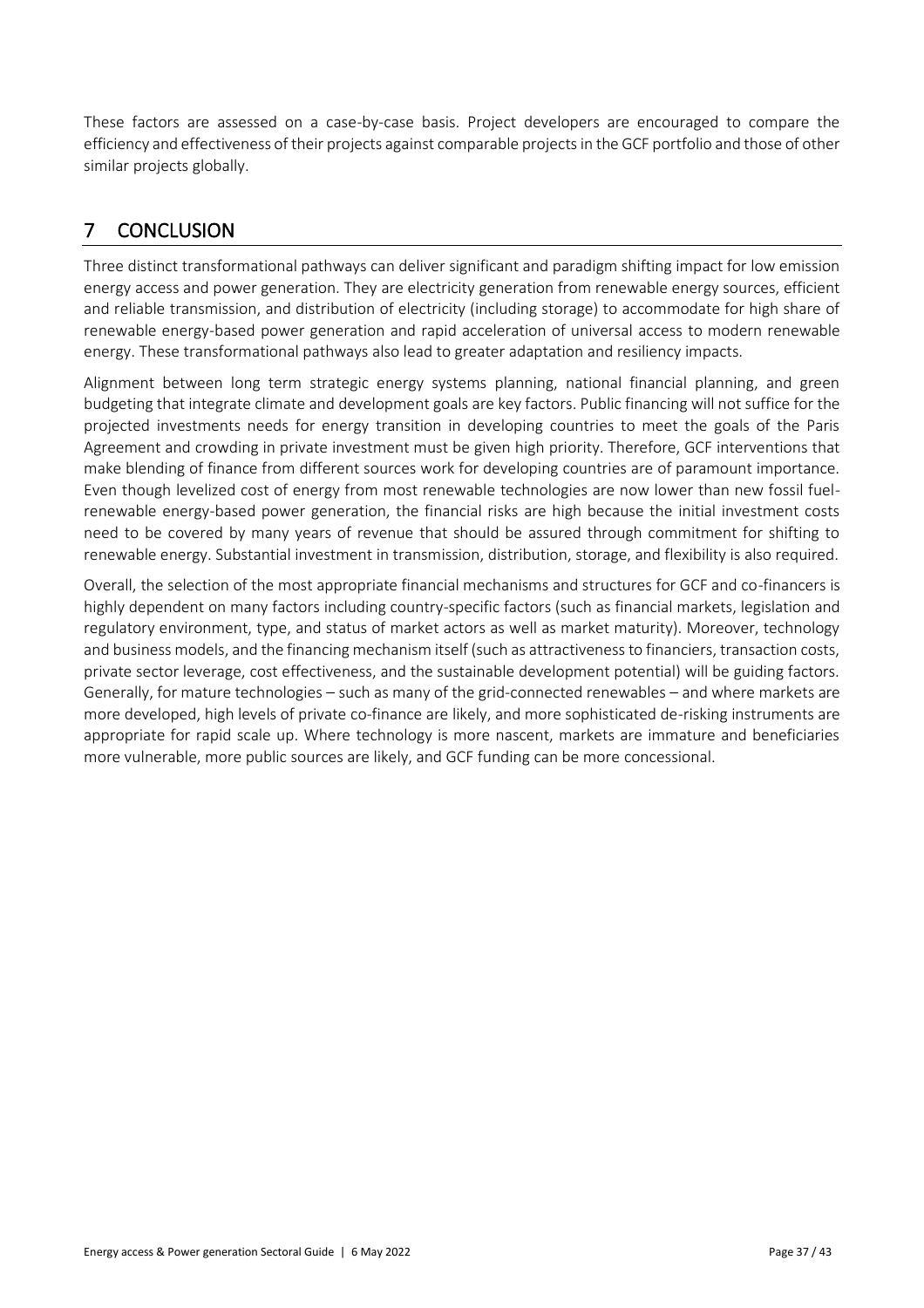These factors are assessed on a case-by-case basis. Project developers are encouraged to compare the efficiency and effectiveness of their projects against comparable projects in the GCF portfolio and those of other similar projects globally.

# 7 CONCLUSION

Three distinct transformational pathways can deliver significant and paradigm shifting impact for low emission energy access and power generation. They are electricity generation from renewable energy sources, efficient and reliable transmission, and distribution of electricity (including storage) to accommodate for high share of renewable energy-based power generation and rapid acceleration of universal access to modern renewable energy. These transformational pathways also lead to greater adaptation and resiliency impacts.

Alignment between long term strategic energy systems planning, national financial planning, and green budgeting that integrate climate and development goals are key factors. Public financing will not suffice for the projected investments needs for energy transition in developing countries to meet the goals of the Paris Agreement and crowding in private investment must be given high priority. Therefore, GCF interventions that make blending of finance from different sources work for developing countries are of paramount importance. Even though levelized cost of energy from most renewable technologies are now lower than new fossil fuel-renewable energy-based power generation, the financial risks are high because the initial investment costs need to be covered by many years of revenue that should be assured through commitment for shifting to renewable energy. Substantial investment in transmission, distribution, storage, and flexibility is also required.

Overall, the selection of the most appropriate financial mechanisms and structures for GCF and co-financers is highly dependent on many factors including country-specific factors (such as financial markets, legislation and regulatory environment, type, and status of market actors as well as market maturity). Moreover, technology and business models, and the financing mechanism itself (such as attractiveness to financiers, transaction costs, private sector leverage, cost effectiveness, and the sustainable development potential) will be guiding factors. Generally, for mature technologies – such as many of the grid-connected renewables – and where markets are more developed, high levels of private co-finance are likely, and more sophisticated de-risking instruments are appropriate for rapid scale up. Where technology is more nascent, markets are immature and beneficiaries more vulnerable, more public sources are likely, and GCF funding can be more concessional.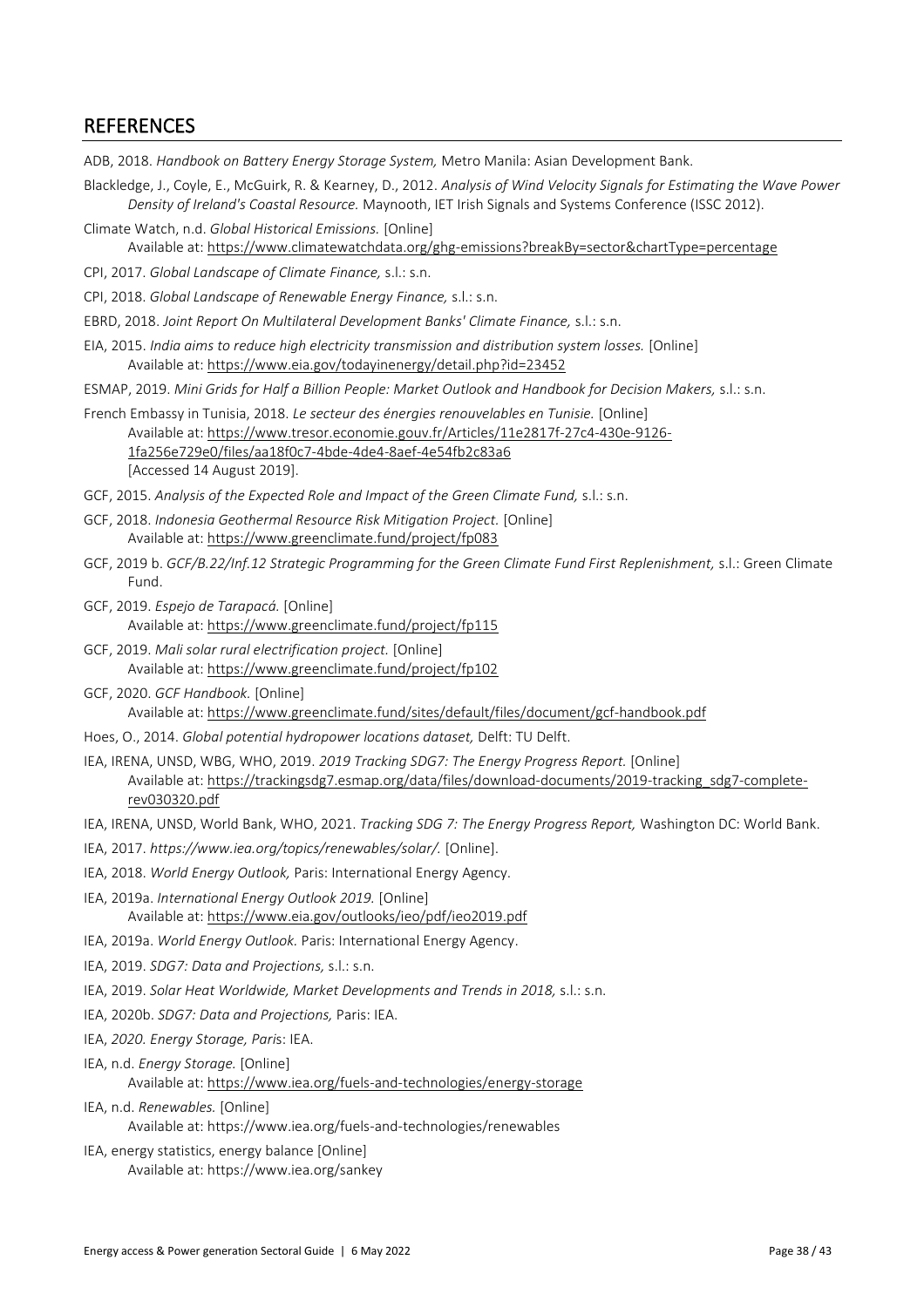## REFERENCES

ADB, 2018. *Handbook on Battery Energy Storage System,* Metro Manila: Asian Development Bank.

Blackledge, J., Coyle, E., McGuirk, R. & Kearney, D., 2012. *Analysis of Wind Velocity Signals for Estimating the Wave Power Density of Ireland's Coastal Resource.* Maynooth, IET Irish Signals and Systems Conference (ISSC 2012).

Climate Watch, n.d. *Global Historical Emissions.* [Online]
Available at: https://www.climatewatchdata.org/ghg-emissions?breakBy=sector&chartType=percentage

CPI, 2017. *Global Landscape of Climate Finance,* s.l.: s.n.

CPI, 2018. *Global Landscape of Renewable Energy Finance,* s.l.: s.n.

EBRD, 2018. *Joint Report On Multilateral Development Banks' Climate Finance,* s.l.: s.n.

EIA, 2015. *India aims to reduce high electricity transmission and distribution system losses.* [Online]
Available at: https://www.eia.gov/todayinenergy/detail.php?id=23452

ESMAP, 2019. *Mini Grids for Half a Billion People: Market Outlook and Handbook for Decision Makers,* s.l.: s.n.

French Embassy in Tunisia, 2018. *Le secteur des énergies renouvelables en Tunisie.* [Online]
Available at: https://www.tresor.economie.gouv.fr/Articles/11e2817f-27c4-430e-9126-1fa256e729e0/files/aa18f0c7-4bde-4de4-8aef-4e54fb2c83a6
[Accessed 14 August 2019].

GCF, 2015. *Analysis of the Expected Role and Impact of the Green Climate Fund,* s.l.: s.n.

GCF, 2018. *Indonesia Geothermal Resource Risk Mitigation Project.* [Online]
Available at: https://www.greenclimate.fund/project/fp083

GCF, 2019 b. *GCF/B.22/Inf.12 Strategic Programming for the Green Climate Fund First Replenishment,* s.l.: Green Climate Fund.

GCF, 2019. *Espejo de Tarapacá.* [Online]
Available at: https://www.greenclimate.fund/project/fp115

GCF, 2019. *Mali solar rural electrification project.* [Online]
Available at: https://www.greenclimate.fund/project/fp102

GCF, 2020. *GCF Handbook.* [Online]
Available at: https://www.greenclimate.fund/sites/default/files/document/gcf-handbook.pdf

Hoes, O., 2014. *Global potential hydropower locations dataset,* Delft: TU Delft.

IEA, IRENA, UNSD, WBG, WHO, 2019. *2019 Tracking SDG7: The Energy Progress Report.* [Online]
Available at: https://trackingsdg7.esmap.org/data/files/download-documents/2019-tracking_sdg7-complete-rev030320.pdf

IEA, IRENA, UNSD, World Bank, WHO, 2021. *Tracking SDG 7: The Energy Progress Report,* Washington DC: World Bank.

IEA, 2017. *https://www.iea.org/topics/renewables/solar/.* [Online].

IEA, 2018. *World Energy Outlook,* Paris: International Energy Agency.

IEA, 2019a. *International Energy Outlook 2019.* [Online]
Available at: https://www.eia.gov/outlooks/ieo/pdf/ieo2019.pdf

IEA, 2019a. *World Energy Outlook.* Paris: International Energy Agency.

IEA, 2019. *SDG7: Data and Projections,* s.l.: s.n.

IEA, 2019. *Solar Heat Worldwide, Market Developments and Trends in 2018,* s.l.: s.n.

IEA, 2020b. *SDG7: Data and Projections,* Paris: IEA.

IEA, *2020. Energy Storage, Paris*: IEA.

IEA, n.d. *Energy Storage.* [Online]
Available at: https://www.iea.org/fuels-and-technologies/energy-storage

IEA, n.d. *Renewables.* [Online]
Available at: https://www.iea.org/fuels-and-technologies/renewables

IEA, energy statistics, energy balance [Online]
Available at: https://www.iea.org/sankey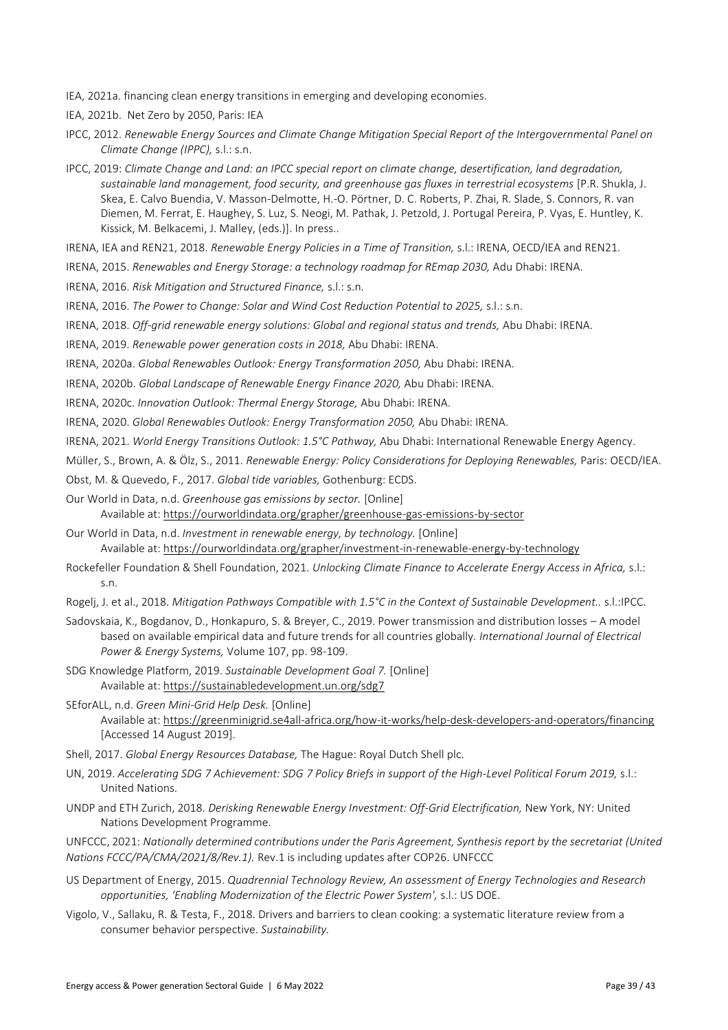IEA, 2021a. financing clean energy transitions in emerging and developing economies.

IEA, 2021b. Net Zero by 2050, Paris: IEA

IPCC, 2012. *Renewable Energy Sources and Climate Change Mitigation Special Report of the Intergovernmental Panel on Climate Change (IPPC),* s.l.: s.n.

IPCC, 2019: *Climate Change and Land: an IPCC special report on climate change, desertification, land degradation, sustainable land management, food security, and greenhouse gas fluxes in terrestrial ecosystems* [P.R. Shukla, J. Skea, E. Calvo Buendia, V. Masson-Delmotte, H.-O. Pörtner, D. C. Roberts, P. Zhai, R. Slade, S. Connors, R. van Diemen, M. Ferrat, E. Haughey, S. Luz, S. Neogi, M. Pathak, J. Petzold, J. Portugal Pereira, P. Vyas, E. Huntley, K. Kissick, M. Belkacemi, J. Malley, (eds.)]. In press..

IRENA, IEA and REN21, 2018. *Renewable Energy Policies in a Time of Transition,* s.l.: IRENA, OECD/IEA and REN21.

IRENA, 2015. *Renewables and Energy Storage: a technology roadmap for REmap 2030,* Adu Dhabi: IRENA.

IRENA, 2016. *Risk Mitigation and Structured Finance,* s.l.: s.n.

IRENA, 2016. *The Power to Change: Solar and Wind Cost Reduction Potential to 2025,* s.l.: s.n.

IRENA, 2018. *Off-grid renewable energy solutions: Global and regional status and trends,* Abu Dhabi: IRENA.

IRENA, 2019. *Renewable power generation costs in 2018,* Abu Dhabi: IRENA.

IRENA, 2020a. *Global Renewables Outlook: Energy Transformation 2050,* Abu Dhabi: IRENA.

IRENA, 2020b. *Global Landscape of Renewable Energy Finance 2020,* Abu Dhabi: IRENA.

IRENA, 2020c. *Innovation Outlook: Thermal Energy Storage,* Abu Dhabi: IRENA.

IRENA, 2020. *Global Renewables Outlook: Energy Transformation 2050,* Abu Dhabi: IRENA.

IRENA, 2021. *World Energy Transitions Outlook: 1.5°C Pathway,* Abu Dhabi: International Renewable Energy Agency.

Müller, S., Brown, A. & Ölz, S., 2011. *Renewable Energy: Policy Considerations for Deploying Renewables,* Paris: OECD/IEA.

Obst, M. & Quevedo, F., 2017. *Global tide variables,* Gothenburg: ECDS.

Our World in Data, n.d. *Greenhouse gas emissions by sector.* [Online]
Available at: https://ourworldindata.org/grapher/greenhouse-gas-emissions-by-sector

Our World in Data, n.d. *Investment in renewable energy, by technology.* [Online]
Available at: https://ourworldindata.org/grapher/investment-in-renewable-energy-by-technology

Rockefeller Foundation & Shell Foundation, 2021. *Unlocking Climate Finance to Accelerate Energy Access in Africa,* s.l.: s.n.

Rogelj, J. et al., 2018. *Mitigation Pathways Compatible with 1.5°C in the Context of Sustainable Development..* s.l.:IPCC.

Sadovskaia, K., Bogdanov, D., Honkapuro, S. & Breyer, C., 2019. Power transmission and distribution losses – A model based on available empirical data and future trends for all countries globally. *International Journal of Electrical Power & Energy Systems,* Volume 107, pp. 98-109.

SDG Knowledge Platform, 2019. *Sustainable Development Goal 7.* [Online]
Available at: https://sustainabledevelopment.un.org/sdg7

SEforALL, n.d. *Green Mini-Grid Help Desk.* [Online]
Available at: https://greenminigrid.se4all-africa.org/how-it-works/help-desk-developers-and-operators/financing [Accessed 14 August 2019].

Shell, 2017. *Global Energy Resources Database,* The Hague: Royal Dutch Shell plc.

UN, 2019. *Accelerating SDG 7 Achievement: SDG 7 Policy Briefs in support of the High-Level Political Forum 2019,* s.l.: United Nations.

UNDP and ETH Zurich, 2018. *Derisking Renewable Energy Investment: Off-Grid Electrification,* New York, NY: United Nations Development Programme.

UNFCCC, 2021: *Nationally determined contributions under the Paris Agreement, Synthesis report by the secretariat (United Nations FCCC/PA/CMA/2021/8/Rev.1).* Rev.1 is including updates after COP26. UNFCCC

US Department of Energy, 2015. *Quadrennial Technology Review, An assessment of Energy Technologies and Research opportunities, 'Enabling Modernization of the Electric Power System',* s.l.: US DOE.

Vigolo, V., Sallaku, R. & Testa, F., 2018. Drivers and barriers to clean cooking: a systematic literature review from a consumer behavior perspective. *Sustainability.*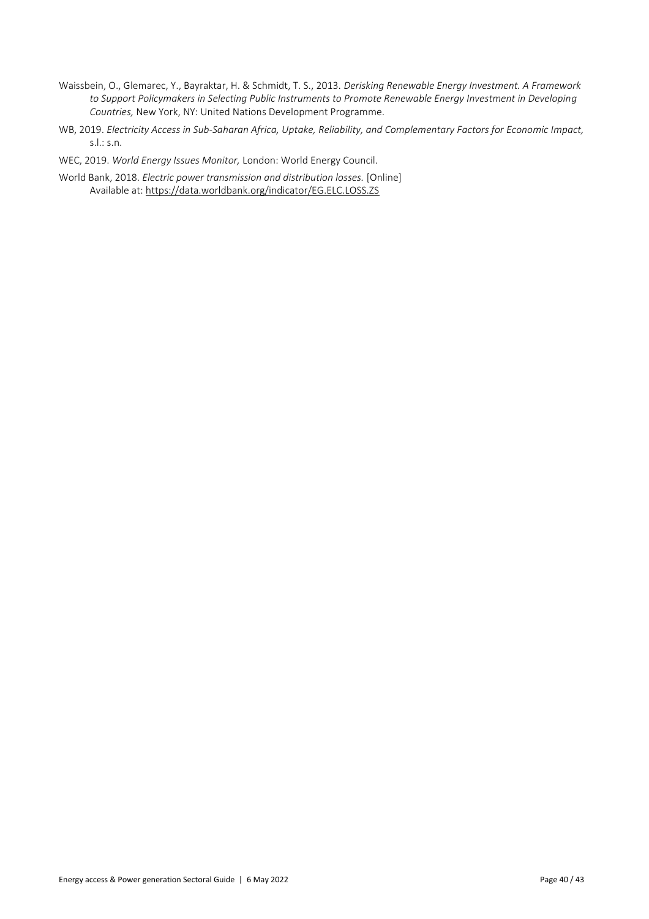Waissbein, O., Glemarec, Y., Bayraktar, H. & Schmidt, T. S., 2013. *Derisking Renewable Energy Investment. A Framework to Support Policymakers in Selecting Public Instruments to Promote Renewable Energy Investment in Developing Countries,* New York, NY: United Nations Development Programme.

WB, 2019. *Electricity Access in Sub-Saharan Africa, Uptake, Reliability, and Complementary Factors for Economic Impact,* s.l.: s.n.

WEC, 2019. *World Energy Issues Monitor,* London: World Energy Council.

World Bank, 2018. *Electric power transmission and distribution losses.* [Online] Available at: https://data.worldbank.org/indicator/EG.ELC.LOSS.ZS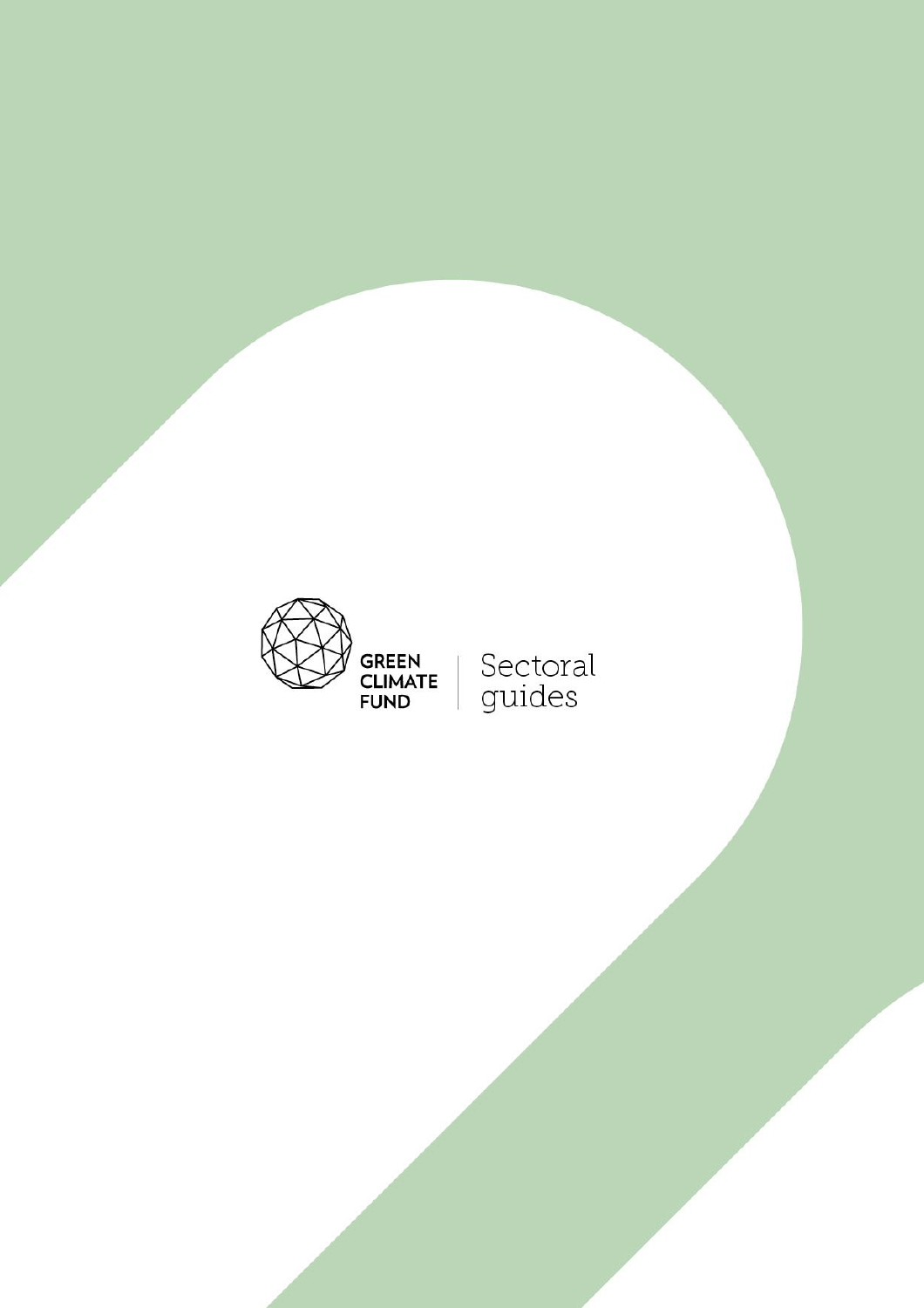GREEN CLIMATE FUND | Sectoral guides